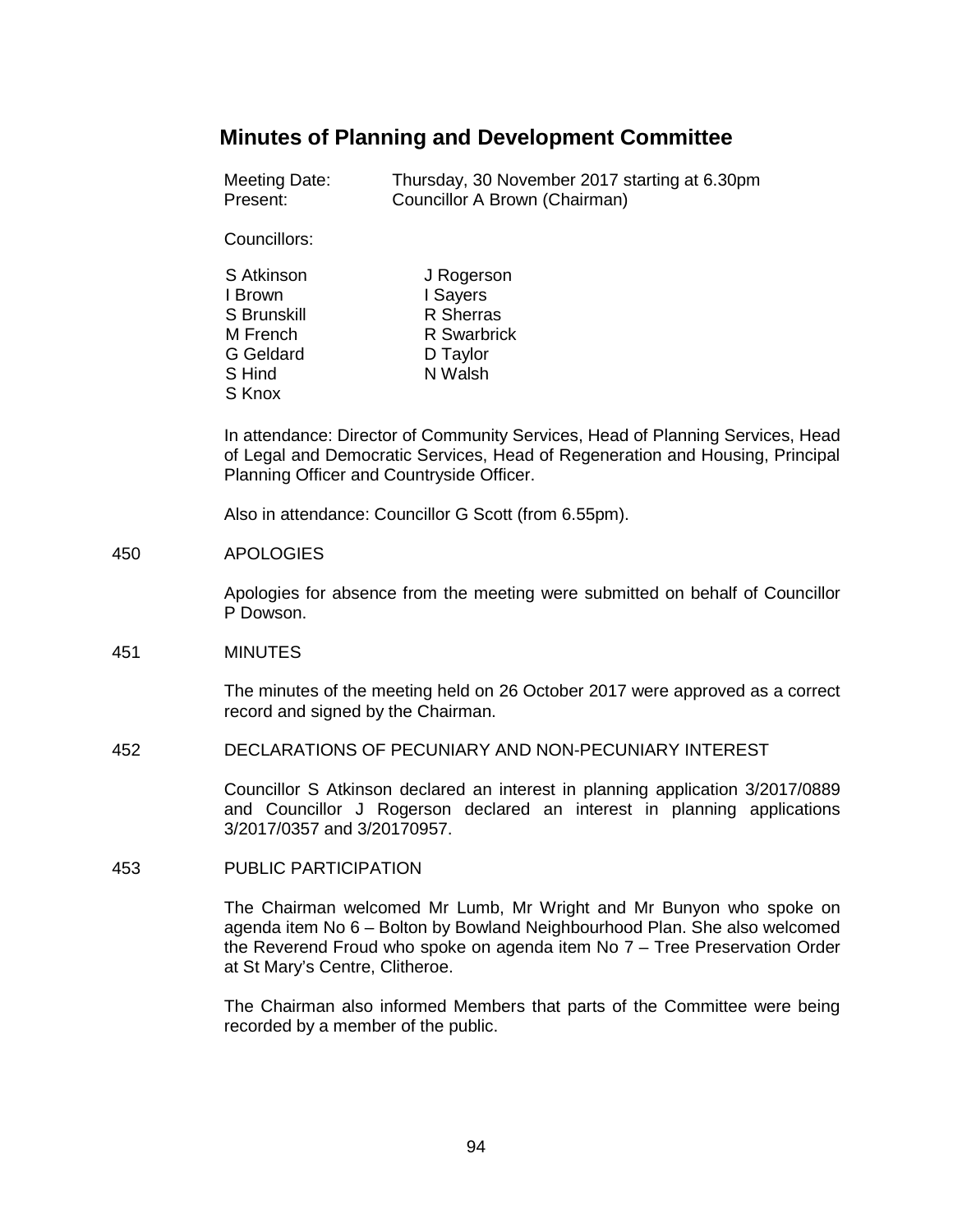# Minutes of Planning and Development Committee

Meeting Date: Thursday, 30 November 2017 starting at 6.30pm
Present: Councillor A Brown (Chairman)

Councillors:

| | |
|---|---|
| S Atkinson | J Rogerson |
| I Brown | I Sayers |
| S Brunskill | R Sherras |
| M French | R Swarbrick |
| G Geldard | D Taylor |
| S Hind | N Walsh |
| S Knox | |

In attendance: Director of Community Services, Head of Planning Services, Head of Legal and Democratic Services, Head of Regeneration and Housing, Principal Planning Officer and Countryside Officer.

Also in attendance: Councillor G Scott (from 6.55pm).

## 450 APOLOGIES

Apologies for absence from the meeting were submitted on behalf of Councillor P Dowson.

## 451 MINUTES

The minutes of the meeting held on 26 October 2017 were approved as a correct record and signed by the Chairman.

## 452 DECLARATIONS OF PECUNIARY AND NON-PECUNIARY INTEREST

Councillor S Atkinson declared an interest in planning application 3/2017/0889 and Councillor J Rogerson declared an interest in planning applications 3/2017/0357 and 3/20170957.

## 453 PUBLIC PARTICIPATION

The Chairman welcomed Mr Lumb, Mr Wright and Mr Bunyon who spoke on agenda item No 6 – Bolton by Bowland Neighbourhood Plan. She also welcomed the Reverend Froud who spoke on agenda item No 7 – Tree Preservation Order at St Mary's Centre, Clitheroe.

The Chairman also informed Members that parts of the Committee were being recorded by a member of the public.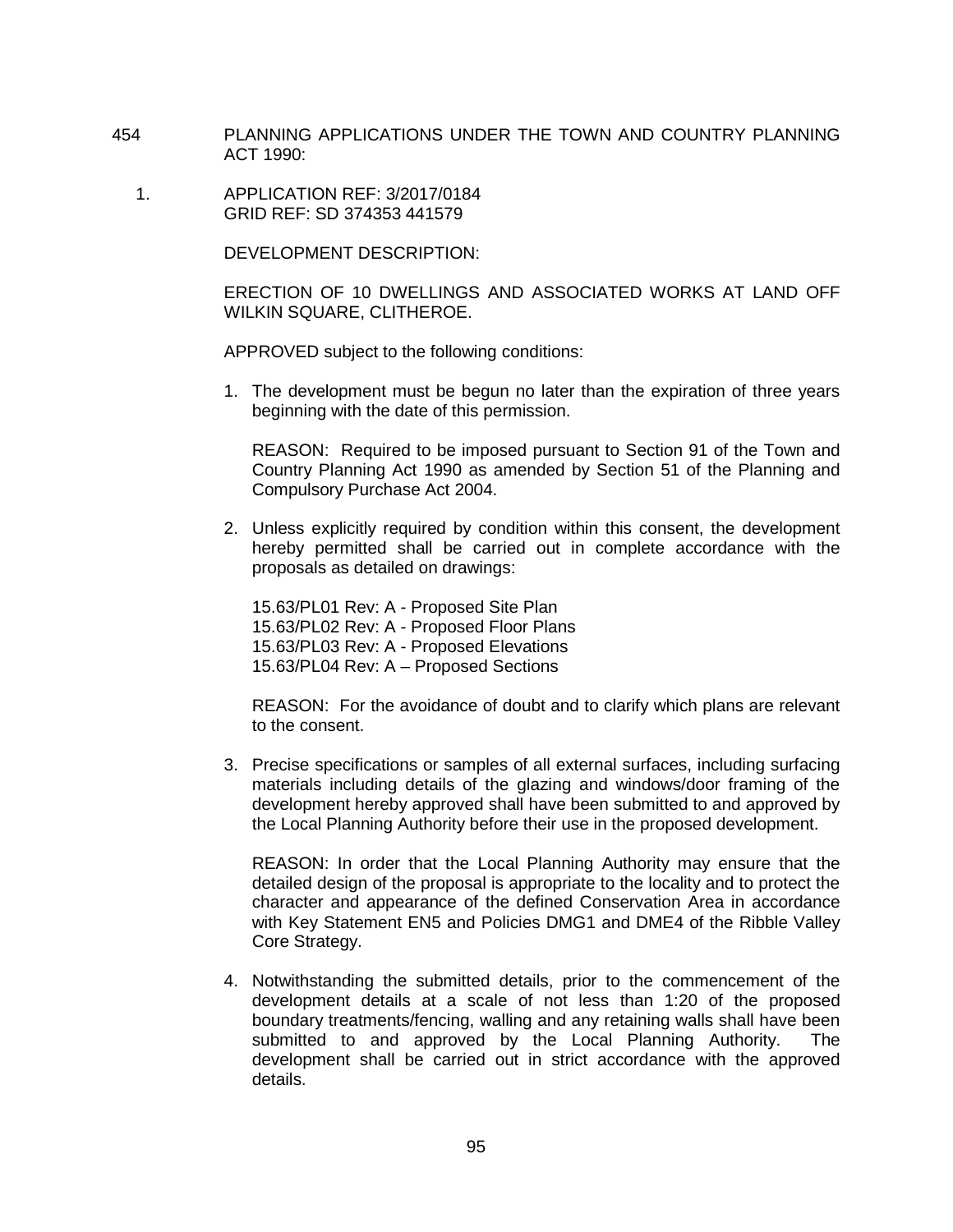454 PLANNING APPLICATIONS UNDER THE TOWN AND COUNTRY PLANNING ACT 1990:

1. APPLICATION REF: 3/2017/0184
   GRID REF: SD 374353 441579

   DEVELOPMENT DESCRIPTION:

   ERECTION OF 10 DWELLINGS AND ASSOCIATED WORKS AT LAND OFF WILKIN SQUARE, CLITHEROE.

   APPROVED subject to the following conditions:

   1. The development must be begun no later than the expiration of three years beginning with the date of this permission.

      REASON: Required to be imposed pursuant to Section 91 of the Town and Country Planning Act 1990 as amended by Section 51 of the Planning and Compulsory Purchase Act 2004.

   2. Unless explicitly required by condition within this consent, the development hereby permitted shall be carried out in complete accordance with the proposals as detailed on drawings:

      15.63/PL01 Rev: A - Proposed Site Plan
      15.63/PL02 Rev: A - Proposed Floor Plans
      15.63/PL03 Rev: A - Proposed Elevations
      15.63/PL04 Rev: A – Proposed Sections

      REASON: For the avoidance of doubt and to clarify which plans are relevant to the consent.

   3. Precise specifications or samples of all external surfaces, including surfacing materials including details of the glazing and windows/door framing of the development hereby approved shall have been submitted to and approved by the Local Planning Authority before their use in the proposed development.

      REASON: In order that the Local Planning Authority may ensure that the detailed design of the proposal is appropriate to the locality and to protect the character and appearance of the defined Conservation Area in accordance with Key Statement EN5 and Policies DMG1 and DME4 of the Ribble Valley Core Strategy.

   4. Notwithstanding the submitted details, prior to the commencement of the development details at a scale of not less than 1:20 of the proposed boundary treatments/fencing, walling and any retaining walls shall have been submitted to and approved by the Local Planning Authority. The development shall be carried out in strict accordance with the approved details.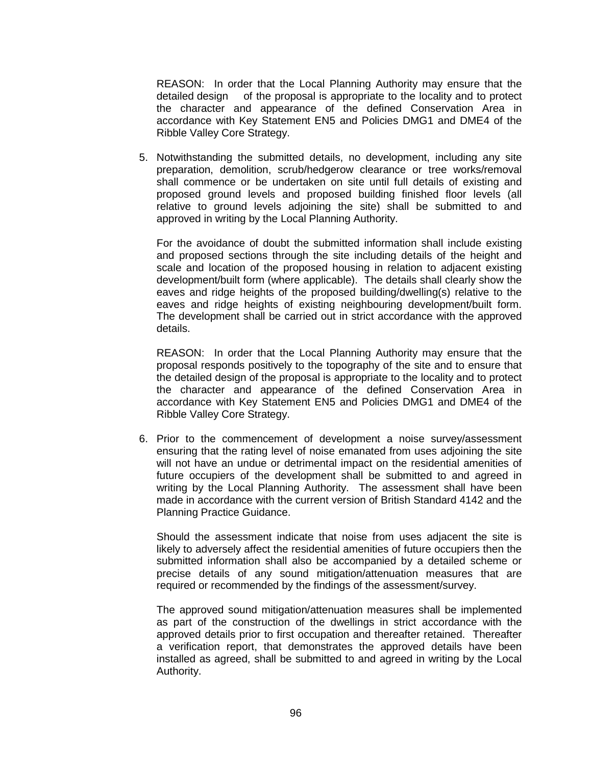REASON: In order that the Local Planning Authority may ensure that the detailed design of the proposal is appropriate to the locality and to protect the character and appearance of the defined Conservation Area in accordance with Key Statement EN5 and Policies DMG1 and DME4 of the Ribble Valley Core Strategy.

5. Notwithstanding the submitted details, no development, including any site preparation, demolition, scrub/hedgerow clearance or tree works/removal shall commence or be undertaken on site until full details of existing and proposed ground levels and proposed building finished floor levels (all relative to ground levels adjoining the site) shall be submitted to and approved in writing by the Local Planning Authority.

   For the avoidance of doubt the submitted information shall include existing and proposed sections through the site including details of the height and scale and location of the proposed housing in relation to adjacent existing development/built form (where applicable). The details shall clearly show the eaves and ridge heights of the proposed building/dwelling(s) relative to the eaves and ridge heights of existing neighbouring development/built form. The development shall be carried out in strict accordance with the approved details.

   REASON: In order that the Local Planning Authority may ensure that the proposal responds positively to the topography of the site and to ensure that the detailed design of the proposal is appropriate to the locality and to protect the character and appearance of the defined Conservation Area in accordance with Key Statement EN5 and Policies DMG1 and DME4 of the Ribble Valley Core Strategy.

6. Prior to the commencement of development a noise survey/assessment ensuring that the rating level of noise emanated from uses adjoining the site will not have an undue or detrimental impact on the residential amenities of future occupiers of the development shall be submitted to and agreed in writing by the Local Planning Authority. The assessment shall have been made in accordance with the current version of British Standard 4142 and the Planning Practice Guidance.

   Should the assessment indicate that noise from uses adjacent the site is likely to adversely affect the residential amenities of future occupiers then the submitted information shall also be accompanied by a detailed scheme or precise details of any sound mitigation/attenuation measures that are required or recommended by the findings of the assessment/survey.

   The approved sound mitigation/attenuation measures shall be implemented as part of the construction of the dwellings in strict accordance with the approved details prior to first occupation and thereafter retained. Thereafter a verification report, that demonstrates the approved details have been installed as agreed, shall be submitted to and agreed in writing by the Local Authority.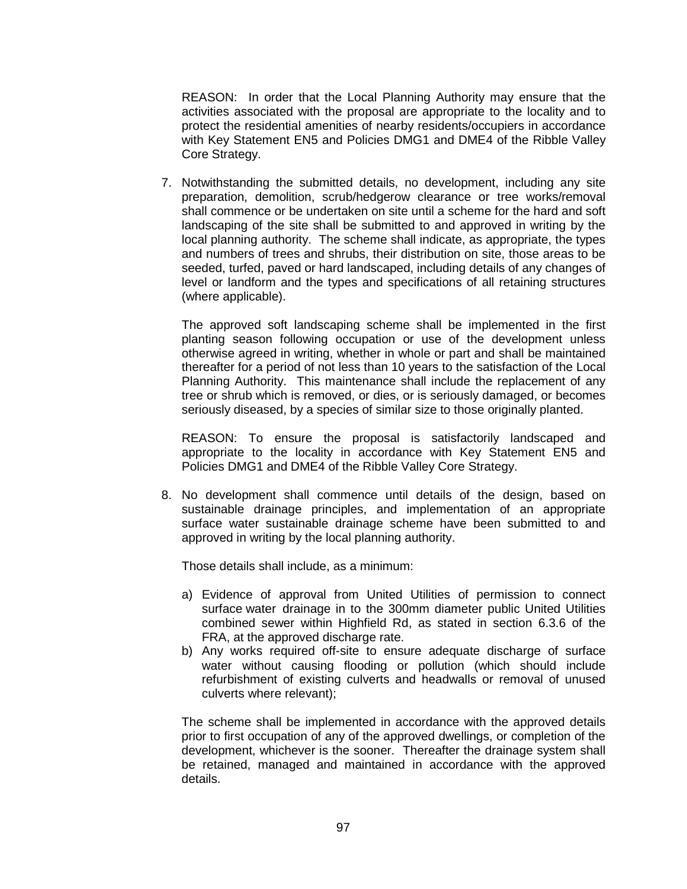REASON: In order that the Local Planning Authority may ensure that the activities associated with the proposal are appropriate to the locality and to protect the residential amenities of nearby residents/occupiers in accordance with Key Statement EN5 and Policies DMG1 and DME4 of the Ribble Valley Core Strategy.

7. Notwithstanding the submitted details, no development, including any site preparation, demolition, scrub/hedgerow clearance or tree works/removal shall commence or be undertaken on site until a scheme for the hard and soft landscaping of the site shall be submitted to and approved in writing by the local planning authority. The scheme shall indicate, as appropriate, the types and numbers of trees and shrubs, their distribution on site, those areas to be seeded, turfed, paved or hard landscaped, including details of any changes of level or landform and the types and specifications of all retaining structures (where applicable).

   The approved soft landscaping scheme shall be implemented in the first planting season following occupation or use of the development unless otherwise agreed in writing, whether in whole or part and shall be maintained thereafter for a period of not less than 10 years to the satisfaction of the Local Planning Authority. This maintenance shall include the replacement of any tree or shrub which is removed, or dies, or is seriously damaged, or becomes seriously diseased, by a species of similar size to those originally planted.

   REASON: To ensure the proposal is satisfactorily landscaped and appropriate to the locality in accordance with Key Statement EN5 and Policies DMG1 and DME4 of the Ribble Valley Core Strategy.

8. No development shall commence until details of the design, based on sustainable drainage principles, and implementation of an appropriate surface water sustainable drainage scheme have been submitted to and approved in writing by the local planning authority.

   Those details shall include, as a minimum:

   a) Evidence of approval from United Utilities of permission to connect surface water drainage in to the 300mm diameter public United Utilities combined sewer within Highfield Rd, as stated in section 6.3.6 of the FRA, at the approved discharge rate.
   b) Any works required off-site to ensure adequate discharge of surface water without causing flooding or pollution (which should include refurbishment of existing culverts and headwalls or removal of unused culverts where relevant);

   The scheme shall be implemented in accordance with the approved details prior to first occupation of any of the approved dwellings, or completion of the development, whichever is the sooner. Thereafter the drainage system shall be retained, managed and maintained in accordance with the approved details.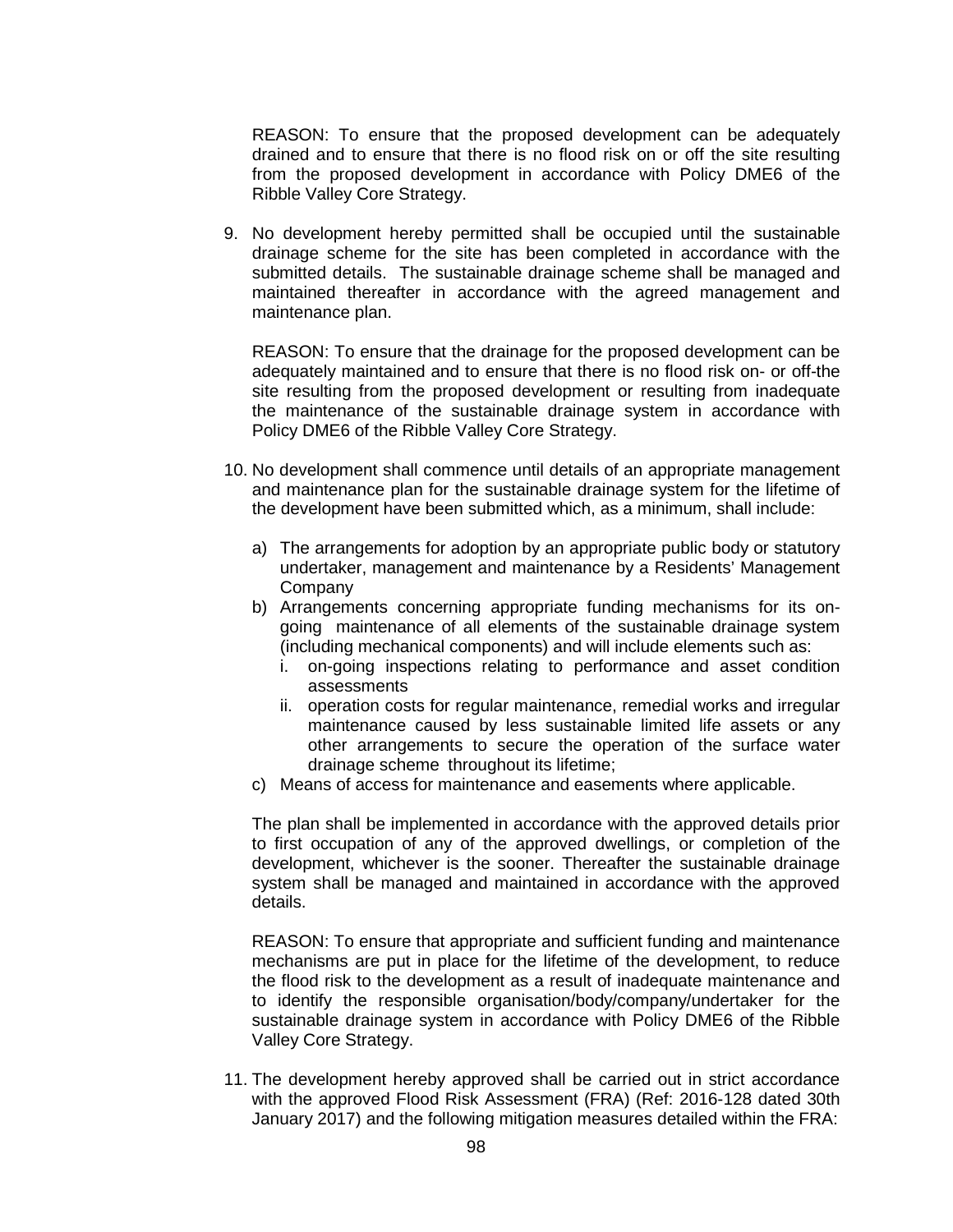REASON: To ensure that the proposed development can be adequately drained and to ensure that there is no flood risk on or off the site resulting from the proposed development in accordance with Policy DME6 of the Ribble Valley Core Strategy.

9. No development hereby permitted shall be occupied until the sustainable drainage scheme for the site has been completed in accordance with the submitted details. The sustainable drainage scheme shall be managed and maintained thereafter in accordance with the agreed management and maintenance plan.

   REASON: To ensure that the drainage for the proposed development can be adequately maintained and to ensure that there is no flood risk on- or off-the site resulting from the proposed development or resulting from inadequate the maintenance of the sustainable drainage system in accordance with Policy DME6 of the Ribble Valley Core Strategy.

10. No development shall commence until details of an appropriate management and maintenance plan for the sustainable drainage system for the lifetime of the development have been submitted which, as a minimum, shall include:

    a) The arrangements for adoption by an appropriate public body or statutory undertaker, management and maintenance by a Residents' Management Company
    b) Arrangements concerning appropriate funding mechanisms for its on-going maintenance of all elements of the sustainable drainage system (including mechanical components) and will include elements such as:
       i. on-going inspections relating to performance and asset condition assessments
       ii. operation costs for regular maintenance, remedial works and irregular maintenance caused by less sustainable limited life assets or any other arrangements to secure the operation of the surface water drainage scheme throughout its lifetime;
    c) Means of access for maintenance and easements where applicable.

    The plan shall be implemented in accordance with the approved details prior to first occupation of any of the approved dwellings, or completion of the development, whichever is the sooner. Thereafter the sustainable drainage system shall be managed and maintained in accordance with the approved details.

    REASON: To ensure that appropriate and sufficient funding and maintenance mechanisms are put in place for the lifetime of the development, to reduce the flood risk to the development as a result of inadequate maintenance and to identify the responsible organisation/body/company/undertaker for the sustainable drainage system in accordance with Policy DME6 of the Ribble Valley Core Strategy.

11. The development hereby approved shall be carried out in strict accordance with the approved Flood Risk Assessment (FRA) (Ref: 2016-128 dated 30th January 2017) and the following mitigation measures detailed within the FRA: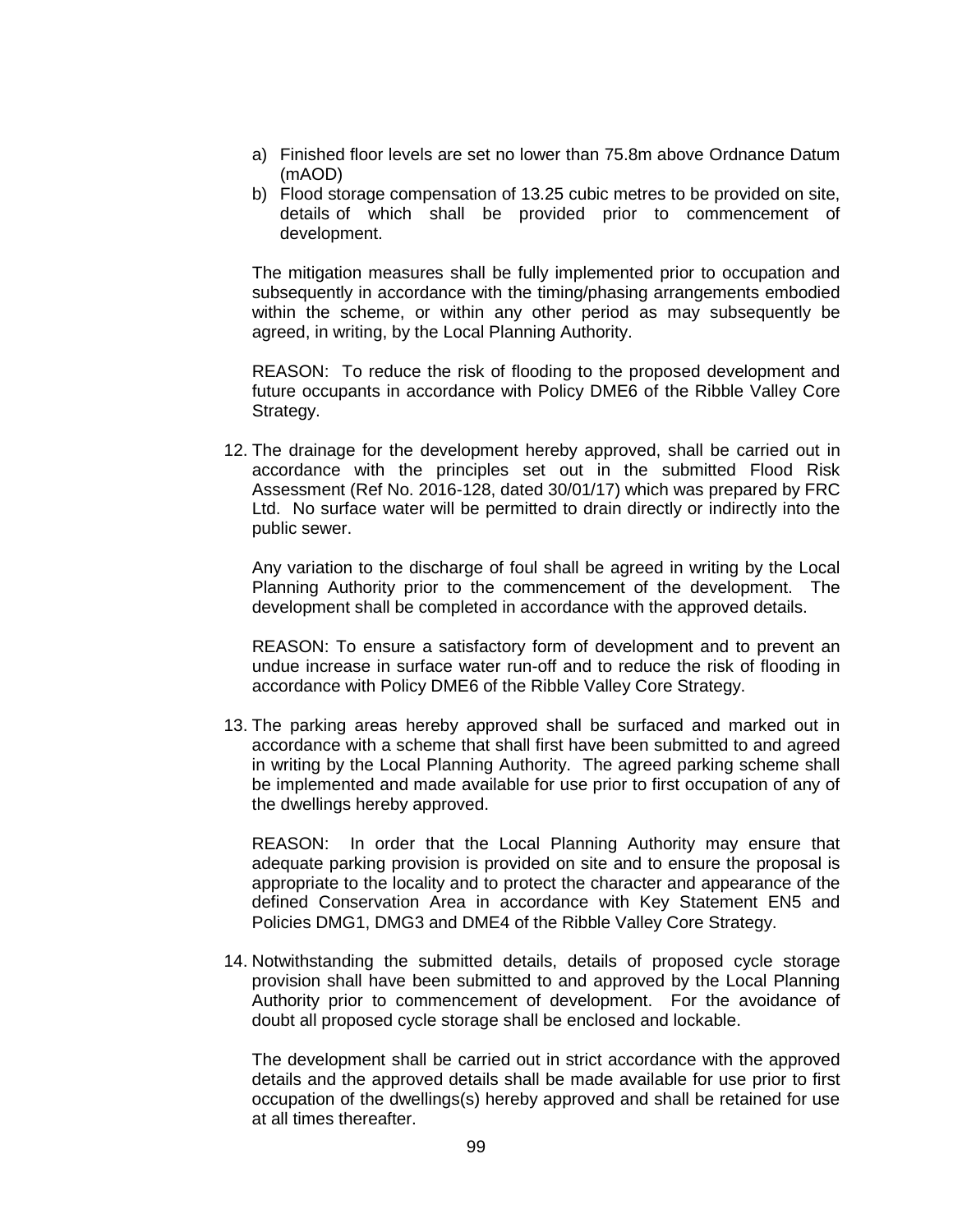a) Finished floor levels are set no lower than 75.8m above Ordnance Datum (mAOD)
b) Flood storage compensation of 13.25 cubic metres to be provided on site, details of which shall be provided prior to commencement of development.

The mitigation measures shall be fully implemented prior to occupation and subsequently in accordance with the timing/phasing arrangements embodied within the scheme, or within any other period as may subsequently be agreed, in writing, by the Local Planning Authority.

REASON: To reduce the risk of flooding to the proposed development and future occupants in accordance with Policy DME6 of the Ribble Valley Core Strategy.

12. The drainage for the development hereby approved, shall be carried out in accordance with the principles set out in the submitted Flood Risk Assessment (Ref No. 2016-128, dated 30/01/17) which was prepared by FRC Ltd. No surface water will be permitted to drain directly or indirectly into the public sewer.

    Any variation to the discharge of foul shall be agreed in writing by the Local Planning Authority prior to the commencement of the development. The development shall be completed in accordance with the approved details.

    REASON: To ensure a satisfactory form of development and to prevent an undue increase in surface water run-off and to reduce the risk of flooding in accordance with Policy DME6 of the Ribble Valley Core Strategy.

13. The parking areas hereby approved shall be surfaced and marked out in accordance with a scheme that shall first have been submitted to and agreed in writing by the Local Planning Authority. The agreed parking scheme shall be implemented and made available for use prior to first occupation of any of the dwellings hereby approved.

    REASON: In order that the Local Planning Authority may ensure that adequate parking provision is provided on site and to ensure the proposal is appropriate to the locality and to protect the character and appearance of the defined Conservation Area in accordance with Key Statement EN5 and Policies DMG1, DMG3 and DME4 of the Ribble Valley Core Strategy.

14. Notwithstanding the submitted details, details of proposed cycle storage provision shall have been submitted to and approved by the Local Planning Authority prior to commencement of development. For the avoidance of doubt all proposed cycle storage shall be enclosed and lockable.

    The development shall be carried out in strict accordance with the approved details and the approved details shall be made available for use prior to first occupation of the dwellings(s) hereby approved and shall be retained for use at all times thereafter.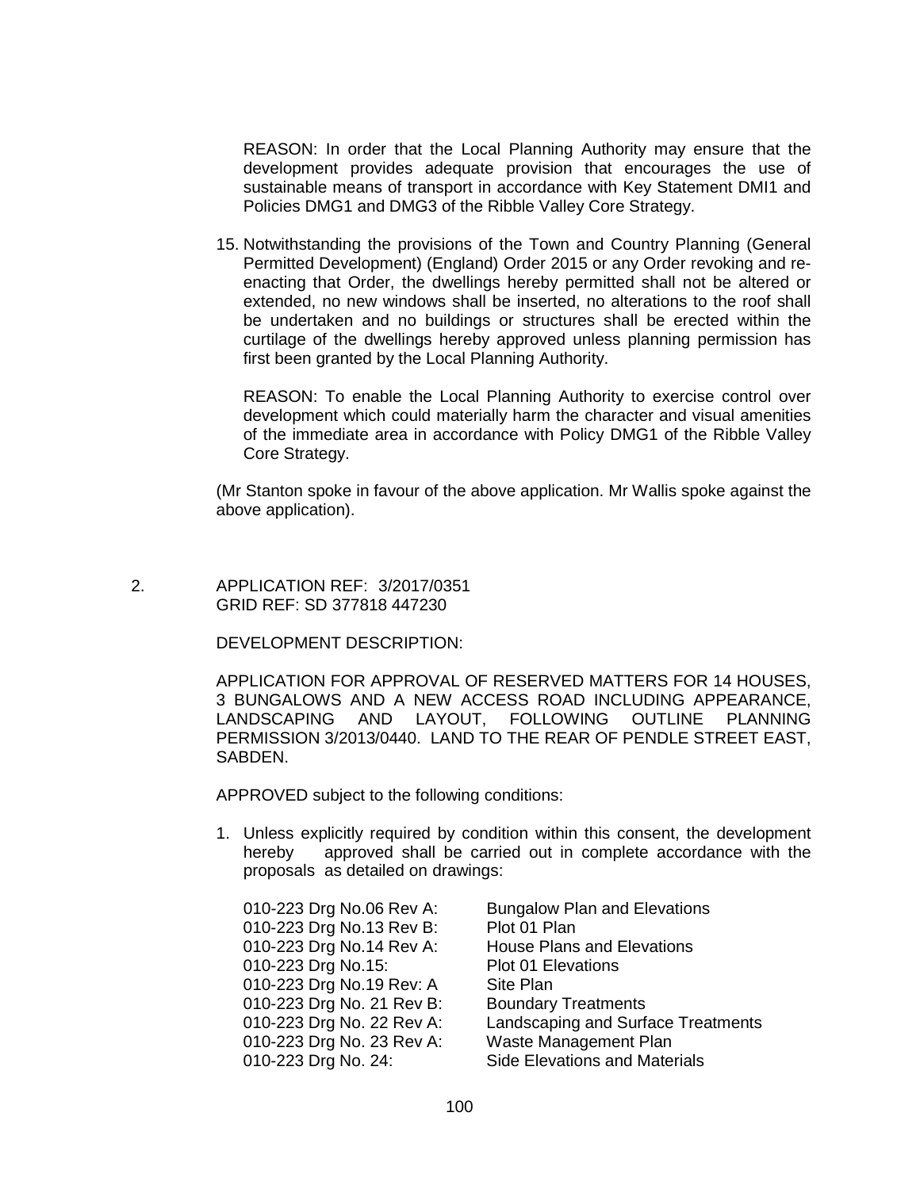REASON: In order that the Local Planning Authority may ensure that the development provides adequate provision that encourages the use of sustainable means of transport in accordance with Key Statement DMI1 and Policies DMG1 and DMG3 of the Ribble Valley Core Strategy.

15. Notwithstanding the provisions of the Town and Country Planning (General Permitted Development) (England) Order 2015 or any Order revoking and re-enacting that Order, the dwellings hereby permitted shall not be altered or extended, no new windows shall be inserted, no alterations to the roof shall be undertaken and no buildings or structures shall be erected within the curtilage of the dwellings hereby approved unless planning permission has first been granted by the Local Planning Authority.

    REASON: To enable the Local Planning Authority to exercise control over development which could materially harm the character and visual amenities of the immediate area in accordance with Policy DMG1 of the Ribble Valley Core Strategy.

(Mr Stanton spoke in favour of the above application. Mr Wallis spoke against the above application).

2. APPLICATION REF: 3/2017/0351
   GRID REF: SD 377818 447230

DEVELOPMENT DESCRIPTION:

APPLICATION FOR APPROVAL OF RESERVED MATTERS FOR 14 HOUSES, 3 BUNGALOWS AND A NEW ACCESS ROAD INCLUDING APPEARANCE, LANDSCAPING AND LAYOUT, FOLLOWING OUTLINE PLANNING PERMISSION 3/2013/0440. LAND TO THE REAR OF PENDLE STREET EAST, SABDEN.

APPROVED subject to the following conditions:

1. Unless explicitly required by condition within this consent, the development hereby approved shall be carried out in complete accordance with the proposals as detailed on drawings:

| | |
|---|---|
| 010-223 Drg No.06 Rev A: | Bungalow Plan and Elevations |
| 010-223 Drg No.13 Rev B: | Plot 01 Plan |
| 010-223 Drg No.14 Rev A: | House Plans and Elevations |
| 010-223 Drg No.15: | Plot 01 Elevations |
| 010-223 Drg No.19 Rev: A | Site Plan |
| 010-223 Drg No. 21 Rev B: | Boundary Treatments |
| 010-223 Drg No. 22 Rev A: | Landscaping and Surface Treatments |
| 010-223 Drg No. 23 Rev A: | Waste Management Plan |
| 010-223 Drg No. 24: | Side Elevations and Materials |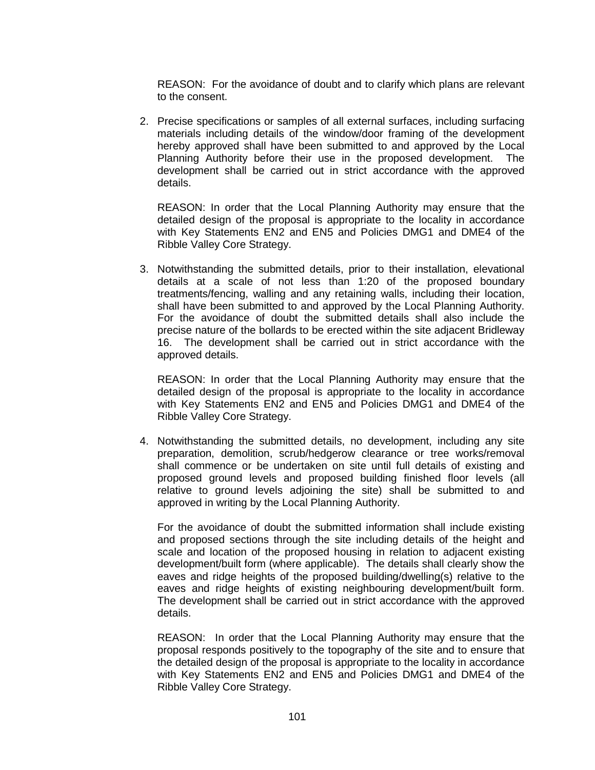REASON: For the avoidance of doubt and to clarify which plans are relevant to the consent.

2. Precise specifications or samples of all external surfaces, including surfacing materials including details of the window/door framing of the development hereby approved shall have been submitted to and approved by the Local Planning Authority before their use in the proposed development. The development shall be carried out in strict accordance with the approved details.

   REASON: In order that the Local Planning Authority may ensure that the detailed design of the proposal is appropriate to the locality in accordance with Key Statements EN2 and EN5 and Policies DMG1 and DME4 of the Ribble Valley Core Strategy.

3. Notwithstanding the submitted details, prior to their installation, elevational details at a scale of not less than 1:20 of the proposed boundary treatments/fencing, walling and any retaining walls, including their location, shall have been submitted to and approved by the Local Planning Authority. For the avoidance of doubt the submitted details shall also include the precise nature of the bollards to be erected within the site adjacent Bridleway 16. The development shall be carried out in strict accordance with the approved details.

   REASON: In order that the Local Planning Authority may ensure that the detailed design of the proposal is appropriate to the locality in accordance with Key Statements EN2 and EN5 and Policies DMG1 and DME4 of the Ribble Valley Core Strategy.

4. Notwithstanding the submitted details, no development, including any site preparation, demolition, scrub/hedgerow clearance or tree works/removal shall commence or be undertaken on site until full details of existing and proposed ground levels and proposed building finished floor levels (all relative to ground levels adjoining the site) shall be submitted to and approved in writing by the Local Planning Authority.

   For the avoidance of doubt the submitted information shall include existing and proposed sections through the site including details of the height and scale and location of the proposed housing in relation to adjacent existing development/built form (where applicable). The details shall clearly show the eaves and ridge heights of the proposed building/dwelling(s) relative to the eaves and ridge heights of existing neighbouring development/built form. The development shall be carried out in strict accordance with the approved details.

   REASON: In order that the Local Planning Authority may ensure that the proposal responds positively to the topography of the site and to ensure that the detailed design of the proposal is appropriate to the locality in accordance with Key Statements EN2 and EN5 and Policies DMG1 and DME4 of the Ribble Valley Core Strategy.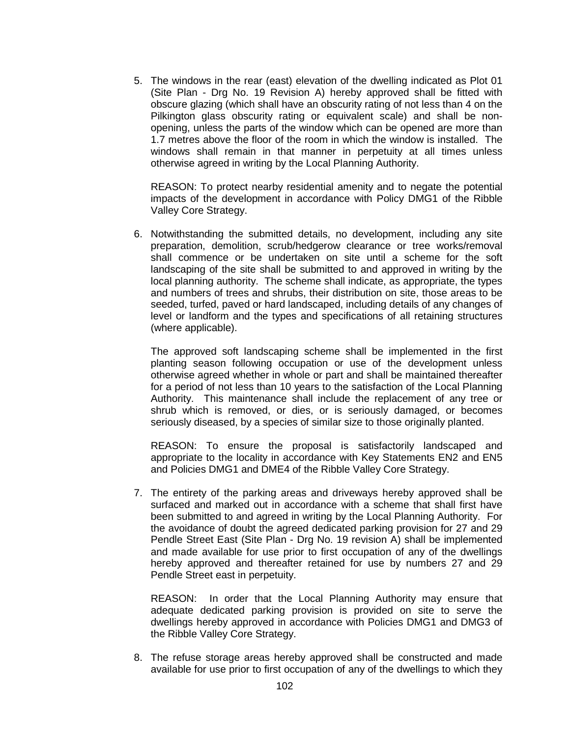5. The windows in the rear (east) elevation of the dwelling indicated as Plot 01 (Site Plan - Drg No. 19 Revision A) hereby approved shall be fitted with obscure glazing (which shall have an obscurity rating of not less than 4 on the Pilkington glass obscurity rating or equivalent scale) and shall be non-opening, unless the parts of the window which can be opened are more than 1.7 metres above the floor of the room in which the window is installed. The windows shall remain in that manner in perpetuity at all times unless otherwise agreed in writing by the Local Planning Authority.

   REASON: To protect nearby residential amenity and to negate the potential impacts of the development in accordance with Policy DMG1 of the Ribble Valley Core Strategy.

6. Notwithstanding the submitted details, no development, including any site preparation, demolition, scrub/hedgerow clearance or tree works/removal shall commence or be undertaken on site until a scheme for the soft landscaping of the site shall be submitted to and approved in writing by the local planning authority. The scheme shall indicate, as appropriate, the types and numbers of trees and shrubs, their distribution on site, those areas to be seeded, turfed, paved or hard landscaped, including details of any changes of level or landform and the types and specifications of all retaining structures (where applicable).

   The approved soft landscaping scheme shall be implemented in the first planting season following occupation or use of the development unless otherwise agreed whether in whole or part and shall be maintained thereafter for a period of not less than 10 years to the satisfaction of the Local Planning Authority. This maintenance shall include the replacement of any tree or shrub which is removed, or dies, or is seriously damaged, or becomes seriously diseased, by a species of similar size to those originally planted.

   REASON: To ensure the proposal is satisfactorily landscaped and appropriate to the locality in accordance with Key Statements EN2 and EN5 and Policies DMG1 and DME4 of the Ribble Valley Core Strategy.

7. The entirety of the parking areas and driveways hereby approved shall be surfaced and marked out in accordance with a scheme that shall first have been submitted to and agreed in writing by the Local Planning Authority. For the avoidance of doubt the agreed dedicated parking provision for 27 and 29 Pendle Street East (Site Plan - Drg No. 19 revision A) shall be implemented and made available for use prior to first occupation of any of the dwellings hereby approved and thereafter retained for use by numbers 27 and 29 Pendle Street east in perpetuity.

   REASON: In order that the Local Planning Authority may ensure that adequate dedicated parking provision is provided on site to serve the dwellings hereby approved in accordance with Policies DMG1 and DMG3 of the Ribble Valley Core Strategy.

8. The refuse storage areas hereby approved shall be constructed and made available for use prior to first occupation of any of the dwellings to which they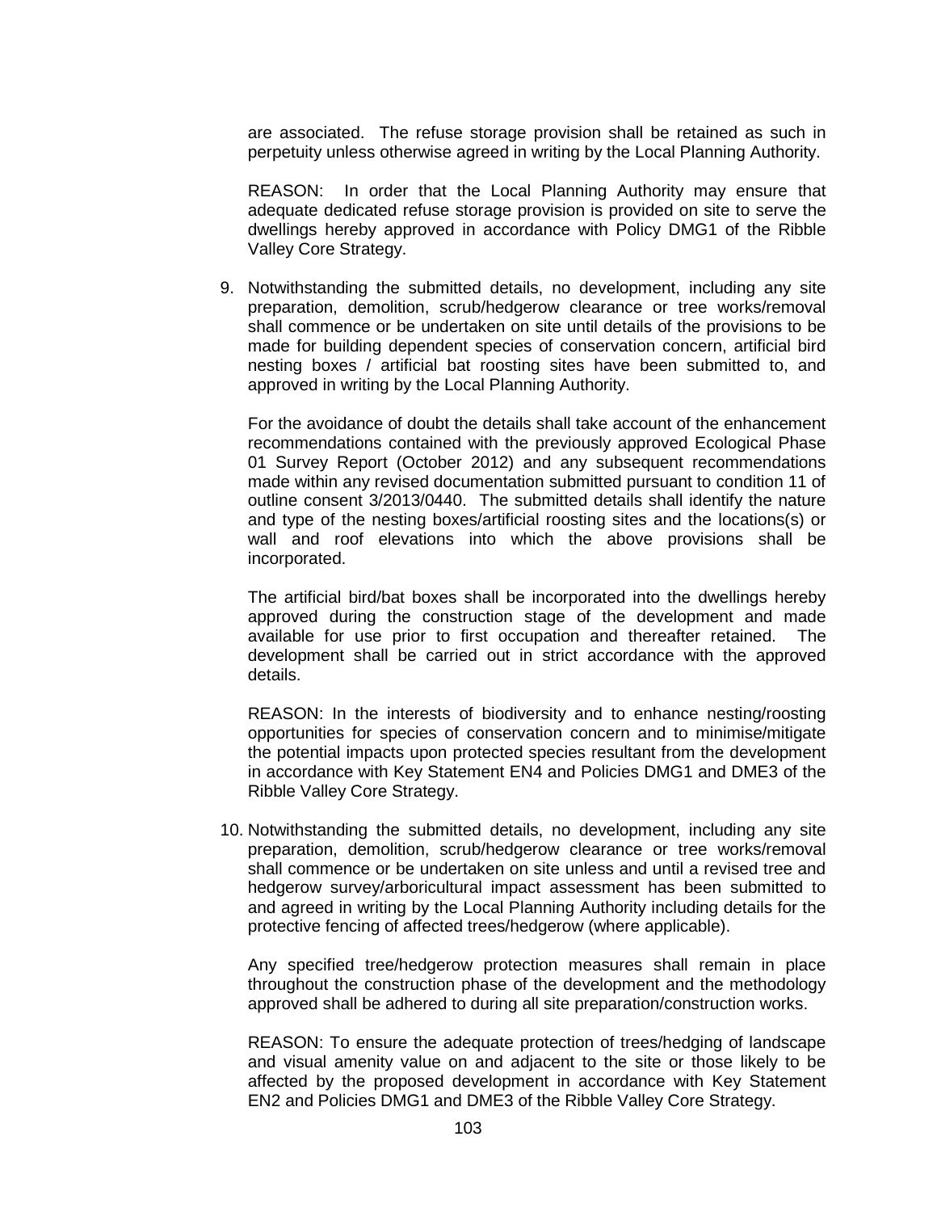are associated. The refuse storage provision shall be retained as such in perpetuity unless otherwise agreed in writing by the Local Planning Authority.

REASON: In order that the Local Planning Authority may ensure that adequate dedicated refuse storage provision is provided on site to serve the dwellings hereby approved in accordance with Policy DMG1 of the Ribble Valley Core Strategy.

9. Notwithstanding the submitted details, no development, including any site preparation, demolition, scrub/hedgerow clearance or tree works/removal shall commence or be undertaken on site until details of the provisions to be made for building dependent species of conservation concern, artificial bird nesting boxes / artificial bat roosting sites have been submitted to, and approved in writing by the Local Planning Authority.

   For the avoidance of doubt the details shall take account of the enhancement recommendations contained with the previously approved Ecological Phase 01 Survey Report (October 2012) and any subsequent recommendations made within any revised documentation submitted pursuant to condition 11 of outline consent 3/2013/0440. The submitted details shall identify the nature and type of the nesting boxes/artificial roosting sites and the locations(s) or wall and roof elevations into which the above provisions shall be incorporated.

   The artificial bird/bat boxes shall be incorporated into the dwellings hereby approved during the construction stage of the development and made available for use prior to first occupation and thereafter retained. The development shall be carried out in strict accordance with the approved details.

   REASON: In the interests of biodiversity and to enhance nesting/roosting opportunities for species of conservation concern and to minimise/mitigate the potential impacts upon protected species resultant from the development in accordance with Key Statement EN4 and Policies DMG1 and DME3 of the Ribble Valley Core Strategy.

10. Notwithstanding the submitted details, no development, including any site preparation, demolition, scrub/hedgerow clearance or tree works/removal shall commence or be undertaken on site unless and until a revised tree and hedgerow survey/arboricultural impact assessment has been submitted to and agreed in writing by the Local Planning Authority including details for the protective fencing of affected trees/hedgerow (where applicable).

    Any specified tree/hedgerow protection measures shall remain in place throughout the construction phase of the development and the methodology approved shall be adhered to during all site preparation/construction works.

    REASON: To ensure the adequate protection of trees/hedging of landscape and visual amenity value on and adjacent to the site or those likely to be affected by the proposed development in accordance with Key Statement EN2 and Policies DMG1 and DME3 of the Ribble Valley Core Strategy.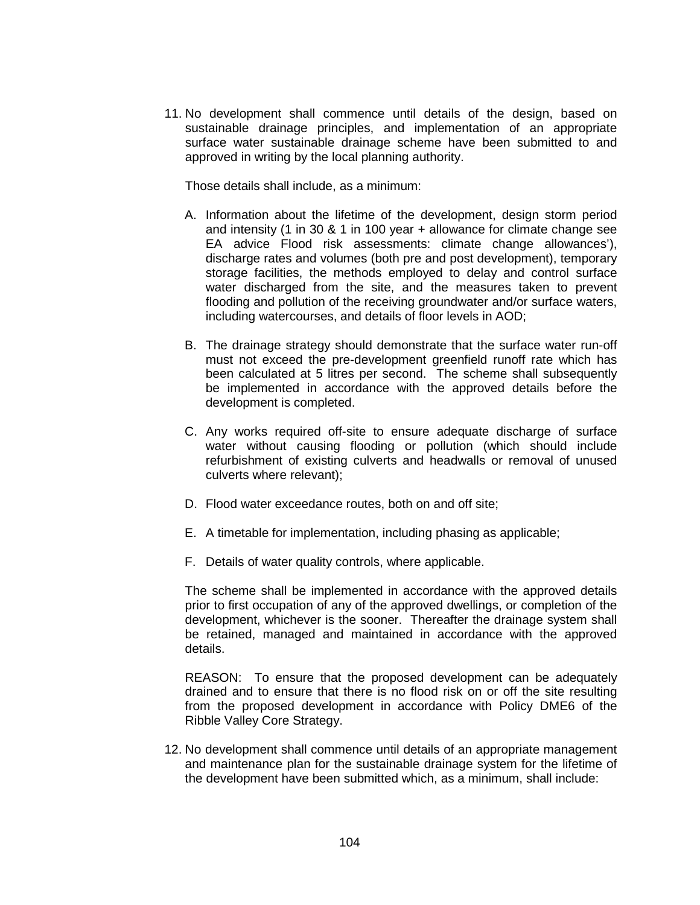11. No development shall commence until details of the design, based on sustainable drainage principles, and implementation of an appropriate surface water sustainable drainage scheme have been submitted to and approved in writing by the local planning authority.

    Those details shall include, as a minimum:

    A. Information about the lifetime of the development, design storm period and intensity (1 in 30 & 1 in 100 year + allowance for climate change see EA advice Flood risk assessments: climate change allowances'), discharge rates and volumes (both pre and post development), temporary storage facilities, the methods employed to delay and control surface water discharged from the site, and the measures taken to prevent flooding and pollution of the receiving groundwater and/or surface waters, including watercourses, and details of floor levels in AOD;

    B. The drainage strategy should demonstrate that the surface water run-off must not exceed the pre-development greenfield runoff rate which has been calculated at 5 litres per second. The scheme shall subsequently be implemented in accordance with the approved details before the development is completed.

    C. Any works required off-site to ensure adequate discharge of surface water without causing flooding or pollution (which should include refurbishment of existing culverts and headwalls or removal of unused culverts where relevant);

    D. Flood water exceedance routes, both on and off site;

    E. A timetable for implementation, including phasing as applicable;

    F. Details of water quality controls, where applicable.

    The scheme shall be implemented in accordance with the approved details prior to first occupation of any of the approved dwellings, or completion of the development, whichever is the sooner. Thereafter the drainage system shall be retained, managed and maintained in accordance with the approved details.

    REASON: To ensure that the proposed development can be adequately drained and to ensure that there is no flood risk on or off the site resulting from the proposed development in accordance with Policy DME6 of the Ribble Valley Core Strategy.

12. No development shall commence until details of an appropriate management and maintenance plan for the sustainable drainage system for the lifetime of the development have been submitted which, as a minimum, shall include: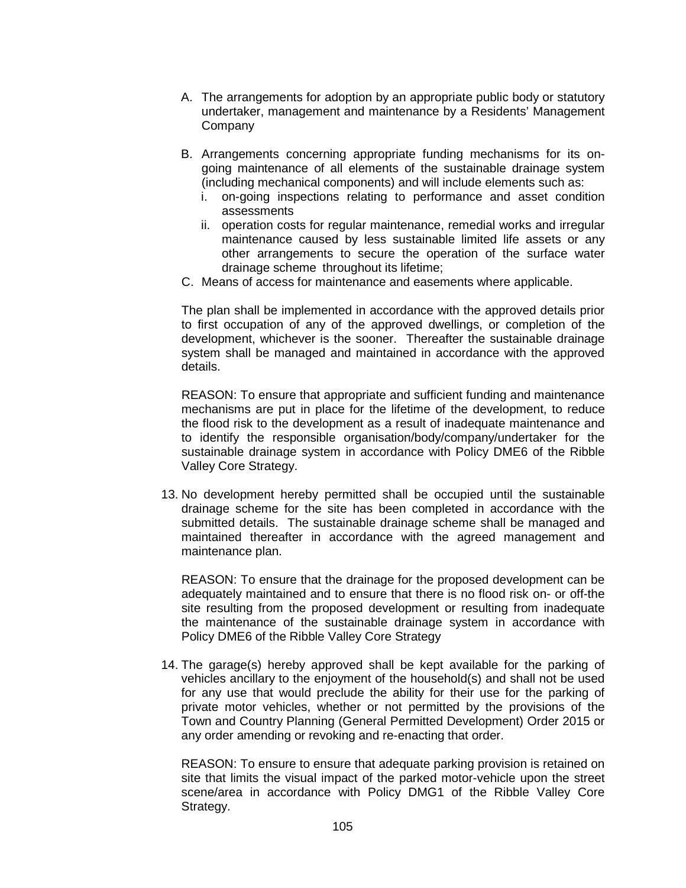A. The arrangements for adoption by an appropriate public body or statutory undertaker, management and maintenance by a Residents' Management Company

B. Arrangements concerning appropriate funding mechanisms for its on-going maintenance of all elements of the sustainable drainage system (including mechanical components) and will include elements such as:
   i. on-going inspections relating to performance and asset condition assessments
   ii. operation costs for regular maintenance, remedial works and irregular maintenance caused by less sustainable limited life assets or any other arrangements to secure the operation of the surface water drainage scheme throughout its lifetime;

C. Means of access for maintenance and easements where applicable.

The plan shall be implemented in accordance with the approved details prior to first occupation of any of the approved dwellings, or completion of the development, whichever is the sooner. Thereafter the sustainable drainage system shall be managed and maintained in accordance with the approved details.

REASON: To ensure that appropriate and sufficient funding and maintenance mechanisms are put in place for the lifetime of the development, to reduce the flood risk to the development as a result of inadequate maintenance and to identify the responsible organisation/body/company/undertaker for the sustainable drainage system in accordance with Policy DME6 of the Ribble Valley Core Strategy.

13. No development hereby permitted shall be occupied until the sustainable drainage scheme for the site has been completed in accordance with the submitted details. The sustainable drainage scheme shall be managed and maintained thereafter in accordance with the agreed management and maintenance plan.

    REASON: To ensure that the drainage for the proposed development can be adequately maintained and to ensure that there is no flood risk on- or off-the site resulting from the proposed development or resulting from inadequate the maintenance of the sustainable drainage system in accordance with Policy DME6 of the Ribble Valley Core Strategy

14. The garage(s) hereby approved shall be kept available for the parking of vehicles ancillary to the enjoyment of the household(s) and shall not be used for any use that would preclude the ability for their use for the parking of private motor vehicles, whether or not permitted by the provisions of the Town and Country Planning (General Permitted Development) Order 2015 or any order amending or revoking and re-enacting that order.

    REASON: To ensure to ensure that adequate parking provision is retained on site that limits the visual impact of the parked motor-vehicle upon the street scene/area in accordance with Policy DMG1 of the Ribble Valley Core Strategy.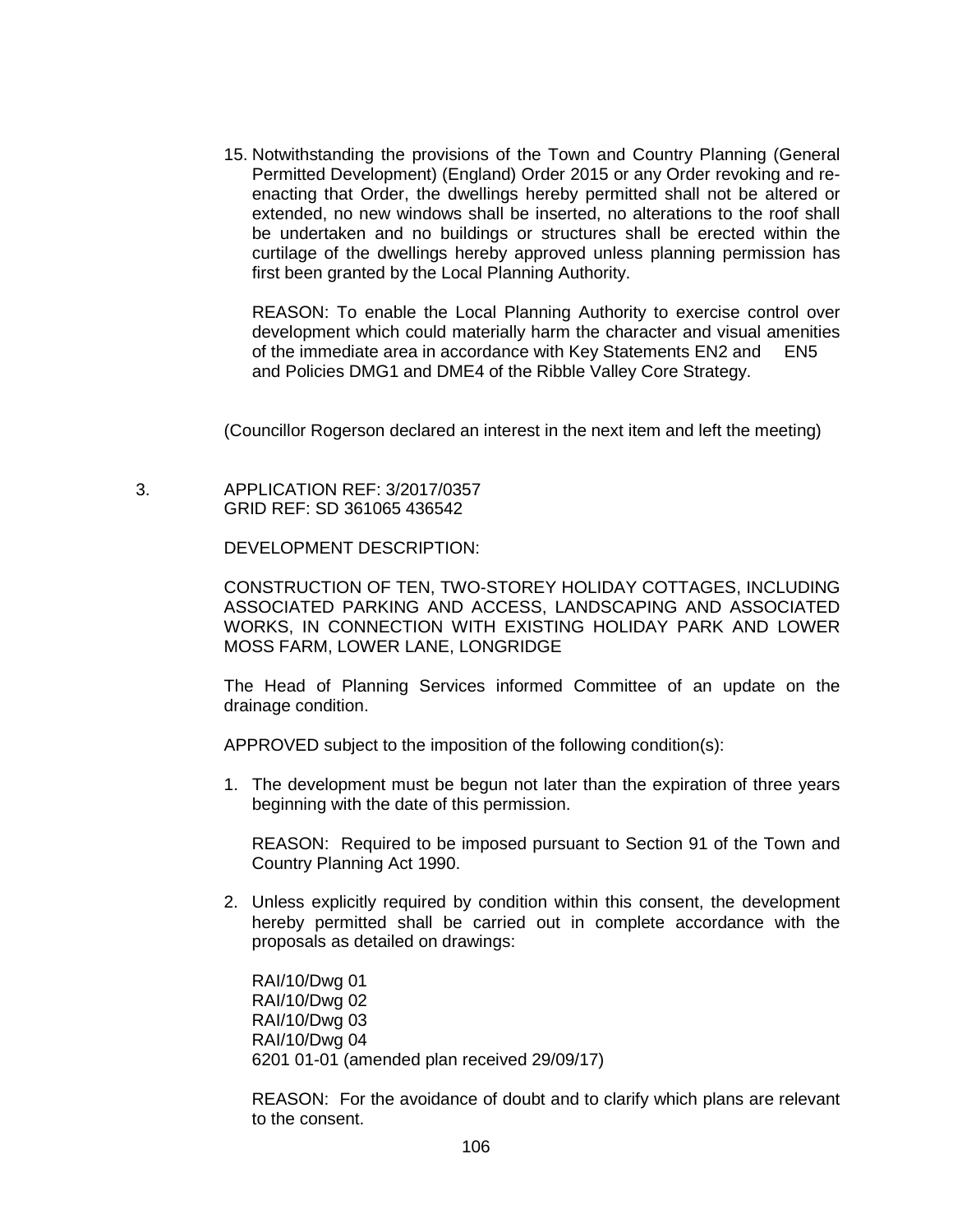15. Notwithstanding the provisions of the Town and Country Planning (General Permitted Development) (England) Order 2015 or any Order revoking and re-enacting that Order, the dwellings hereby permitted shall not be altered or extended, no new windows shall be inserted, no alterations to the roof shall be undertaken and no buildings or structures shall be erected within the curtilage of the dwellings hereby approved unless planning permission has first been granted by the Local Planning Authority.

    REASON: To enable the Local Planning Authority to exercise control over development which could materially harm the character and visual amenities of the immediate area in accordance with Key Statements EN2 and EN5 and Policies DMG1 and DME4 of the Ribble Valley Core Strategy.

(Councillor Rogerson declared an interest in the next item and left the meeting)

3. APPLICATION REF: 3/2017/0357
   GRID REF: SD 361065 436542

   DEVELOPMENT DESCRIPTION:

   CONSTRUCTION OF TEN, TWO-STOREY HOLIDAY COTTAGES, INCLUDING ASSOCIATED PARKING AND ACCESS, LANDSCAPING AND ASSOCIATED WORKS, IN CONNECTION WITH EXISTING HOLIDAY PARK AND LOWER MOSS FARM, LOWER LANE, LONGRIDGE

   The Head of Planning Services informed Committee of an update on the drainage condition.

   APPROVED subject to the imposition of the following condition(s):

   1. The development must be begun not later than the expiration of three years beginning with the date of this permission.

      REASON: Required to be imposed pursuant to Section 91 of the Town and Country Planning Act 1990.

   2. Unless explicitly required by condition within this consent, the development hereby permitted shall be carried out in complete accordance with the proposals as detailed on drawings:

      RAI/10/Dwg 01
      RAI/10/Dwg 02
      RAI/10/Dwg 03
      RAI/10/Dwg 04
      6201 01-01 (amended plan received 29/09/17)

      REASON: For the avoidance of doubt and to clarify which plans are relevant to the consent.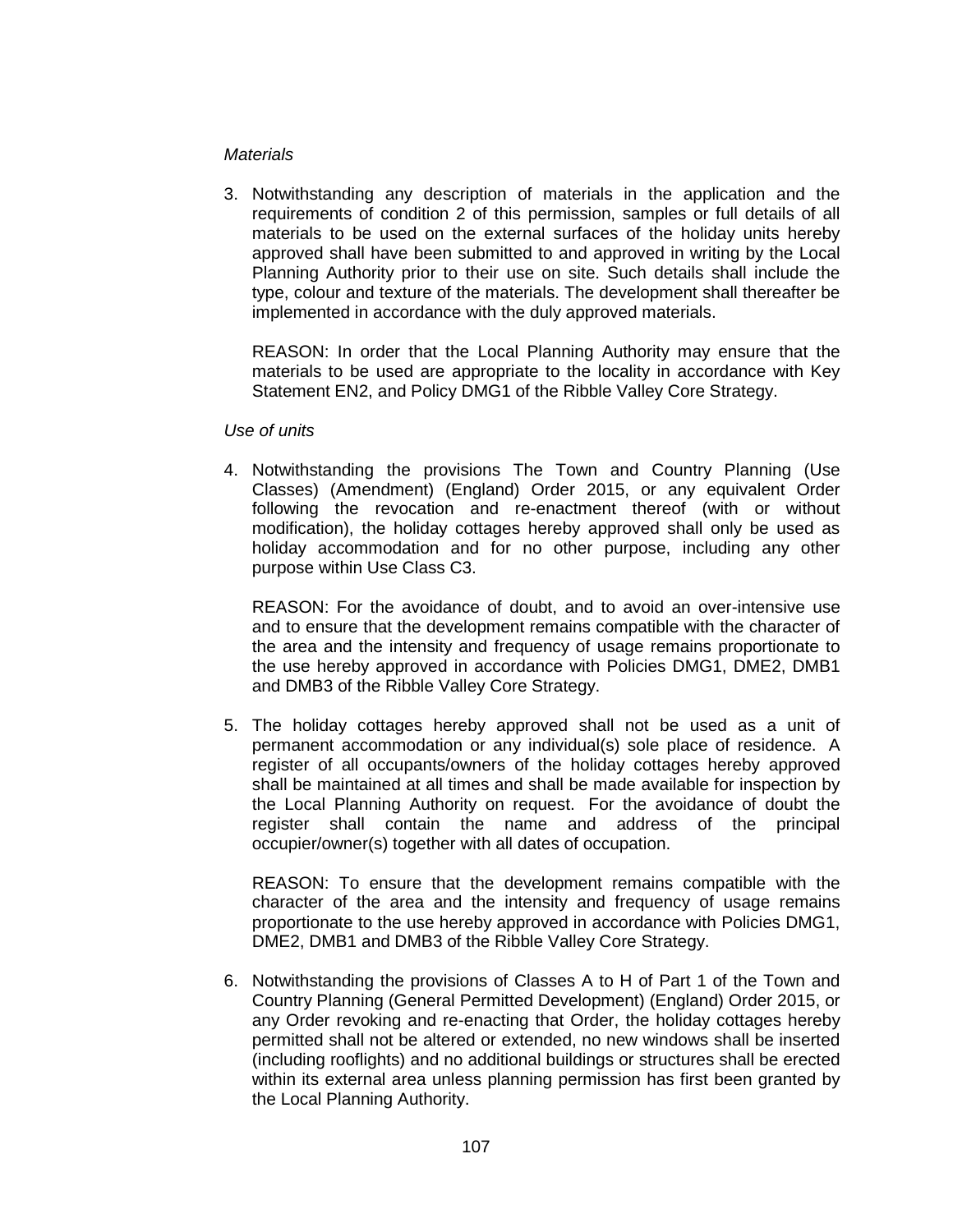*Materials*

3. Notwithstanding any description of materials in the application and the requirements of condition 2 of this permission, samples or full details of all materials to be used on the external surfaces of the holiday units hereby approved shall have been submitted to and approved in writing by the Local Planning Authority prior to their use on site. Such details shall include the type, colour and texture of the materials. The development shall thereafter be implemented in accordance with the duly approved materials.

   REASON: In order that the Local Planning Authority may ensure that the materials to be used are appropriate to the locality in accordance with Key Statement EN2, and Policy DMG1 of the Ribble Valley Core Strategy.

*Use of units*

4. Notwithstanding the provisions The Town and Country Planning (Use Classes) (Amendment) (England) Order 2015, or any equivalent Order following the revocation and re-enactment thereof (with or without modification), the holiday cottages hereby approved shall only be used as holiday accommodation and for no other purpose, including any other purpose within Use Class C3.

   REASON: For the avoidance of doubt, and to avoid an over-intensive use and to ensure that the development remains compatible with the character of the area and the intensity and frequency of usage remains proportionate to the use hereby approved in accordance with Policies DMG1, DME2, DMB1 and DMB3 of the Ribble Valley Core Strategy.

5. The holiday cottages hereby approved shall not be used as a unit of permanent accommodation or any individual(s) sole place of residence. A register of all occupants/owners of the holiday cottages hereby approved shall be maintained at all times and shall be made available for inspection by the Local Planning Authority on request. For the avoidance of doubt the register shall contain the name and address of the principal occupier/owner(s) together with all dates of occupation.

   REASON: To ensure that the development remains compatible with the character of the area and the intensity and frequency of usage remains proportionate to the use hereby approved in accordance with Policies DMG1, DME2, DMB1 and DMB3 of the Ribble Valley Core Strategy.

6. Notwithstanding the provisions of Classes A to H of Part 1 of the Town and Country Planning (General Permitted Development) (England) Order 2015, or any Order revoking and re-enacting that Order, the holiday cottages hereby permitted shall not be altered or extended, no new windows shall be inserted (including rooflights) and no additional buildings or structures shall be erected within its external area unless planning permission has first been granted by the Local Planning Authority.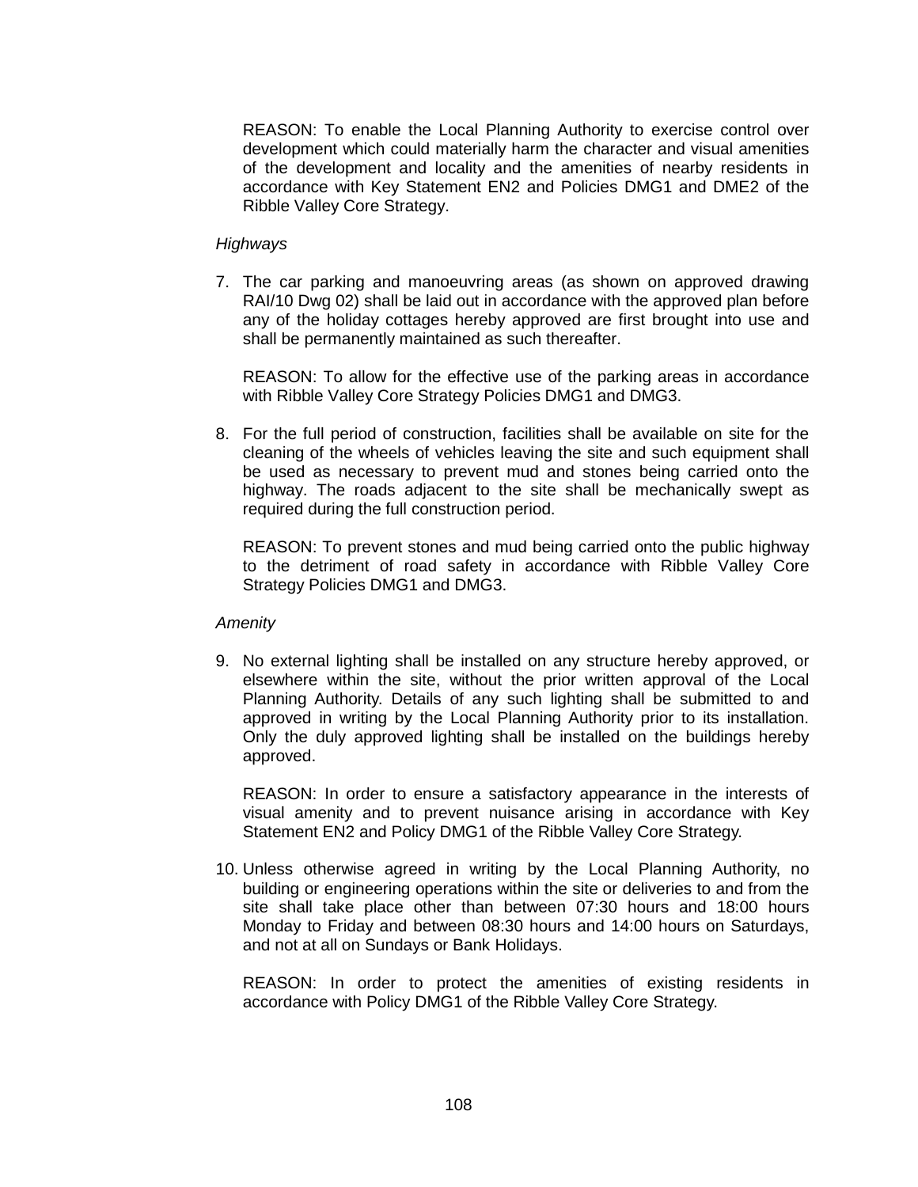REASON: To enable the Local Planning Authority to exercise control over development which could materially harm the character and visual amenities of the development and locality and the amenities of nearby residents in accordance with Key Statement EN2 and Policies DMG1 and DME2 of the Ribble Valley Core Strategy.

*Highways*

7. The car parking and manoeuvring areas (as shown on approved drawing RAI/10 Dwg 02) shall be laid out in accordance with the approved plan before any of the holiday cottages hereby approved are first brought into use and shall be permanently maintained as such thereafter.

   REASON: To allow for the effective use of the parking areas in accordance with Ribble Valley Core Strategy Policies DMG1 and DMG3.

8. For the full period of construction, facilities shall be available on site for the cleaning of the wheels of vehicles leaving the site and such equipment shall be used as necessary to prevent mud and stones being carried onto the highway. The roads adjacent to the site shall be mechanically swept as required during the full construction period.

   REASON: To prevent stones and mud being carried onto the public highway to the detriment of road safety in accordance with Ribble Valley Core Strategy Policies DMG1 and DMG3.

*Amenity*

9. No external lighting shall be installed on any structure hereby approved, or elsewhere within the site, without the prior written approval of the Local Planning Authority. Details of any such lighting shall be submitted to and approved in writing by the Local Planning Authority prior to its installation. Only the duly approved lighting shall be installed on the buildings hereby approved.

   REASON: In order to ensure a satisfactory appearance in the interests of visual amenity and to prevent nuisance arising in accordance with Key Statement EN2 and Policy DMG1 of the Ribble Valley Core Strategy.

10. Unless otherwise agreed in writing by the Local Planning Authority, no building or engineering operations within the site or deliveries to and from the site shall take place other than between 07:30 hours and 18:00 hours Monday to Friday and between 08:30 hours and 14:00 hours on Saturdays, and not at all on Sundays or Bank Holidays.

    REASON: In order to protect the amenities of existing residents in accordance with Policy DMG1 of the Ribble Valley Core Strategy.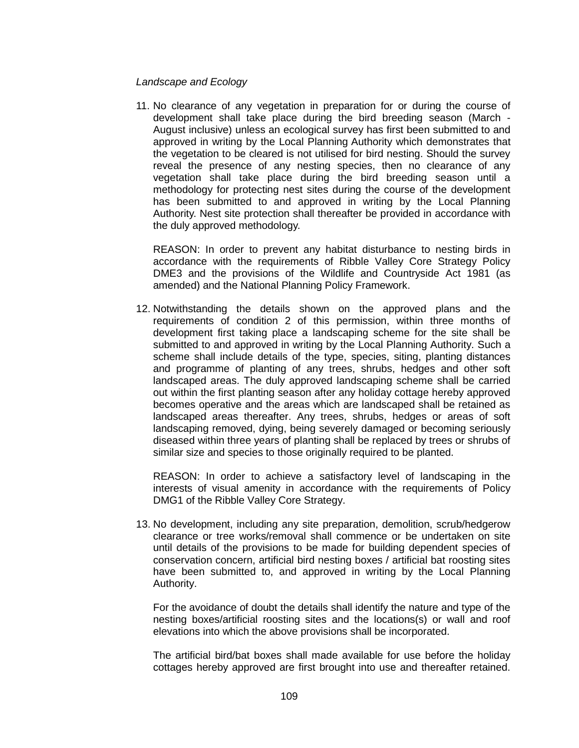*Landscape and Ecology*

11. No clearance of any vegetation in preparation for or during the course of development shall take place during the bird breeding season (March - August inclusive) unless an ecological survey has first been submitted to and approved in writing by the Local Planning Authority which demonstrates that the vegetation to be cleared is not utilised for bird nesting. Should the survey reveal the presence of any nesting species, then no clearance of any vegetation shall take place during the bird breeding season until a methodology for protecting nest sites during the course of the development has been submitted to and approved in writing by the Local Planning Authority. Nest site protection shall thereafter be provided in accordance with the duly approved methodology.

    REASON: In order to prevent any habitat disturbance to nesting birds in accordance with the requirements of Ribble Valley Core Strategy Policy DME3 and the provisions of the Wildlife and Countryside Act 1981 (as amended) and the National Planning Policy Framework.

12. Notwithstanding the details shown on the approved plans and the requirements of condition 2 of this permission, within three months of development first taking place a landscaping scheme for the site shall be submitted to and approved in writing by the Local Planning Authority. Such a scheme shall include details of the type, species, siting, planting distances and programme of planting of any trees, shrubs, hedges and other soft landscaped areas. The duly approved landscaping scheme shall be carried out within the first planting season after any holiday cottage hereby approved becomes operative and the areas which are landscaped shall be retained as landscaped areas thereafter. Any trees, shrubs, hedges or areas of soft landscaping removed, dying, being severely damaged or becoming seriously diseased within three years of planting shall be replaced by trees or shrubs of similar size and species to those originally required to be planted.

    REASON: In order to achieve a satisfactory level of landscaping in the interests of visual amenity in accordance with the requirements of Policy DMG1 of the Ribble Valley Core Strategy.

13. No development, including any site preparation, demolition, scrub/hedgerow clearance or tree works/removal shall commence or be undertaken on site until details of the provisions to be made for building dependent species of conservation concern, artificial bird nesting boxes / artificial bat roosting sites have been submitted to, and approved in writing by the Local Planning Authority.

    For the avoidance of doubt the details shall identify the nature and type of the nesting boxes/artificial roosting sites and the locations(s) or wall and roof elevations into which the above provisions shall be incorporated.

    The artificial bird/bat boxes shall made available for use before the holiday cottages hereby approved are first brought into use and thereafter retained.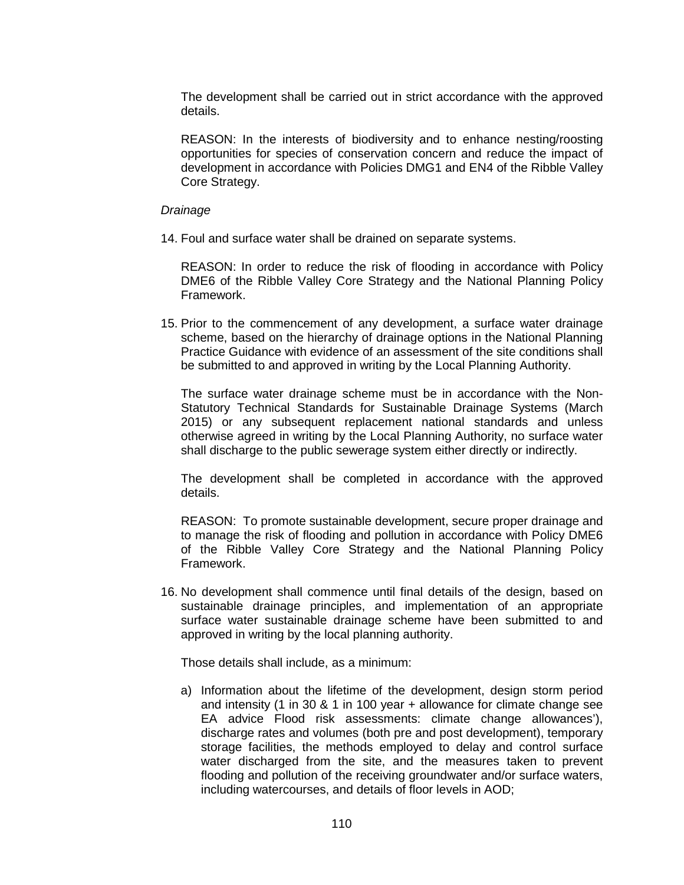The development shall be carried out in strict accordance with the approved details.

REASON: In the interests of biodiversity and to enhance nesting/roosting opportunities for species of conservation concern and reduce the impact of development in accordance with Policies DMG1 and EN4 of the Ribble Valley Core Strategy.

*Drainage*

14. Foul and surface water shall be drained on separate systems.

    REASON: In order to reduce the risk of flooding in accordance with Policy DME6 of the Ribble Valley Core Strategy and the National Planning Policy Framework.

15. Prior to the commencement of any development, a surface water drainage scheme, based on the hierarchy of drainage options in the National Planning Practice Guidance with evidence of an assessment of the site conditions shall be submitted to and approved in writing by the Local Planning Authority.

    The surface water drainage scheme must be in accordance with the Non-Statutory Technical Standards for Sustainable Drainage Systems (March 2015) or any subsequent replacement national standards and unless otherwise agreed in writing by the Local Planning Authority, no surface water shall discharge to the public sewerage system either directly or indirectly.

    The development shall be completed in accordance with the approved details.

    REASON: To promote sustainable development, secure proper drainage and to manage the risk of flooding and pollution in accordance with Policy DME6 of the Ribble Valley Core Strategy and the National Planning Policy Framework.

16. No development shall commence until final details of the design, based on sustainable drainage principles, and implementation of an appropriate surface water sustainable drainage scheme have been submitted to and approved in writing by the local planning authority.

    Those details shall include, as a minimum:

    a) Information about the lifetime of the development, design storm period and intensity (1 in 30 & 1 in 100 year + allowance for climate change see EA advice Flood risk assessments: climate change allowances'), discharge rates and volumes (both pre and post development), temporary storage facilities, the methods employed to delay and control surface water discharged from the site, and the measures taken to prevent flooding and pollution of the receiving groundwater and/or surface waters, including watercourses, and details of floor levels in AOD;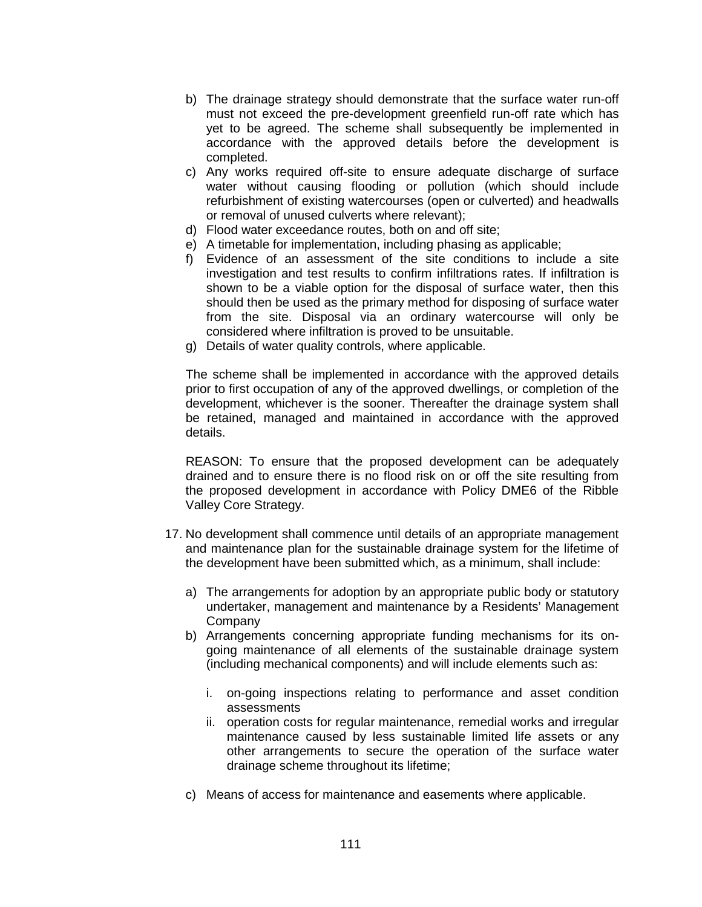b) The drainage strategy should demonstrate that the surface water run-off must not exceed the pre-development greenfield run-off rate which has yet to be agreed. The scheme shall subsequently be implemented in accordance with the approved details before the development is completed.
c) Any works required off-site to ensure adequate discharge of surface water without causing flooding or pollution (which should include refurbishment of existing watercourses (open or culverted) and headwalls or removal of unused culverts where relevant);
d) Flood water exceedance routes, both on and off site;
e) A timetable for implementation, including phasing as applicable;
f) Evidence of an assessment of the site conditions to include a site investigation and test results to confirm infiltrations rates. If infiltration is shown to be a viable option for the disposal of surface water, then this should then be used as the primary method for disposing of surface water from the site. Disposal via an ordinary watercourse will only be considered where infiltration is proved to be unsuitable.
g) Details of water quality controls, where applicable.

The scheme shall be implemented in accordance with the approved details prior to first occupation of any of the approved dwellings, or completion of the development, whichever is the sooner. Thereafter the drainage system shall be retained, managed and maintained in accordance with the approved details.

REASON: To ensure that the proposed development can be adequately drained and to ensure there is no flood risk on or off the site resulting from the proposed development in accordance with Policy DME6 of the Ribble Valley Core Strategy.

17. No development shall commence until details of an appropriate management and maintenance plan for the sustainable drainage system for the lifetime of the development have been submitted which, as a minimum, shall include:

    a) The arrangements for adoption by an appropriate public body or statutory undertaker, management and maintenance by a Residents' Management Company
    b) Arrangements concerning appropriate funding mechanisms for its on-going maintenance of all elements of the sustainable drainage system (including mechanical components) and will include elements such as:

        i. on-going inspections relating to performance and asset condition assessments
        ii. operation costs for regular maintenance, remedial works and irregular maintenance caused by less sustainable limited life assets or any other arrangements to secure the operation of the surface water drainage scheme throughout its lifetime;

    c) Means of access for maintenance and easements where applicable.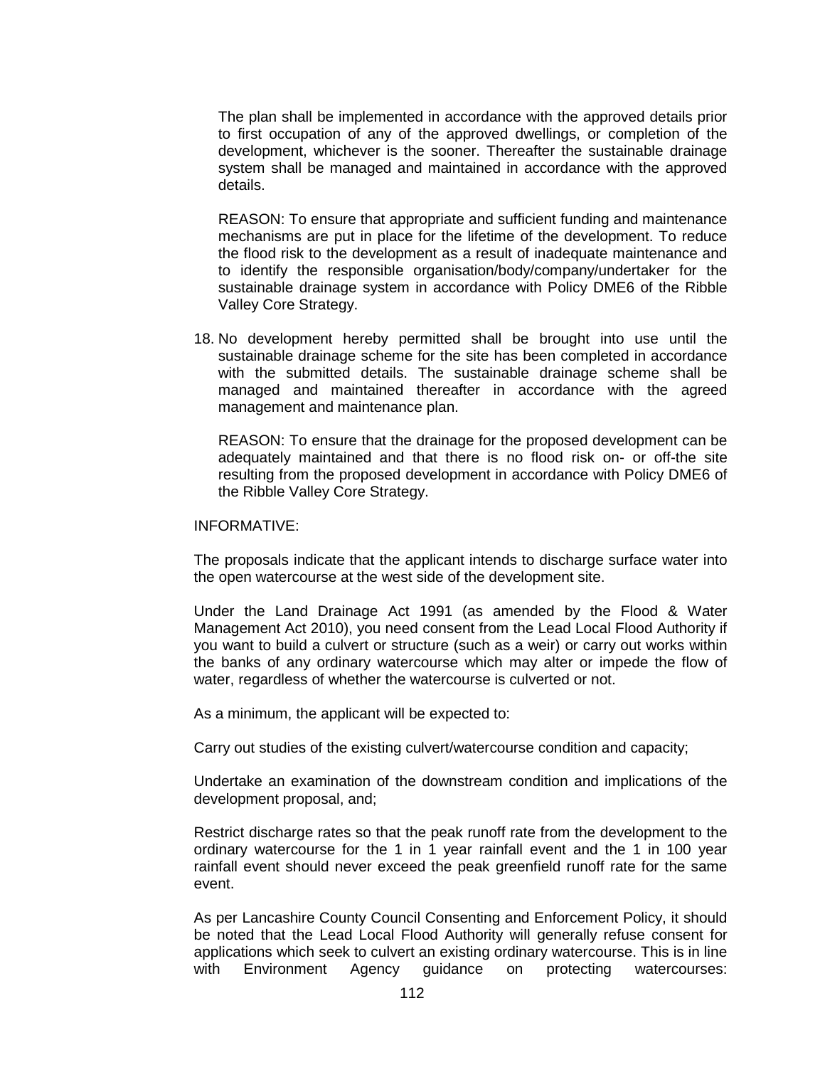The plan shall be implemented in accordance with the approved details prior to first occupation of any of the approved dwellings, or completion of the development, whichever is the sooner. Thereafter the sustainable drainage system shall be managed and maintained in accordance with the approved details.

REASON: To ensure that appropriate and sufficient funding and maintenance mechanisms are put in place for the lifetime of the development. To reduce the flood risk to the development as a result of inadequate maintenance and to identify the responsible organisation/body/company/undertaker for the sustainable drainage system in accordance with Policy DME6 of the Ribble Valley Core Strategy.

18. No development hereby permitted shall be brought into use until the sustainable drainage scheme for the site has been completed in accordance with the submitted details. The sustainable drainage scheme shall be managed and maintained thereafter in accordance with the agreed management and maintenance plan.

    REASON: To ensure that the drainage for the proposed development can be adequately maintained and that there is no flood risk on- or off-the site resulting from the proposed development in accordance with Policy DME6 of the Ribble Valley Core Strategy.

INFORMATIVE:

The proposals indicate that the applicant intends to discharge surface water into the open watercourse at the west side of the development site.

Under the Land Drainage Act 1991 (as amended by the Flood & Water Management Act 2010), you need consent from the Lead Local Flood Authority if you want to build a culvert or structure (such as a weir) or carry out works within the banks of any ordinary watercourse which may alter or impede the flow of water, regardless of whether the watercourse is culverted or not.

As a minimum, the applicant will be expected to:

Carry out studies of the existing culvert/watercourse condition and capacity;

Undertake an examination of the downstream condition and implications of the development proposal, and;

Restrict discharge rates so that the peak runoff rate from the development to the ordinary watercourse for the 1 in 1 year rainfall event and the 1 in 100 year rainfall event should never exceed the peak greenfield runoff rate for the same event.

As per Lancashire County Council Consenting and Enforcement Policy, it should be noted that the Lead Local Flood Authority will generally refuse consent for applications which seek to culvert an existing ordinary watercourse. This is in line with Environment Agency guidance on protecting watercourses: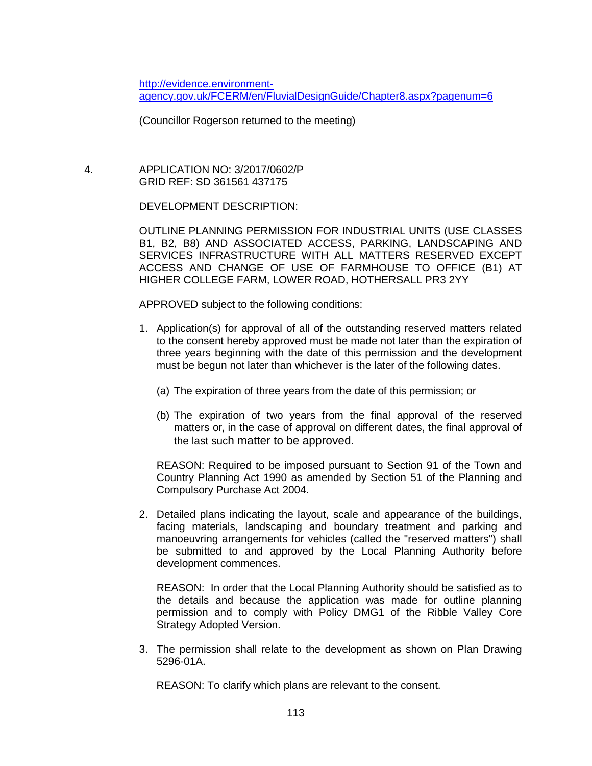http://evidence.environment-agency.gov.uk/FCERM/en/FluvialDesignGuide/Chapter8.aspx?pagenum=6

(Councillor Rogerson returned to the meeting)

4. APPLICATION NO: 3/2017/0602/P
GRID REF: SD 361561 437175

DEVELOPMENT DESCRIPTION:

OUTLINE PLANNING PERMISSION FOR INDUSTRIAL UNITS (USE CLASSES B1, B2, B8) AND ASSOCIATED ACCESS, PARKING, LANDSCAPING AND SERVICES INFRASTRUCTURE WITH ALL MATTERS RESERVED EXCEPT ACCESS AND CHANGE OF USE OF FARMHOUSE TO OFFICE (B1) AT HIGHER COLLEGE FARM, LOWER ROAD, HOTHERSALL PR3 2YY

APPROVED subject to the following conditions:

1. Application(s) for approval of all of the outstanding reserved matters related to the consent hereby approved must be made not later than the expiration of three years beginning with the date of this permission and the development must be begun not later than whichever is the later of the following dates.

   (a) The expiration of three years from the date of this permission; or

   (b) The expiration of two years from the final approval of the reserved matters or, in the case of approval on different dates, the final approval of the last such matter to be approved.

   REASON: Required to be imposed pursuant to Section 91 of the Town and Country Planning Act 1990 as amended by Section 51 of the Planning and Compulsory Purchase Act 2004.

2. Detailed plans indicating the layout, scale and appearance of the buildings, facing materials, landscaping and boundary treatment and parking and manoeuvring arrangements for vehicles (called the "reserved matters") shall be submitted to and approved by the Local Planning Authority before development commences.

   REASON: In order that the Local Planning Authority should be satisfied as to the details and because the application was made for outline planning permission and to comply with Policy DMG1 of the Ribble Valley Core Strategy Adopted Version.

3. The permission shall relate to the development as shown on Plan Drawing 5296-01A.

   REASON: To clarify which plans are relevant to the consent.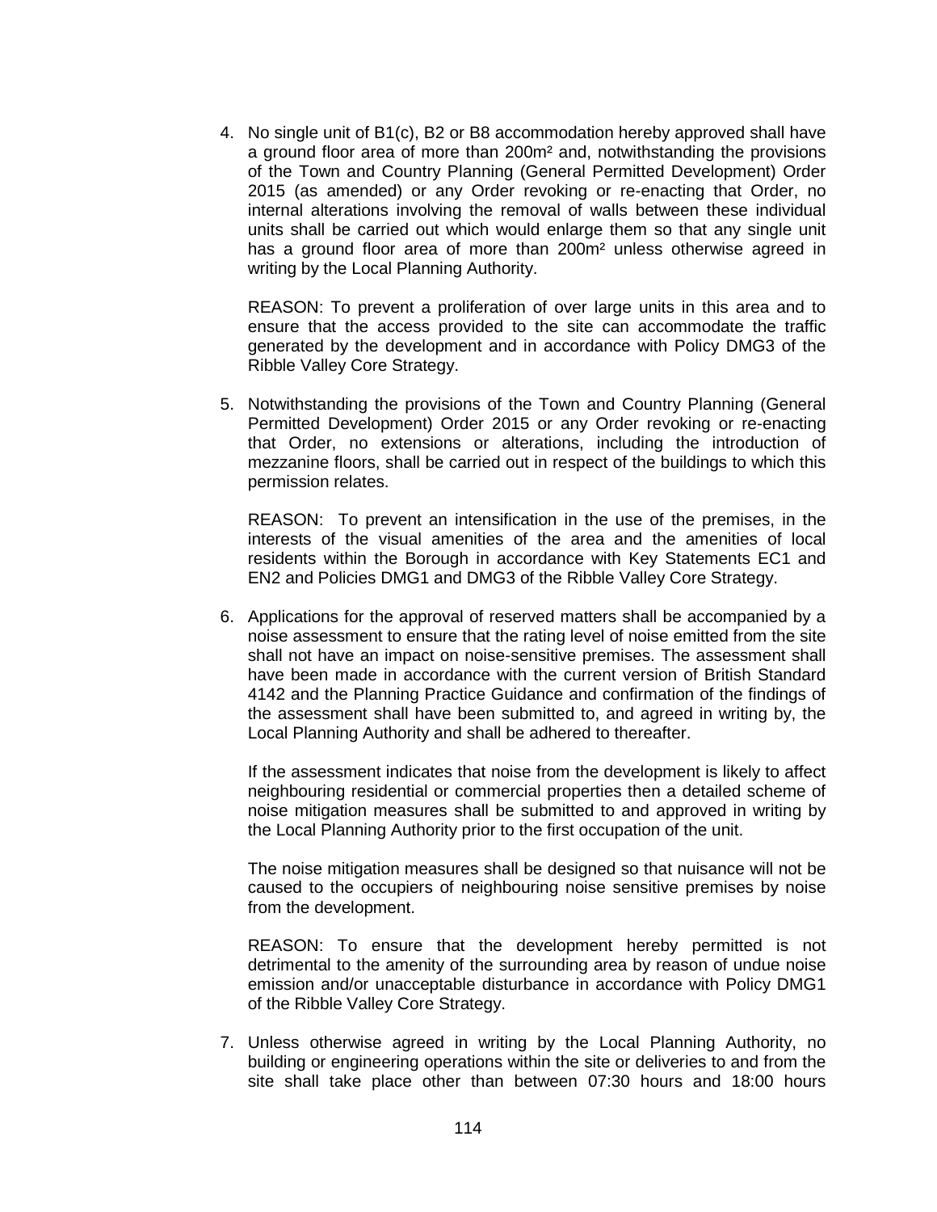4. No single unit of B1(c), B2 or B8 accommodation hereby approved shall have a ground floor area of more than 200m² and, notwithstanding the provisions of the Town and Country Planning (General Permitted Development) Order 2015 (as amended) or any Order revoking or re-enacting that Order, no internal alterations involving the removal of walls between these individual units shall be carried out which would enlarge them so that any single unit has a ground floor area of more than 200m² unless otherwise agreed in writing by the Local Planning Authority.

   REASON: To prevent a proliferation of over large units in this area and to ensure that the access provided to the site can accommodate the traffic generated by the development and in accordance with Policy DMG3 of the Ribble Valley Core Strategy.

5. Notwithstanding the provisions of the Town and Country Planning (General Permitted Development) Order 2015 or any Order revoking or re-enacting that Order, no extensions or alterations, including the introduction of mezzanine floors, shall be carried out in respect of the buildings to which this permission relates.

   REASON: To prevent an intensification in the use of the premises, in the interests of the visual amenities of the area and the amenities of local residents within the Borough in accordance with Key Statements EC1 and EN2 and Policies DMG1 and DMG3 of the Ribble Valley Core Strategy.

6. Applications for the approval of reserved matters shall be accompanied by a noise assessment to ensure that the rating level of noise emitted from the site shall not have an impact on noise-sensitive premises. The assessment shall have been made in accordance with the current version of British Standard 4142 and the Planning Practice Guidance and confirmation of the findings of the assessment shall have been submitted to, and agreed in writing by, the Local Planning Authority and shall be adhered to thereafter.

   If the assessment indicates that noise from the development is likely to affect neighbouring residential or commercial properties then a detailed scheme of noise mitigation measures shall be submitted to and approved in writing by the Local Planning Authority prior to the first occupation of the unit.

   The noise mitigation measures shall be designed so that nuisance will not be caused to the occupiers of neighbouring noise sensitive premises by noise from the development.

   REASON: To ensure that the development hereby permitted is not detrimental to the amenity of the surrounding area by reason of undue noise emission and/or unacceptable disturbance in accordance with Policy DMG1 of the Ribble Valley Core Strategy.

7. Unless otherwise agreed in writing by the Local Planning Authority, no building or engineering operations within the site or deliveries to and from the site shall take place other than between 07:30 hours and 18:00 hours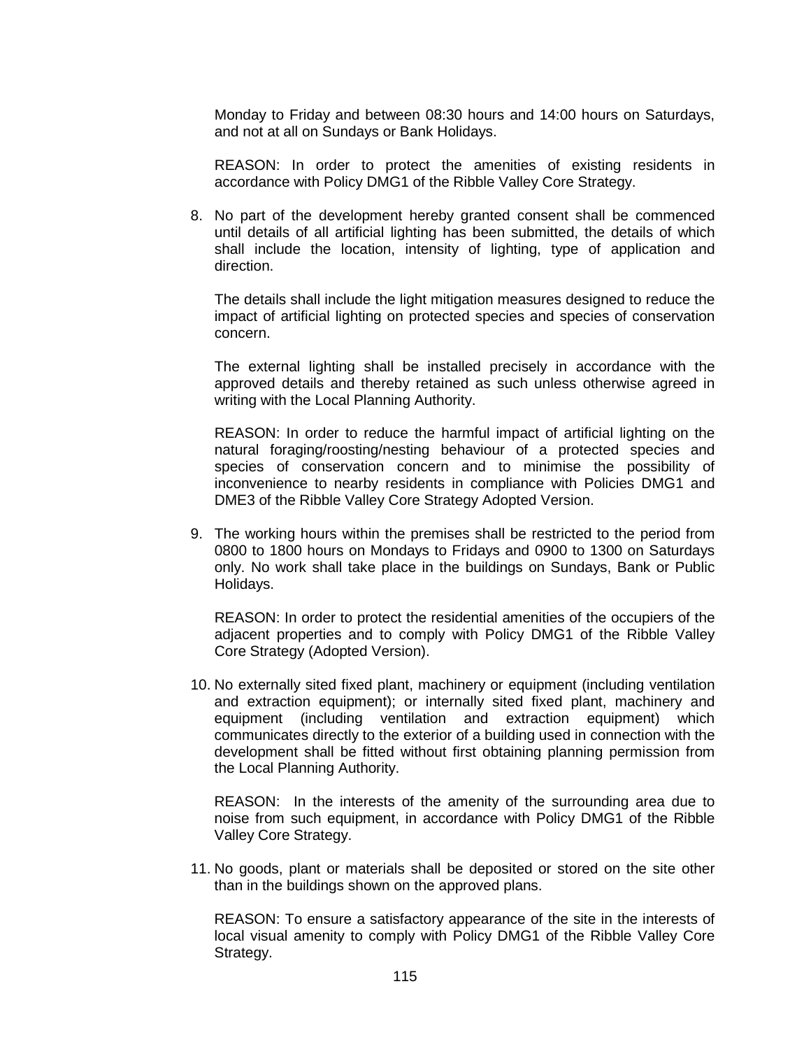Monday to Friday and between 08:30 hours and 14:00 hours on Saturdays, and not at all on Sundays or Bank Holidays.

REASON: In order to protect the amenities of existing residents in accordance with Policy DMG1 of the Ribble Valley Core Strategy.

8. No part of the development hereby granted consent shall be commenced until details of all artificial lighting has been submitted, the details of which shall include the location, intensity of lighting, type of application and direction.

   The details shall include the light mitigation measures designed to reduce the impact of artificial lighting on protected species and species of conservation concern.

   The external lighting shall be installed precisely in accordance with the approved details and thereby retained as such unless otherwise agreed in writing with the Local Planning Authority.

   REASON: In order to reduce the harmful impact of artificial lighting on the natural foraging/roosting/nesting behaviour of a protected species and species of conservation concern and to minimise the possibility of inconvenience to nearby residents in compliance with Policies DMG1 and DME3 of the Ribble Valley Core Strategy Adopted Version.

9. The working hours within the premises shall be restricted to the period from 0800 to 1800 hours on Mondays to Fridays and 0900 to 1300 on Saturdays only. No work shall take place in the buildings on Sundays, Bank or Public Holidays.

   REASON: In order to protect the residential amenities of the occupiers of the adjacent properties and to comply with Policy DMG1 of the Ribble Valley Core Strategy (Adopted Version).

10. No externally sited fixed plant, machinery or equipment (including ventilation and extraction equipment); or internally sited fixed plant, machinery and equipment (including ventilation and extraction equipment) which communicates directly to the exterior of a building used in connection with the development shall be fitted without first obtaining planning permission from the Local Planning Authority.

    REASON: In the interests of the amenity of the surrounding area due to noise from such equipment, in accordance with Policy DMG1 of the Ribble Valley Core Strategy.

11. No goods, plant or materials shall be deposited or stored on the site other than in the buildings shown on the approved plans.

    REASON: To ensure a satisfactory appearance of the site in the interests of local visual amenity to comply with Policy DMG1 of the Ribble Valley Core Strategy.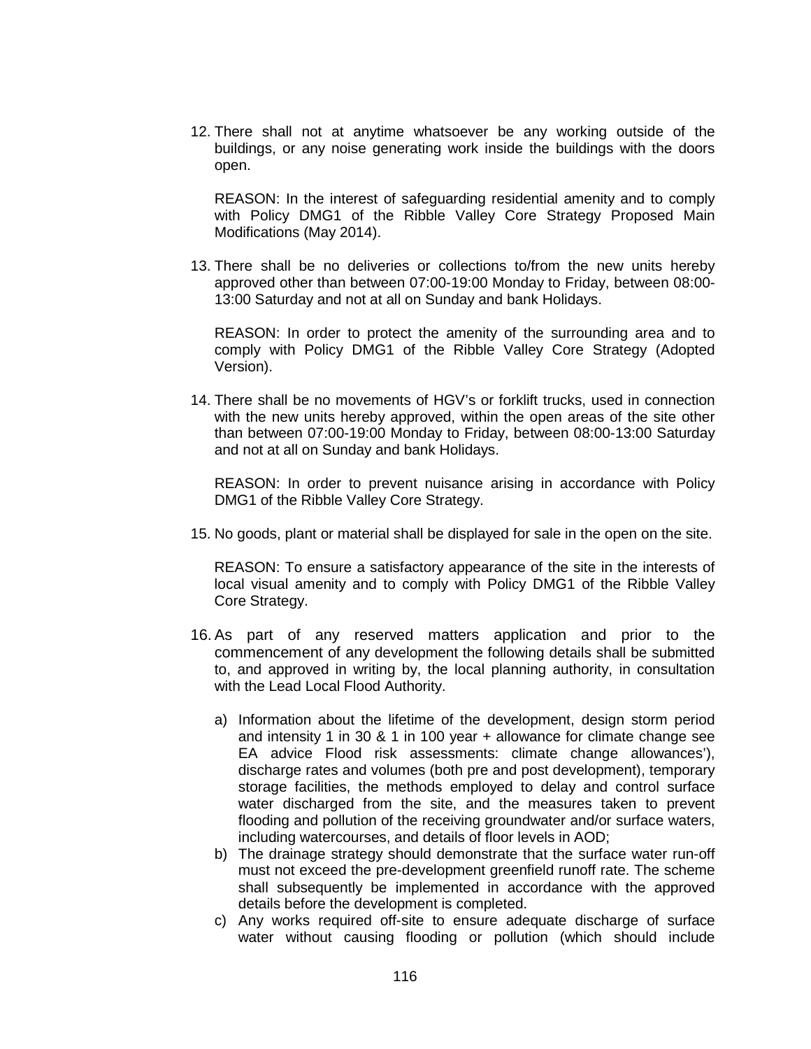12. There shall not at anytime whatsoever be any working outside of the buildings, or any noise generating work inside the buildings with the doors open.

    REASON: In the interest of safeguarding residential amenity and to comply with Policy DMG1 of the Ribble Valley Core Strategy Proposed Main Modifications (May 2014).

13. There shall be no deliveries or collections to/from the new units hereby approved other than between 07:00-19:00 Monday to Friday, between 08:00-13:00 Saturday and not at all on Sunday and bank Holidays.

    REASON: In order to protect the amenity of the surrounding area and to comply with Policy DMG1 of the Ribble Valley Core Strategy (Adopted Version).

14. There shall be no movements of HGV's or forklift trucks, used in connection with the new units hereby approved, within the open areas of the site other than between 07:00-19:00 Monday to Friday, between 08:00-13:00 Saturday and not at all on Sunday and bank Holidays.

    REASON: In order to prevent nuisance arising in accordance with Policy DMG1 of the Ribble Valley Core Strategy.

15. No goods, plant or material shall be displayed for sale in the open on the site.

    REASON: To ensure a satisfactory appearance of the site in the interests of local visual amenity and to comply with Policy DMG1 of the Ribble Valley Core Strategy.

16. As part of any reserved matters application and prior to the commencement of any development the following details shall be submitted to, and approved in writing by, the local planning authority, in consultation with the Lead Local Flood Authority.

    a) Information about the lifetime of the development, design storm period and intensity 1 in 30 & 1 in 100 year + allowance for climate change see EA advice Flood risk assessments: climate change allowances'), discharge rates and volumes (both pre and post development), temporary storage facilities, the methods employed to delay and control surface water discharged from the site, and the measures taken to prevent flooding and pollution of the receiving groundwater and/or surface waters, including watercourses, and details of floor levels in AOD;
    b) The drainage strategy should demonstrate that the surface water run-off must not exceed the pre-development greenfield runoff rate. The scheme shall subsequently be implemented in accordance with the approved details before the development is completed.
    c) Any works required off-site to ensure adequate discharge of surface water without causing flooding or pollution (which should include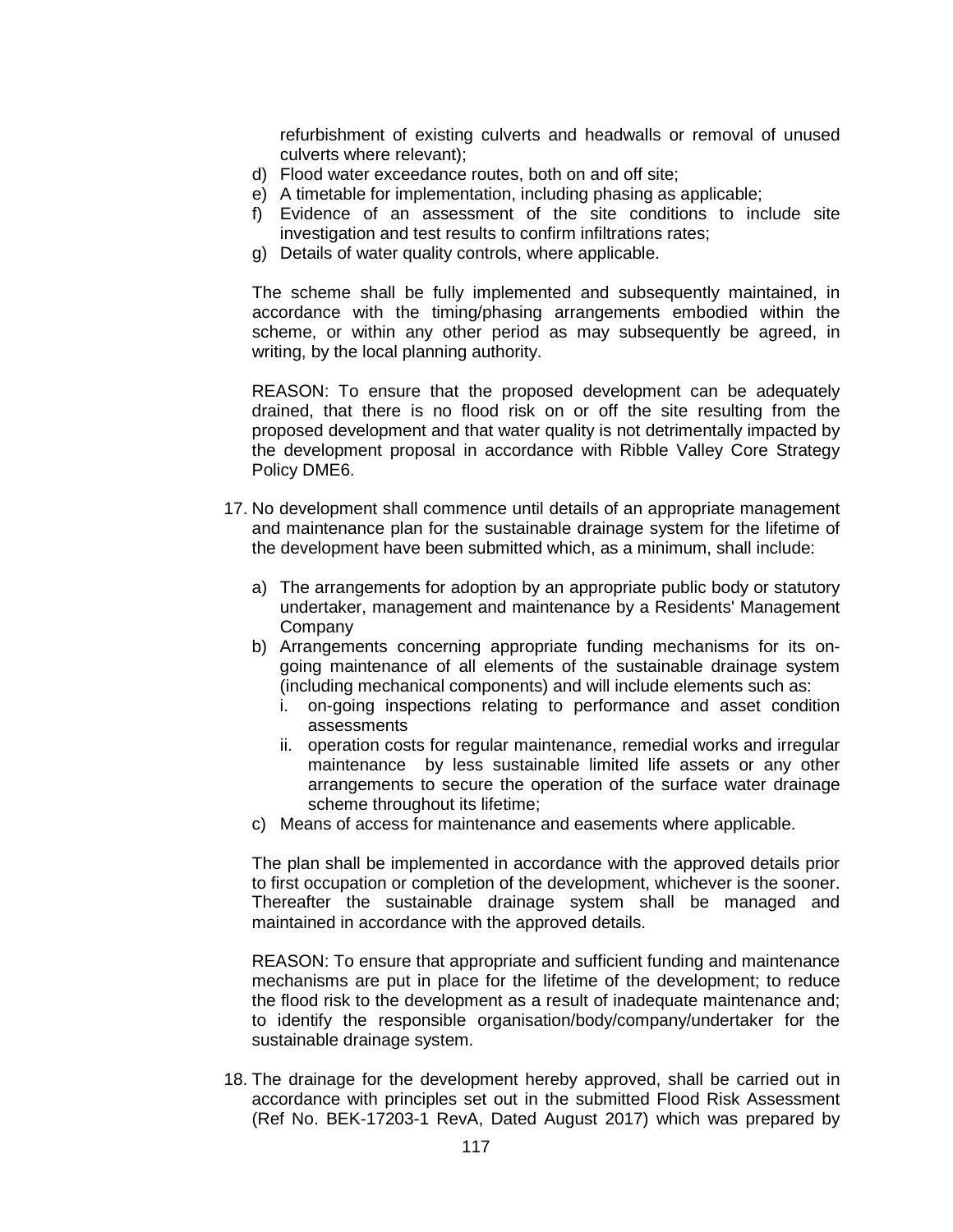refurbishment of existing culverts and headwalls or removal of unused culverts where relevant);

d) Flood water exceedance routes, both on and off site;
e) A timetable for implementation, including phasing as applicable;
f) Evidence of an assessment of the site conditions to include site investigation and test results to confirm infiltrations rates;
g) Details of water quality controls, where applicable.

The scheme shall be fully implemented and subsequently maintained, in accordance with the timing/phasing arrangements embodied within the scheme, or within any other period as may subsequently be agreed, in writing, by the local planning authority.

REASON: To ensure that the proposed development can be adequately drained, that there is no flood risk on or off the site resulting from the proposed development and that water quality is not detrimentally impacted by the development proposal in accordance with Ribble Valley Core Strategy Policy DME6.

17. No development shall commence until details of an appropriate management and maintenance plan for the sustainable drainage system for the lifetime of the development have been submitted which, as a minimum, shall include:

    a) The arrangements for adoption by an appropriate public body or statutory undertaker, management and maintenance by a Residents' Management Company
    b) Arrangements concerning appropriate funding mechanisms for its on-going maintenance of all elements of the sustainable drainage system (including mechanical components) and will include elements such as:
        i. on-going inspections relating to performance and asset condition assessments
        ii. operation costs for regular maintenance, remedial works and irregular maintenance by less sustainable limited life assets or any other arrangements to secure the operation of the surface water drainage scheme throughout its lifetime;
    c) Means of access for maintenance and easements where applicable.

    The plan shall be implemented in accordance with the approved details prior to first occupation or completion of the development, whichever is the sooner. Thereafter the sustainable drainage system shall be managed and maintained in accordance with the approved details.

    REASON: To ensure that appropriate and sufficient funding and maintenance mechanisms are put in place for the lifetime of the development; to reduce the flood risk to the development as a result of inadequate maintenance and; to identify the responsible organisation/body/company/undertaker for the sustainable drainage system.

18. The drainage for the development hereby approved, shall be carried out in accordance with principles set out in the submitted Flood Risk Assessment (Ref No. BEK-17203-1 RevA, Dated August 2017) which was prepared by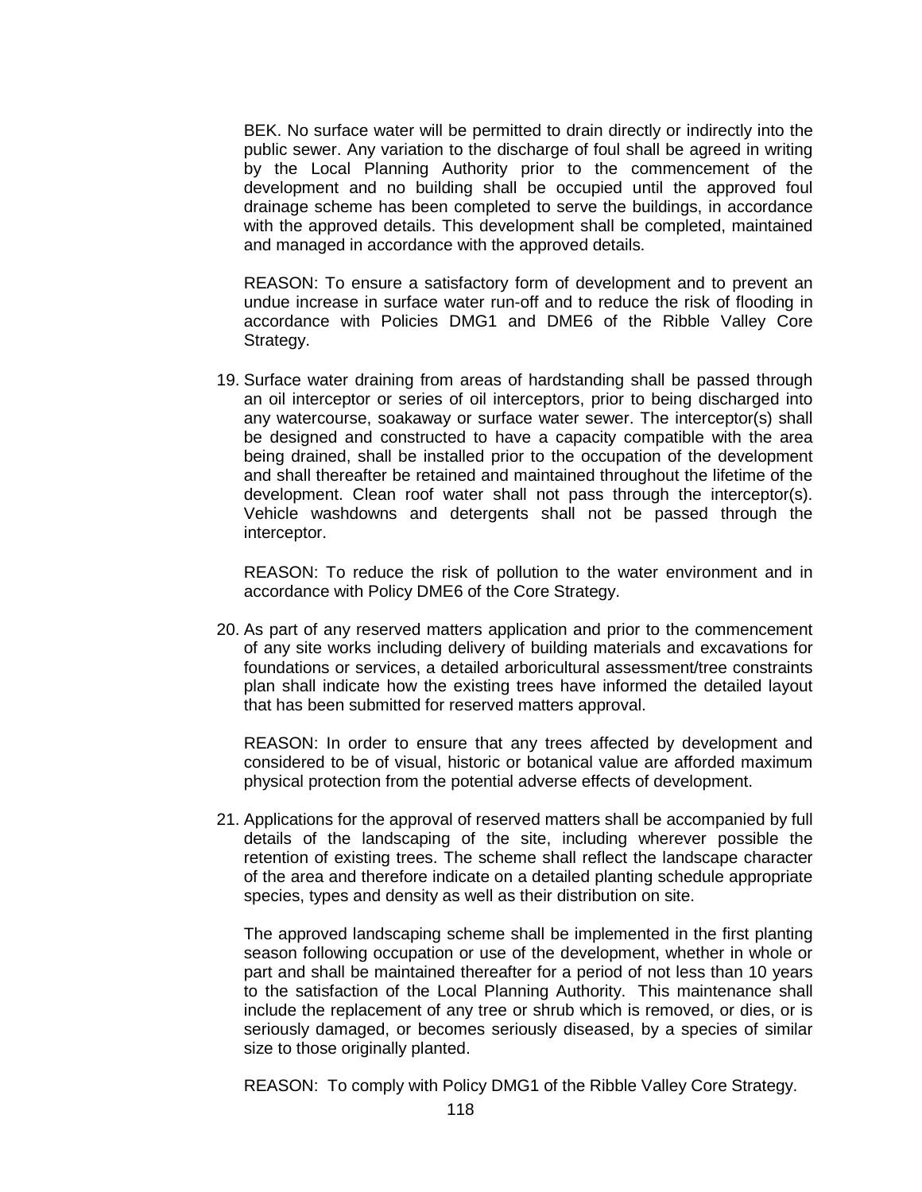BEK. No surface water will be permitted to drain directly or indirectly into the public sewer. Any variation to the discharge of foul shall be agreed in writing by the Local Planning Authority prior to the commencement of the development and no building shall be occupied until the approved foul drainage scheme has been completed to serve the buildings, in accordance with the approved details. This development shall be completed, maintained and managed in accordance with the approved details.

REASON: To ensure a satisfactory form of development and to prevent an undue increase in surface water run-off and to reduce the risk of flooding in accordance with Policies DMG1 and DME6 of the Ribble Valley Core Strategy.

19. Surface water draining from areas of hardstanding shall be passed through an oil interceptor or series of oil interceptors, prior to being discharged into any watercourse, soakaway or surface water sewer. The interceptor(s) shall be designed and constructed to have a capacity compatible with the area being drained, shall be installed prior to the occupation of the development and shall thereafter be retained and maintained throughout the lifetime of the development. Clean roof water shall not pass through the interceptor(s). Vehicle washdowns and detergents shall not be passed through the interceptor.

    REASON: To reduce the risk of pollution to the water environment and in accordance with Policy DME6 of the Core Strategy.

20. As part of any reserved matters application and prior to the commencement of any site works including delivery of building materials and excavations for foundations or services, a detailed arboricultural assessment/tree constraints plan shall indicate how the existing trees have informed the detailed layout that has been submitted for reserved matters approval.

    REASON: In order to ensure that any trees affected by development and considered to be of visual, historic or botanical value are afforded maximum physical protection from the potential adverse effects of development.

21. Applications for the approval of reserved matters shall be accompanied by full details of the landscaping of the site, including wherever possible the retention of existing trees. The scheme shall reflect the landscape character of the area and therefore indicate on a detailed planting schedule appropriate species, types and density as well as their distribution on site.

    The approved landscaping scheme shall be implemented in the first planting season following occupation or use of the development, whether in whole or part and shall be maintained thereafter for a period of not less than 10 years to the satisfaction of the Local Planning Authority. This maintenance shall include the replacement of any tree or shrub which is removed, or dies, or is seriously damaged, or becomes seriously diseased, by a species of similar size to those originally planted.

    REASON: To comply with Policy DMG1 of the Ribble Valley Core Strategy.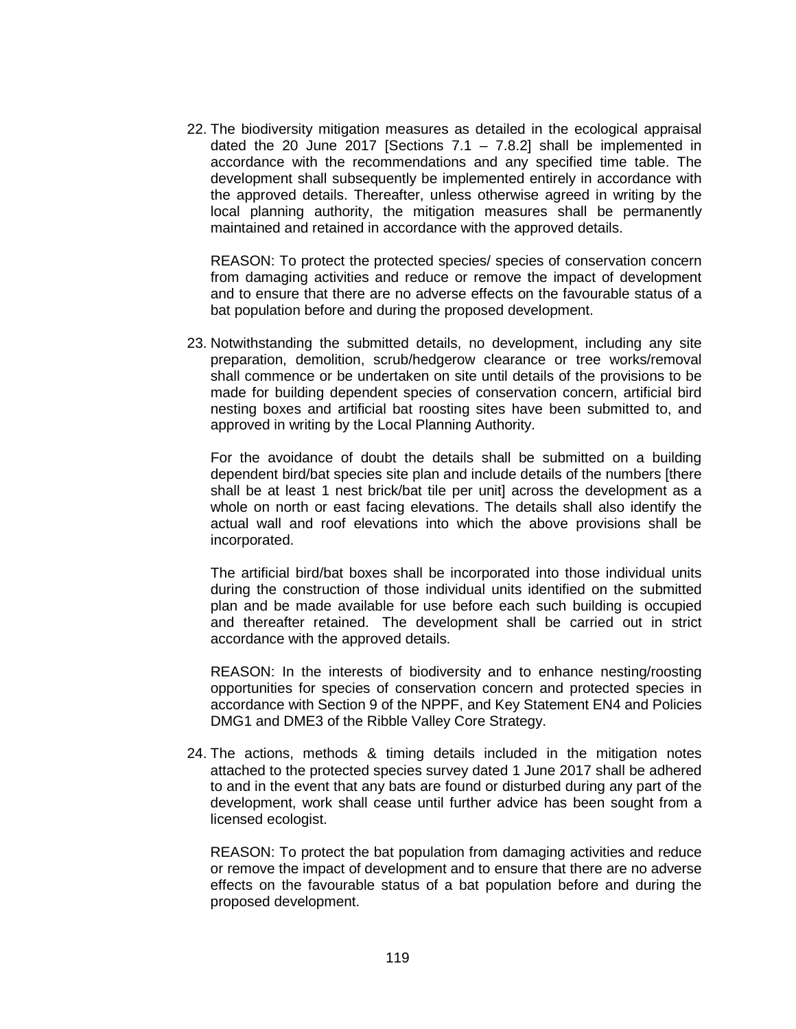22. The biodiversity mitigation measures as detailed in the ecological appraisal dated the 20 June 2017 [Sections 7.1 – 7.8.2] shall be implemented in accordance with the recommendations and any specified time table. The development shall subsequently be implemented entirely in accordance with the approved details. Thereafter, unless otherwise agreed in writing by the local planning authority, the mitigation measures shall be permanently maintained and retained in accordance with the approved details.

    REASON: To protect the protected species/ species of conservation concern from damaging activities and reduce or remove the impact of development and to ensure that there are no adverse effects on the favourable status of a bat population before and during the proposed development.

23. Notwithstanding the submitted details, no development, including any site preparation, demolition, scrub/hedgerow clearance or tree works/removal shall commence or be undertaken on site until details of the provisions to be made for building dependent species of conservation concern, artificial bird nesting boxes and artificial bat roosting sites have been submitted to, and approved in writing by the Local Planning Authority.

    For the avoidance of doubt the details shall be submitted on a building dependent bird/bat species site plan and include details of the numbers [there shall be at least 1 nest brick/bat tile per unit] across the development as a whole on north or east facing elevations. The details shall also identify the actual wall and roof elevations into which the above provisions shall be incorporated.

    The artificial bird/bat boxes shall be incorporated into those individual units during the construction of those individual units identified on the submitted plan and be made available for use before each such building is occupied and thereafter retained. The development shall be carried out in strict accordance with the approved details.

    REASON: In the interests of biodiversity and to enhance nesting/roosting opportunities for species of conservation concern and protected species in accordance with Section 9 of the NPPF, and Key Statement EN4 and Policies DMG1 and DME3 of the Ribble Valley Core Strategy.

24. The actions, methods & timing details included in the mitigation notes attached to the protected species survey dated 1 June 2017 shall be adhered to and in the event that any bats are found or disturbed during any part of the development, work shall cease until further advice has been sought from a licensed ecologist.

    REASON: To protect the bat population from damaging activities and reduce or remove the impact of development and to ensure that there are no adverse effects on the favourable status of a bat population before and during the proposed development.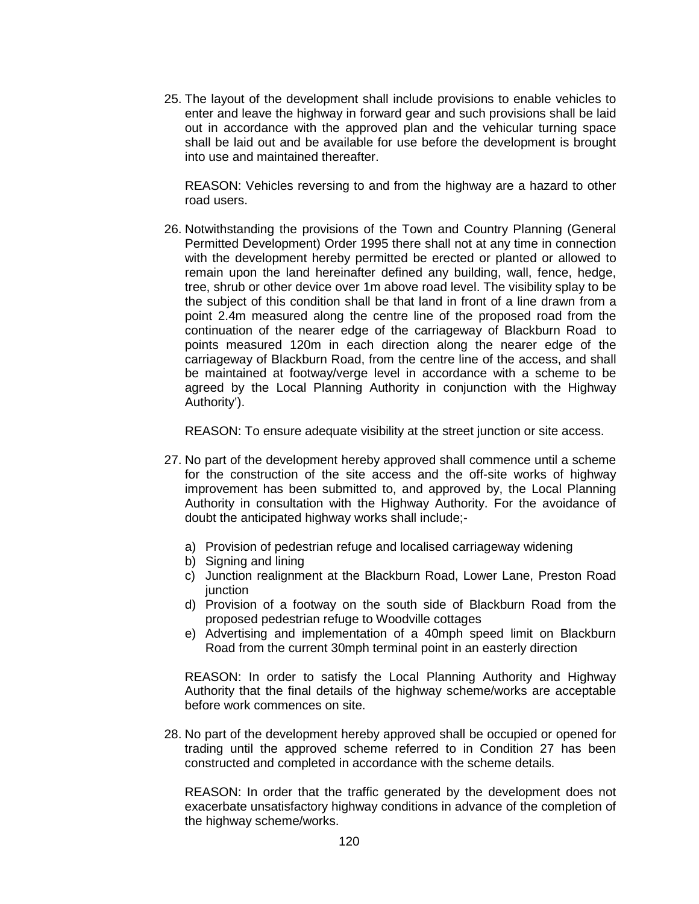25. The layout of the development shall include provisions to enable vehicles to enter and leave the highway in forward gear and such provisions shall be laid out in accordance with the approved plan and the vehicular turning space shall be laid out and be available for use before the development is brought into use and maintained thereafter.

    REASON: Vehicles reversing to and from the highway are a hazard to other road users.

26. Notwithstanding the provisions of the Town and Country Planning (General Permitted Development) Order 1995 there shall not at any time in connection with the development hereby permitted be erected or planted or allowed to remain upon the land hereinafter defined any building, wall, fence, hedge, tree, shrub or other device over 1m above road level. The visibility splay to be the subject of this condition shall be that land in front of a line drawn from a point 2.4m measured along the centre line of the proposed road from the continuation of the nearer edge of the carriageway of Blackburn Road to points measured 120m in each direction along the nearer edge of the carriageway of Blackburn Road, from the centre line of the access, and shall be maintained at footway/verge level in accordance with a scheme to be agreed by the Local Planning Authority in conjunction with the Highway Authority').

    REASON: To ensure adequate visibility at the street junction or site access.

27. No part of the development hereby approved shall commence until a scheme for the construction of the site access and the off-site works of highway improvement has been submitted to, and approved by, the Local Planning Authority in consultation with the Highway Authority. For the avoidance of doubt the anticipated highway works shall include;-

    a) Provision of pedestrian refuge and localised carriageway widening
    b) Signing and lining
    c) Junction realignment at the Blackburn Road, Lower Lane, Preston Road junction
    d) Provision of a footway on the south side of Blackburn Road from the proposed pedestrian refuge to Woodville cottages
    e) Advertising and implementation of a 40mph speed limit on Blackburn Road from the current 30mph terminal point in an easterly direction

    REASON: In order to satisfy the Local Planning Authority and Highway Authority that the final details of the highway scheme/works are acceptable before work commences on site.

28. No part of the development hereby approved shall be occupied or opened for trading until the approved scheme referred to in Condition 27 has been constructed and completed in accordance with the scheme details.

    REASON: In order that the traffic generated by the development does not exacerbate unsatisfactory highway conditions in advance of the completion of the highway scheme/works.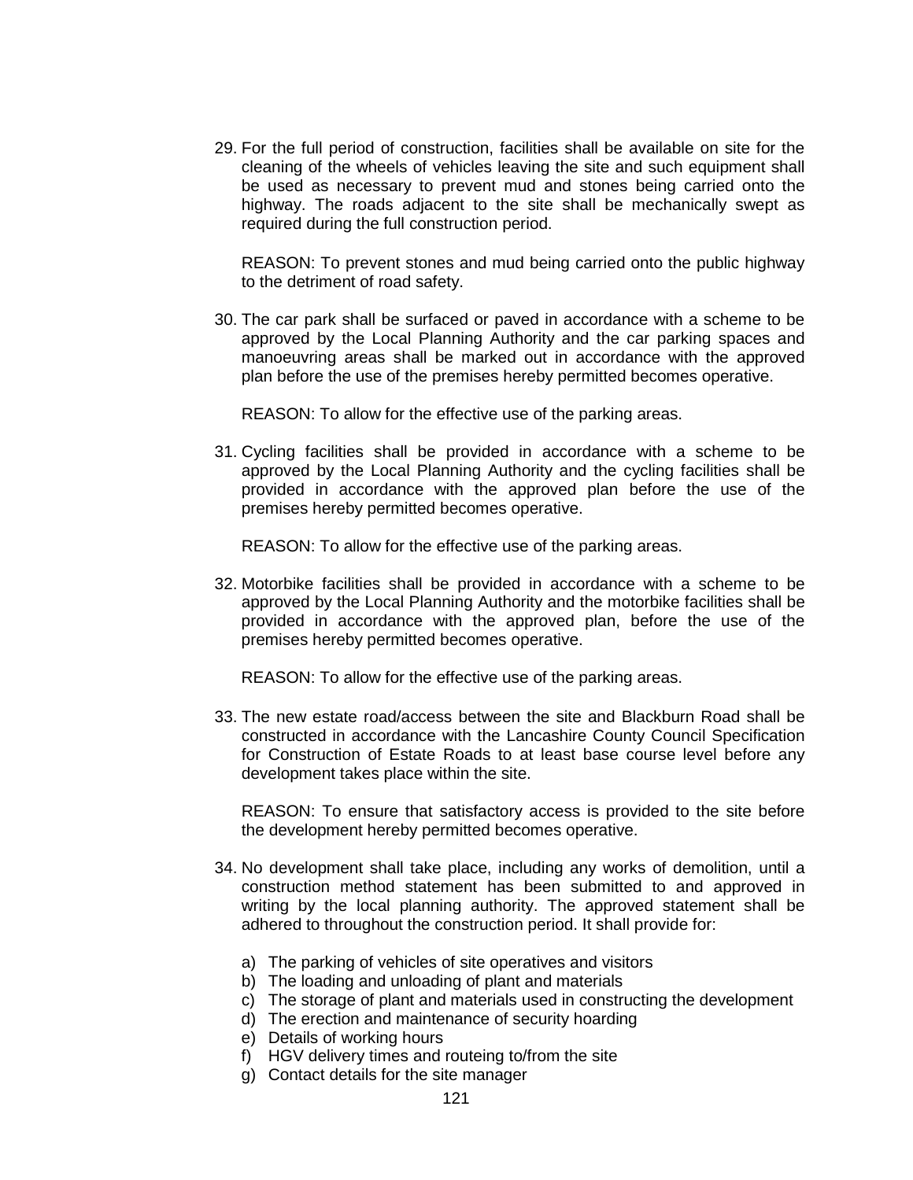29. For the full period of construction, facilities shall be available on site for the cleaning of the wheels of vehicles leaving the site and such equipment shall be used as necessary to prevent mud and stones being carried onto the highway. The roads adjacent to the site shall be mechanically swept as required during the full construction period.

    REASON: To prevent stones and mud being carried onto the public highway to the detriment of road safety.

30. The car park shall be surfaced or paved in accordance with a scheme to be approved by the Local Planning Authority and the car parking spaces and manoeuvring areas shall be marked out in accordance with the approved plan before the use of the premises hereby permitted becomes operative.

    REASON: To allow for the effective use of the parking areas.

31. Cycling facilities shall be provided in accordance with a scheme to be approved by the Local Planning Authority and the cycling facilities shall be provided in accordance with the approved plan before the use of the premises hereby permitted becomes operative.

    REASON: To allow for the effective use of the parking areas.

32. Motorbike facilities shall be provided in accordance with a scheme to be approved by the Local Planning Authority and the motorbike facilities shall be provided in accordance with the approved plan, before the use of the premises hereby permitted becomes operative.

    REASON: To allow for the effective use of the parking areas.

33. The new estate road/access between the site and Blackburn Road shall be constructed in accordance with the Lancashire County Council Specification for Construction of Estate Roads to at least base course level before any development takes place within the site.

    REASON: To ensure that satisfactory access is provided to the site before the development hereby permitted becomes operative.

34. No development shall take place, including any works of demolition, until a construction method statement has been submitted to and approved in writing by the local planning authority. The approved statement shall be adhered to throughout the construction period. It shall provide for:

    a) The parking of vehicles of site operatives and visitors
    b) The loading and unloading of plant and materials
    c) The storage of plant and materials used in constructing the development
    d) The erection and maintenance of security hoarding
    e) Details of working hours
    f) HGV delivery times and routeing to/from the site
    g) Contact details for the site manager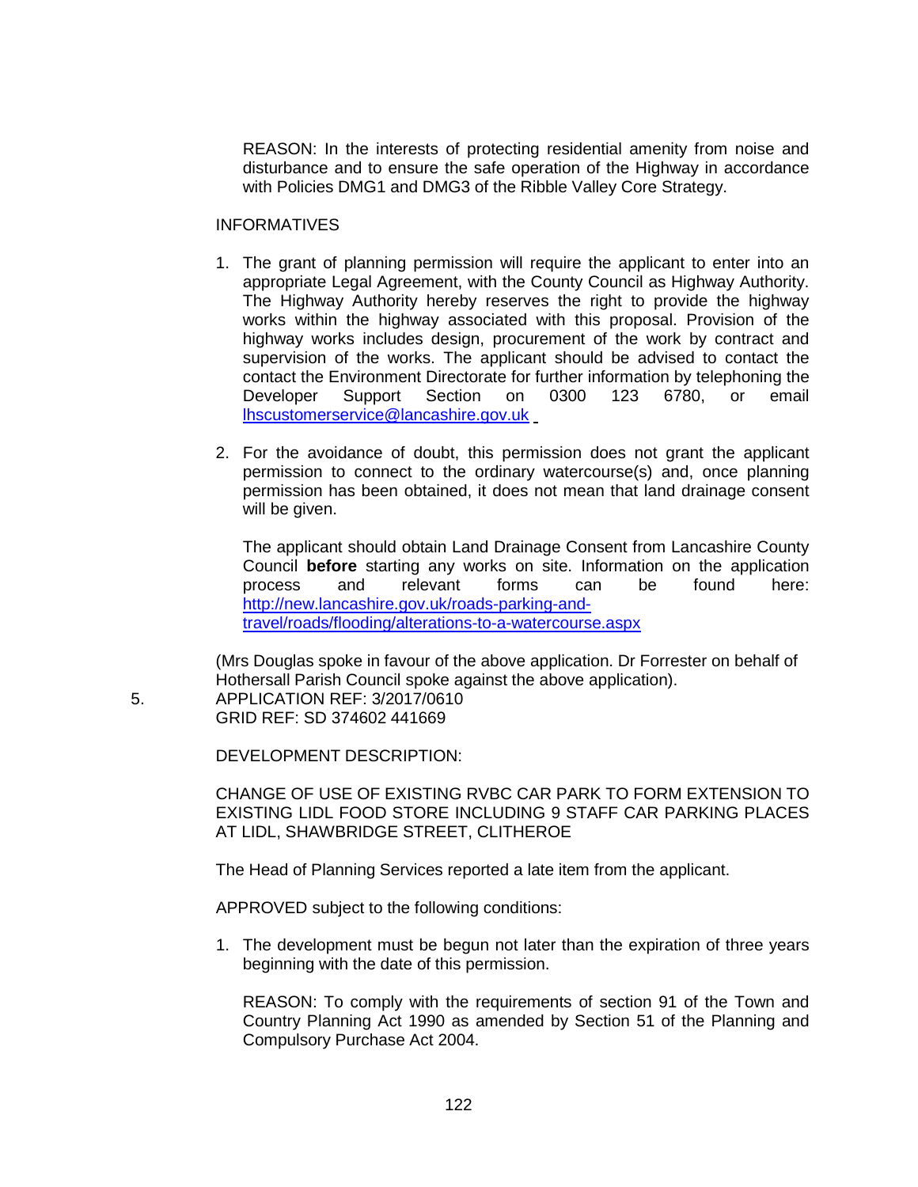REASON: In the interests of protecting residential amenity from noise and disturbance and to ensure the safe operation of the Highway in accordance with Policies DMG1 and DMG3 of the Ribble Valley Core Strategy.

INFORMATIVES

1. The grant of planning permission will require the applicant to enter into an appropriate Legal Agreement, with the County Council as Highway Authority. The Highway Authority hereby reserves the right to provide the highway works within the highway associated with this proposal. Provision of the highway works includes design, procurement of the work by contract and supervision of the works. The applicant should be advised to contact the contact the Environment Directorate for further information by telephoning the Developer Support Section on 0300 123 6780, or email lhscustomerservice@lancashire.gov.uk

2. For the avoidance of doubt, this permission does not grant the applicant permission to connect to the ordinary watercourse(s) and, once planning permission has been obtained, it does not mean that land drainage consent will be given.

   The applicant should obtain Land Drainage Consent from Lancashire County Council **before** starting any works on site. Information on the application process and relevant forms can be found here: http://new.lancashire.gov.uk/roads-parking-and-travel/roads/flooding/alterations-to-a-watercourse.aspx

(Mrs Douglas spoke in favour of the above application. Dr Forrester on behalf of Hothersall Parish Council spoke against the above application).

5. APPLICATION REF: 3/2017/0610
   GRID REF: SD 374602 441669

   DEVELOPMENT DESCRIPTION:

   CHANGE OF USE OF EXISTING RVBC CAR PARK TO FORM EXTENSION TO EXISTING LIDL FOOD STORE INCLUDING 9 STAFF CAR PARKING PLACES AT LIDL, SHAWBRIDGE STREET, CLITHEROE

   The Head of Planning Services reported a late item from the applicant.

   APPROVED subject to the following conditions:

   1. The development must be begun not later than the expiration of three years beginning with the date of this permission.

      REASON: To comply with the requirements of section 91 of the Town and Country Planning Act 1990 as amended by Section 51 of the Planning and Compulsory Purchase Act 2004.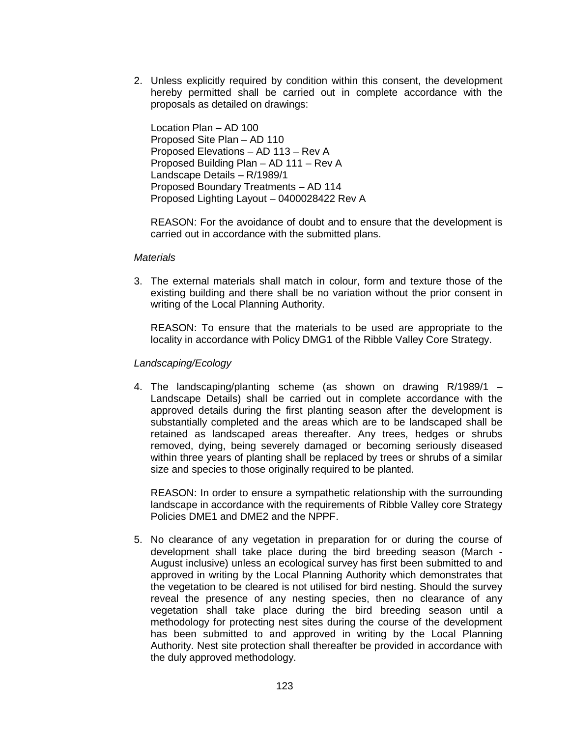2. Unless explicitly required by condition within this consent, the development hereby permitted shall be carried out in complete accordance with the proposals as detailed on drawings:

   Location Plan – AD 100
   Proposed Site Plan – AD 110
   Proposed Elevations – AD 113 – Rev A
   Proposed Building Plan – AD 111 – Rev A
   Landscape Details – R/1989/1
   Proposed Boundary Treatments – AD 114
   Proposed Lighting Layout – 0400028422 Rev A

   REASON: For the avoidance of doubt and to ensure that the development is carried out in accordance with the submitted plans.

*Materials*

3. The external materials shall match in colour, form and texture those of the existing building and there shall be no variation without the prior consent in writing of the Local Planning Authority.

   REASON: To ensure that the materials to be used are appropriate to the locality in accordance with Policy DMG1 of the Ribble Valley Core Strategy.

*Landscaping/Ecology*

4. The landscaping/planting scheme (as shown on drawing R/1989/1 – Landscape Details) shall be carried out in complete accordance with the approved details during the first planting season after the development is substantially completed and the areas which are to be landscaped shall be retained as landscaped areas thereafter. Any trees, hedges or shrubs removed, dying, being severely damaged or becoming seriously diseased within three years of planting shall be replaced by trees or shrubs of a similar size and species to those originally required to be planted.

   REASON: In order to ensure a sympathetic relationship with the surrounding landscape in accordance with the requirements of Ribble Valley core Strategy Policies DME1 and DME2 and the NPPF.

5. No clearance of any vegetation in preparation for or during the course of development shall take place during the bird breeding season (March - August inclusive) unless an ecological survey has first been submitted to and approved in writing by the Local Planning Authority which demonstrates that the vegetation to be cleared is not utilised for bird nesting. Should the survey reveal the presence of any nesting species, then no clearance of any vegetation shall take place during the bird breeding season until a methodology for protecting nest sites during the course of the development has been submitted to and approved in writing by the Local Planning Authority. Nest site protection shall thereafter be provided in accordance with the duly approved methodology.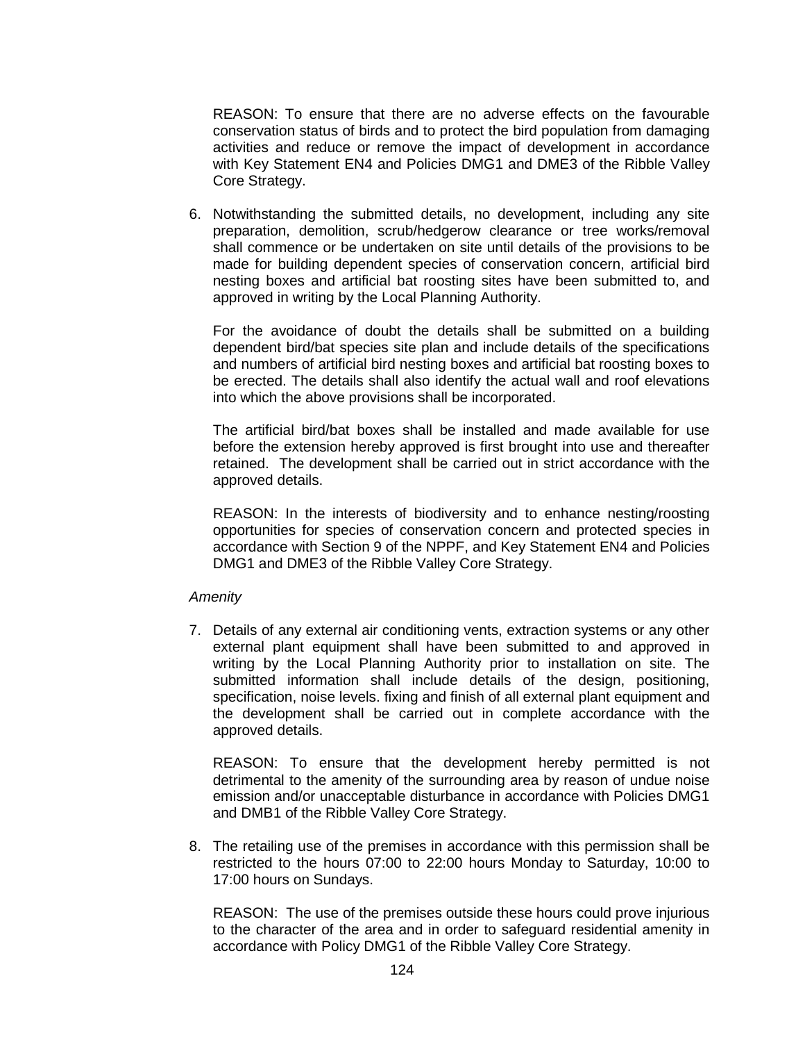REASON: To ensure that there are no adverse effects on the favourable conservation status of birds and to protect the bird population from damaging activities and reduce or remove the impact of development in accordance with Key Statement EN4 and Policies DMG1 and DME3 of the Ribble Valley Core Strategy.

6. Notwithstanding the submitted details, no development, including any site preparation, demolition, scrub/hedgerow clearance or tree works/removal shall commence or be undertaken on site until details of the provisions to be made for building dependent species of conservation concern, artificial bird nesting boxes and artificial bat roosting sites have been submitted to, and approved in writing by the Local Planning Authority.

   For the avoidance of doubt the details shall be submitted on a building dependent bird/bat species site plan and include details of the specifications and numbers of artificial bird nesting boxes and artificial bat roosting boxes to be erected. The details shall also identify the actual wall and roof elevations into which the above provisions shall be incorporated.

   The artificial bird/bat boxes shall be installed and made available for use before the extension hereby approved is first brought into use and thereafter retained. The development shall be carried out in strict accordance with the approved details.

   REASON: In the interests of biodiversity and to enhance nesting/roosting opportunities for species of conservation concern and protected species in accordance with Section 9 of the NPPF, and Key Statement EN4 and Policies DMG1 and DME3 of the Ribble Valley Core Strategy.

*Amenity*

7. Details of any external air conditioning vents, extraction systems or any other external plant equipment shall have been submitted to and approved in writing by the Local Planning Authority prior to installation on site. The submitted information shall include details of the design, positioning, specification, noise levels. fixing and finish of all external plant equipment and the development shall be carried out in complete accordance with the approved details.

   REASON: To ensure that the development hereby permitted is not detrimental to the amenity of the surrounding area by reason of undue noise emission and/or unacceptable disturbance in accordance with Policies DMG1 and DMB1 of the Ribble Valley Core Strategy.

8. The retailing use of the premises in accordance with this permission shall be restricted to the hours 07:00 to 22:00 hours Monday to Saturday, 10:00 to 17:00 hours on Sundays.

   REASON: The use of the premises outside these hours could prove injurious to the character of the area and in order to safeguard residential amenity in accordance with Policy DMG1 of the Ribble Valley Core Strategy.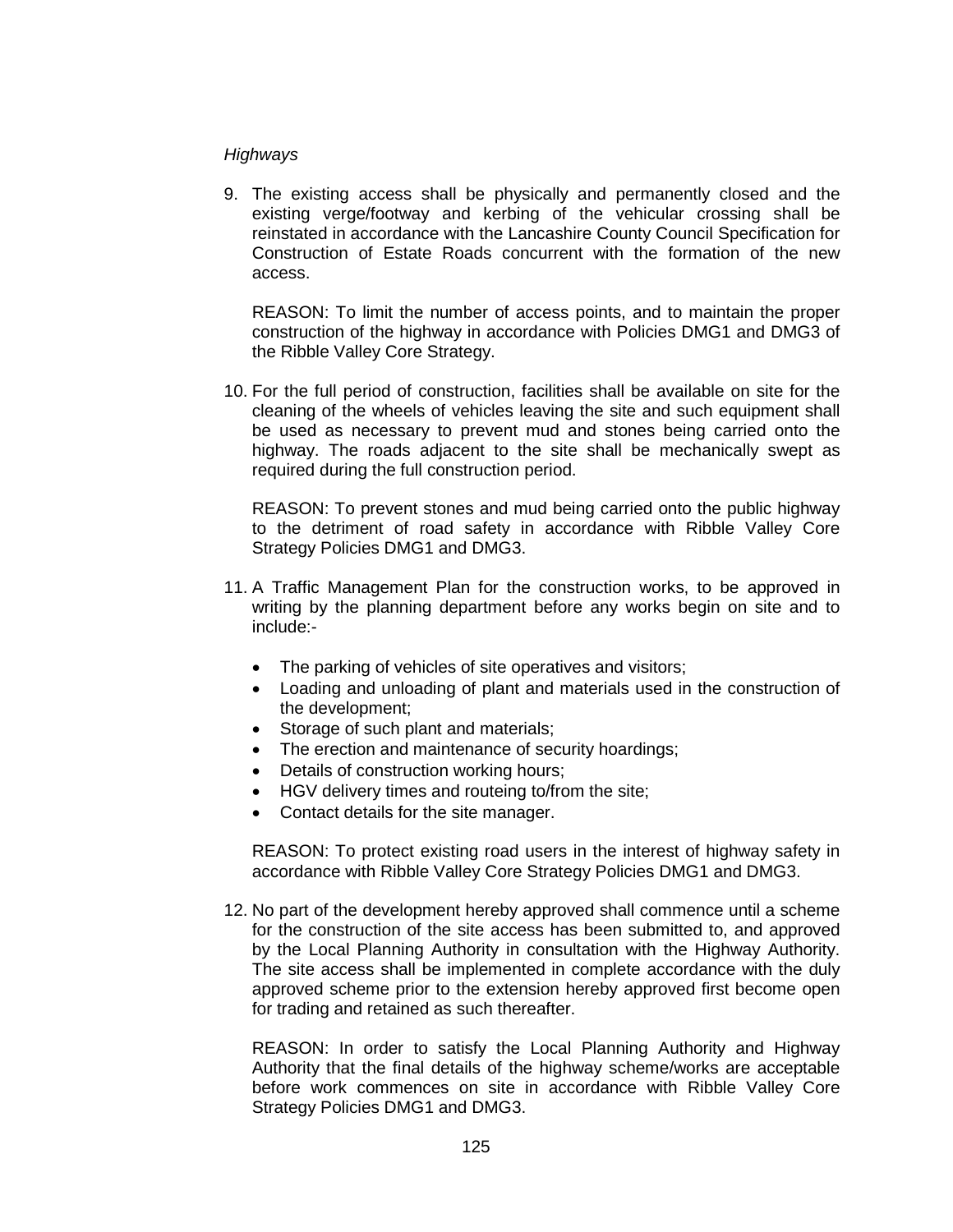*Highways*

9. The existing access shall be physically and permanently closed and the existing verge/footway and kerbing of the vehicular crossing shall be reinstated in accordance with the Lancashire County Council Specification for Construction of Estate Roads concurrent with the formation of the new access.

   REASON: To limit the number of access points, and to maintain the proper construction of the highway in accordance with Policies DMG1 and DMG3 of the Ribble Valley Core Strategy.

10. For the full period of construction, facilities shall be available on site for the cleaning of the wheels of vehicles leaving the site and such equipment shall be used as necessary to prevent mud and stones being carried onto the highway. The roads adjacent to the site shall be mechanically swept as required during the full construction period.

    REASON: To prevent stones and mud being carried onto the public highway to the detriment of road safety in accordance with Ribble Valley Core Strategy Policies DMG1 and DMG3.

11. A Traffic Management Plan for the construction works, to be approved in writing by the planning department before any works begin on site and to include:-

    - The parking of vehicles of site operatives and visitors;
    - Loading and unloading of plant and materials used in the construction of the development;
    - Storage of such plant and materials;
    - The erection and maintenance of security hoardings;
    - Details of construction working hours;
    - HGV delivery times and routeing to/from the site;
    - Contact details for the site manager.

    REASON: To protect existing road users in the interest of highway safety in accordance with Ribble Valley Core Strategy Policies DMG1 and DMG3.

12. No part of the development hereby approved shall commence until a scheme for the construction of the site access has been submitted to, and approved by the Local Planning Authority in consultation with the Highway Authority. The site access shall be implemented in complete accordance with the duly approved scheme prior to the extension hereby approved first become open for trading and retained as such thereafter.

    REASON: In order to satisfy the Local Planning Authority and Highway Authority that the final details of the highway scheme/works are acceptable before work commences on site in accordance with Ribble Valley Core Strategy Policies DMG1 and DMG3.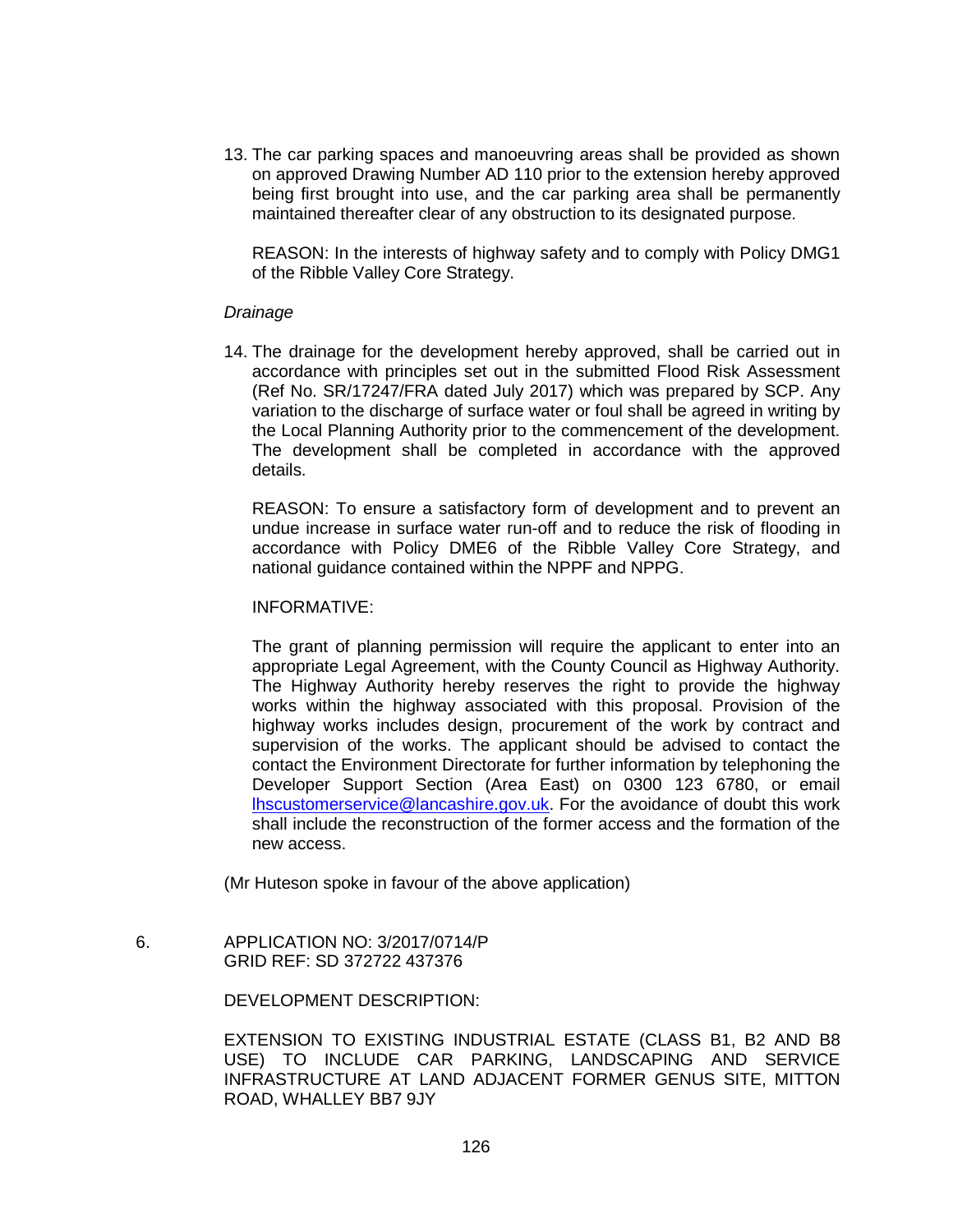13. The car parking spaces and manoeuvring areas shall be provided as shown on approved Drawing Number AD 110 prior to the extension hereby approved being first brought into use, and the car parking area shall be permanently maintained thereafter clear of any obstruction to its designated purpose.

    REASON: In the interests of highway safety and to comply with Policy DMG1 of the Ribble Valley Core Strategy.

*Drainage*

14. The drainage for the development hereby approved, shall be carried out in accordance with principles set out in the submitted Flood Risk Assessment (Ref No. SR/17247/FRA dated July 2017) which was prepared by SCP. Any variation to the discharge of surface water or foul shall be agreed in writing by the Local Planning Authority prior to the commencement of the development. The development shall be completed in accordance with the approved details.

    REASON: To ensure a satisfactory form of development and to prevent an undue increase in surface water run-off and to reduce the risk of flooding in accordance with Policy DME6 of the Ribble Valley Core Strategy, and national guidance contained within the NPPF and NPPG.

    INFORMATIVE:

    The grant of planning permission will require the applicant to enter into an appropriate Legal Agreement, with the County Council as Highway Authority. The Highway Authority hereby reserves the right to provide the highway works within the highway associated with this proposal. Provision of the highway works includes design, procurement of the work by contract and supervision of the works. The applicant should be advised to contact the contact the Environment Directorate for further information by telephoning the Developer Support Section (Area East) on 0300 123 6780, or email lhscustomerservice@lancashire.gov.uk. For the avoidance of doubt this work shall include the reconstruction of the former access and the formation of the new access.

(Mr Huteson spoke in favour of the above application)

6. APPLICATION NO: 3/2017/0714/P
GRID REF: SD 372722 437376

DEVELOPMENT DESCRIPTION:

EXTENSION TO EXISTING INDUSTRIAL ESTATE (CLASS B1, B2 AND B8 USE) TO INCLUDE CAR PARKING, LANDSCAPING AND SERVICE INFRASTRUCTURE AT LAND ADJACENT FORMER GENUS SITE, MITTON ROAD, WHALLEY BB7 9JY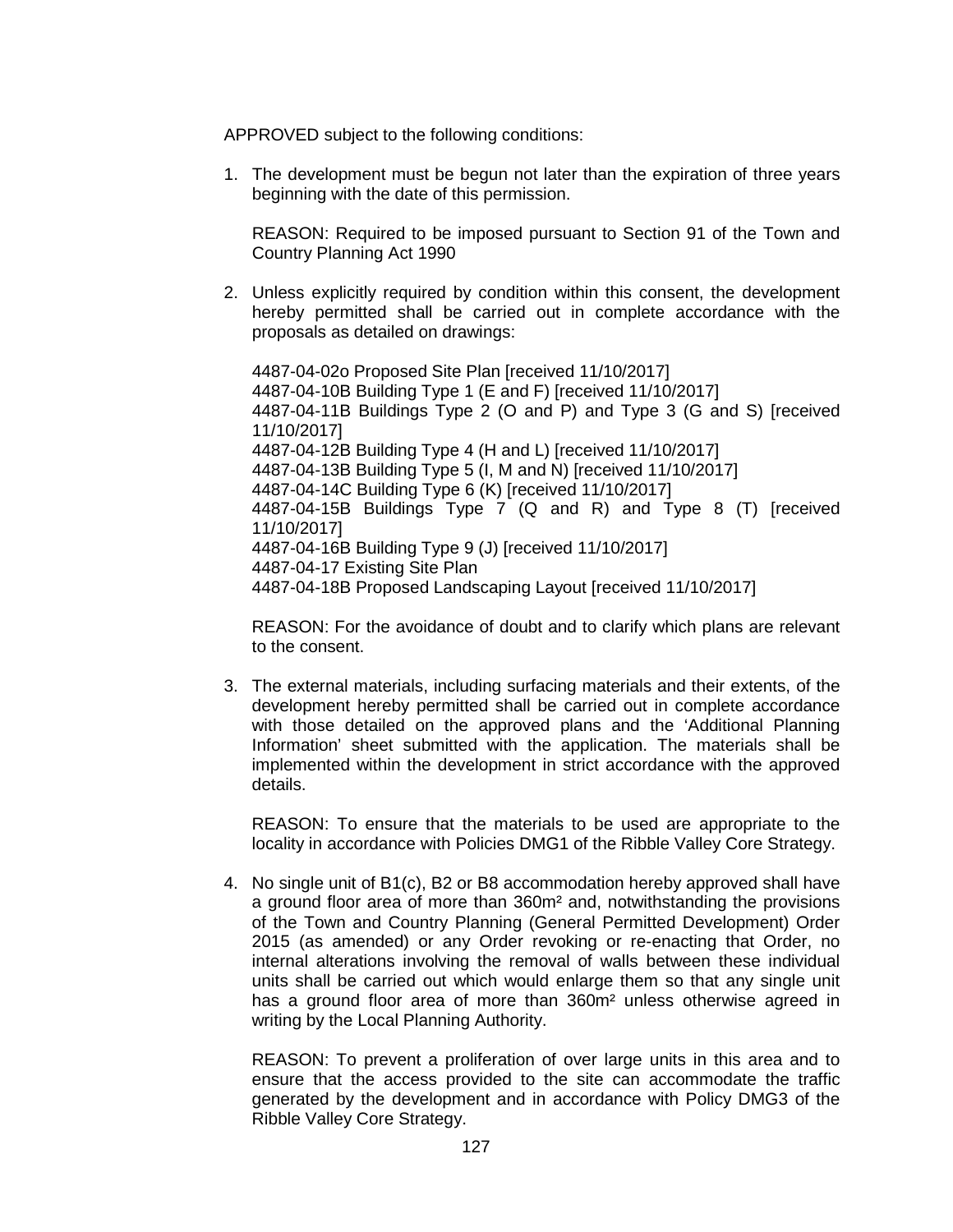APPROVED subject to the following conditions:

1. The development must be begun not later than the expiration of three years beginning with the date of this permission.

   REASON: Required to be imposed pursuant to Section 91 of the Town and Country Planning Act 1990

2. Unless explicitly required by condition within this consent, the development hereby permitted shall be carried out in complete accordance with the proposals as detailed on drawings:

   4487-04-02o Proposed Site Plan [received 11/10/2017]
   4487-04-10B Building Type 1 (E and F) [received 11/10/2017]
   4487-04-11B Buildings Type 2 (O and P) and Type 3 (G and S) [received 11/10/2017]
   4487-04-12B Building Type 4 (H and L) [received 11/10/2017]
   4487-04-13B Building Type 5 (I, M and N) [received 11/10/2017]
   4487-04-14C Building Type 6 (K) [received 11/10/2017]
   4487-04-15B Buildings Type 7 (Q and R) and Type 8 (T) [received 11/10/2017]
   4487-04-16B Building Type 9 (J) [received 11/10/2017]
   4487-04-17 Existing Site Plan
   4487-04-18B Proposed Landscaping Layout [received 11/10/2017]

   REASON: For the avoidance of doubt and to clarify which plans are relevant to the consent.

3. The external materials, including surfacing materials and their extents, of the development hereby permitted shall be carried out in complete accordance with those detailed on the approved plans and the 'Additional Planning Information' sheet submitted with the application. The materials shall be implemented within the development in strict accordance with the approved details.

   REASON: To ensure that the materials to be used are appropriate to the locality in accordance with Policies DMG1 of the Ribble Valley Core Strategy.

4. No single unit of B1(c), B2 or B8 accommodation hereby approved shall have a ground floor area of more than 360m² and, notwithstanding the provisions of the Town and Country Planning (General Permitted Development) Order 2015 (as amended) or any Order revoking or re-enacting that Order, no internal alterations involving the removal of walls between these individual units shall be carried out which would enlarge them so that any single unit has a ground floor area of more than 360m² unless otherwise agreed in writing by the Local Planning Authority.

   REASON: To prevent a proliferation of over large units in this area and to ensure that the access provided to the site can accommodate the traffic generated by the development and in accordance with Policy DMG3 of the Ribble Valley Core Strategy.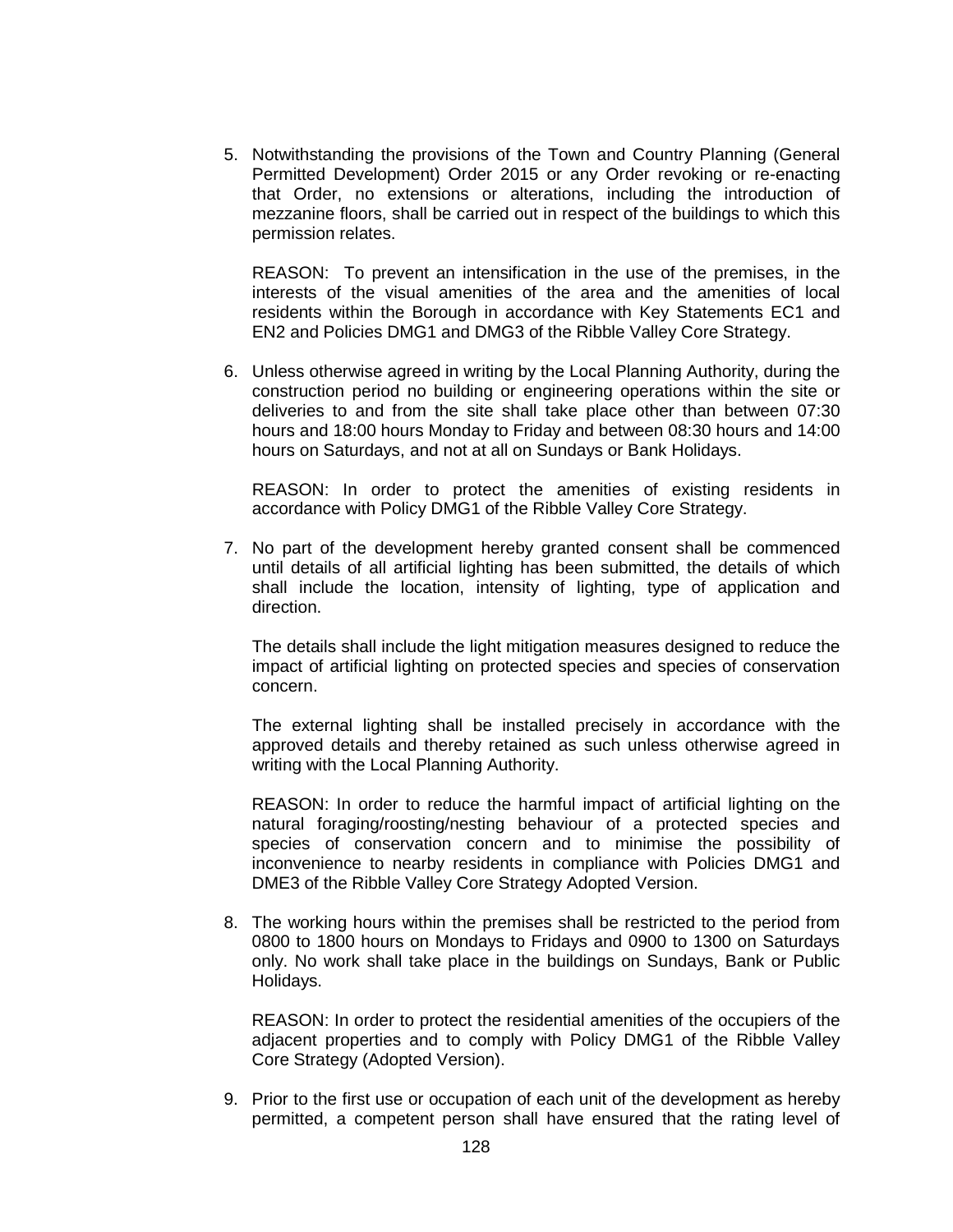5. Notwithstanding the provisions of the Town and Country Planning (General Permitted Development) Order 2015 or any Order revoking or re-enacting that Order, no extensions or alterations, including the introduction of mezzanine floors, shall be carried out in respect of the buildings to which this permission relates.

   REASON: To prevent an intensification in the use of the premises, in the interests of the visual amenities of the area and the amenities of local residents within the Borough in accordance with Key Statements EC1 and EN2 and Policies DMG1 and DMG3 of the Ribble Valley Core Strategy.

6. Unless otherwise agreed in writing by the Local Planning Authority, during the construction period no building or engineering operations within the site or deliveries to and from the site shall take place other than between 07:30 hours and 18:00 hours Monday to Friday and between 08:30 hours and 14:00 hours on Saturdays, and not at all on Sundays or Bank Holidays.

   REASON: In order to protect the amenities of existing residents in accordance with Policy DMG1 of the Ribble Valley Core Strategy.

7. No part of the development hereby granted consent shall be commenced until details of all artificial lighting has been submitted, the details of which shall include the location, intensity of lighting, type of application and direction.

   The details shall include the light mitigation measures designed to reduce the impact of artificial lighting on protected species and species of conservation concern.

   The external lighting shall be installed precisely in accordance with the approved details and thereby retained as such unless otherwise agreed in writing with the Local Planning Authority.

   REASON: In order to reduce the harmful impact of artificial lighting on the natural foraging/roosting/nesting behaviour of a protected species and species of conservation concern and to minimise the possibility of inconvenience to nearby residents in compliance with Policies DMG1 and DME3 of the Ribble Valley Core Strategy Adopted Version.

8. The working hours within the premises shall be restricted to the period from 0800 to 1800 hours on Mondays to Fridays and 0900 to 1300 on Saturdays only. No work shall take place in the buildings on Sundays, Bank or Public Holidays.

   REASON: In order to protect the residential amenities of the occupiers of the adjacent properties and to comply with Policy DMG1 of the Ribble Valley Core Strategy (Adopted Version).

9. Prior to the first use or occupation of each unit of the development as hereby permitted, a competent person shall have ensured that the rating level of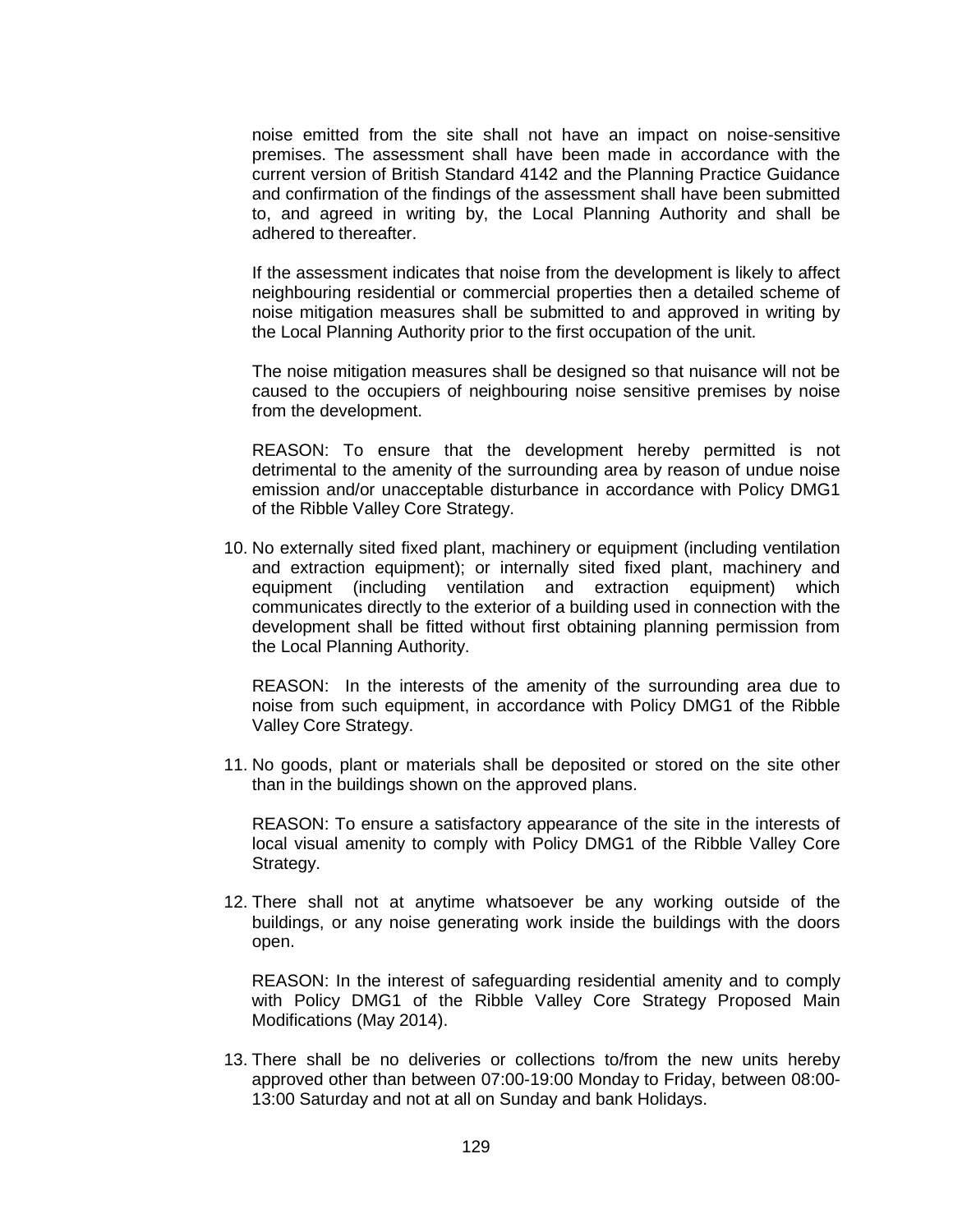noise emitted from the site shall not have an impact on noise-sensitive premises. The assessment shall have been made in accordance with the current version of British Standard 4142 and the Planning Practice Guidance and confirmation of the findings of the assessment shall have been submitted to, and agreed in writing by, the Local Planning Authority and shall be adhered to thereafter.

If the assessment indicates that noise from the development is likely to affect neighbouring residential or commercial properties then a detailed scheme of noise mitigation measures shall be submitted to and approved in writing by the Local Planning Authority prior to the first occupation of the unit.

The noise mitigation measures shall be designed so that nuisance will not be caused to the occupiers of neighbouring noise sensitive premises by noise from the development.

REASON: To ensure that the development hereby permitted is not detrimental to the amenity of the surrounding area by reason of undue noise emission and/or unacceptable disturbance in accordance with Policy DMG1 of the Ribble Valley Core Strategy.

10. No externally sited fixed plant, machinery or equipment (including ventilation and extraction equipment); or internally sited fixed plant, machinery and equipment (including ventilation and extraction equipment) which communicates directly to the exterior of a building used in connection with the development shall be fitted without first obtaining planning permission from the Local Planning Authority.

    REASON: In the interests of the amenity of the surrounding area due to noise from such equipment, in accordance with Policy DMG1 of the Ribble Valley Core Strategy.

11. No goods, plant or materials shall be deposited or stored on the site other than in the buildings shown on the approved plans.

    REASON: To ensure a satisfactory appearance of the site in the interests of local visual amenity to comply with Policy DMG1 of the Ribble Valley Core Strategy.

12. There shall not at anytime whatsoever be any working outside of the buildings, or any noise generating work inside the buildings with the doors open.

    REASON: In the interest of safeguarding residential amenity and to comply with Policy DMG1 of the Ribble Valley Core Strategy Proposed Main Modifications (May 2014).

13. There shall be no deliveries or collections to/from the new units hereby approved other than between 07:00-19:00 Monday to Friday, between 08:00-13:00 Saturday and not at all on Sunday and bank Holidays.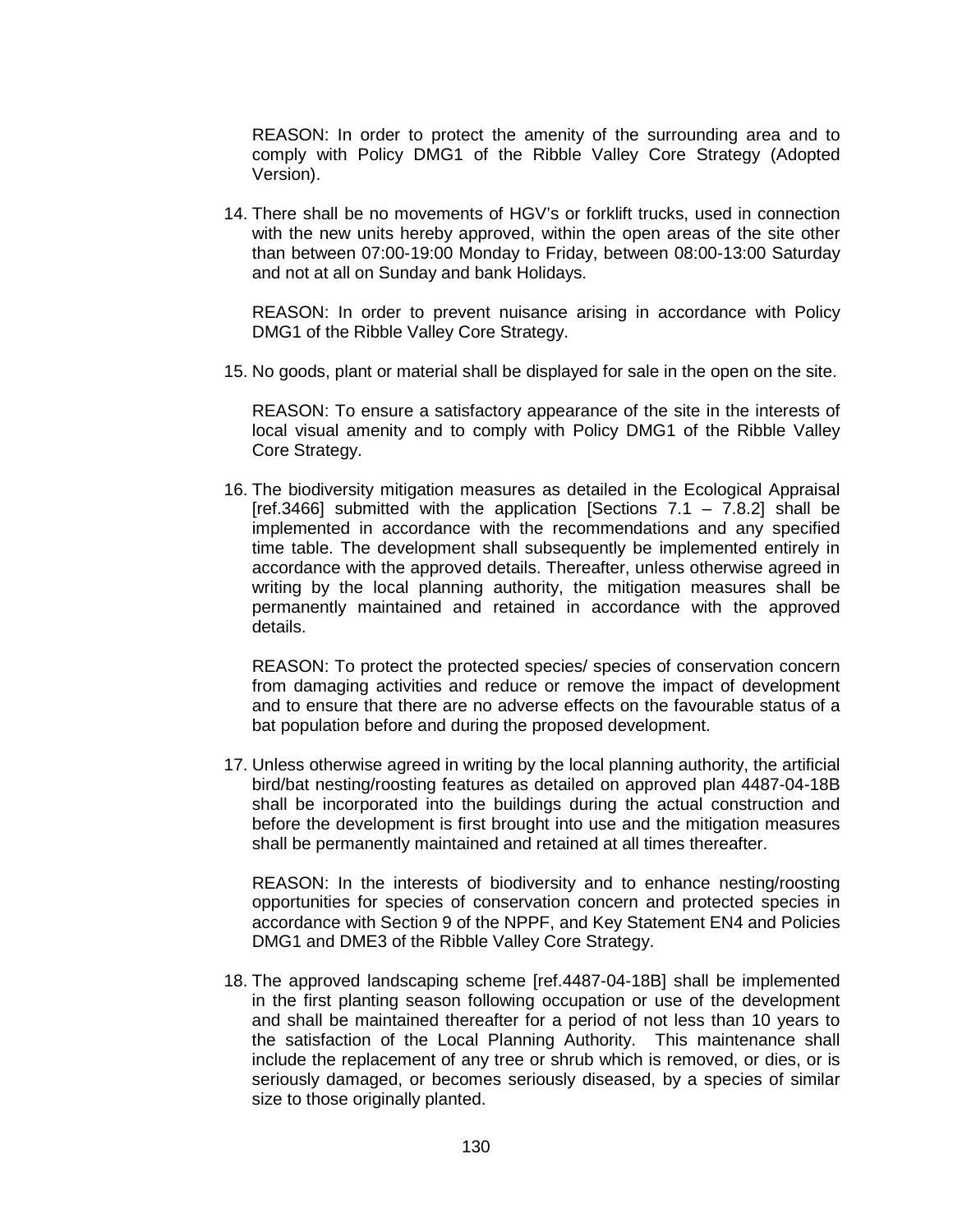REASON: In order to protect the amenity of the surrounding area and to comply with Policy DMG1 of the Ribble Valley Core Strategy (Adopted Version).

14. There shall be no movements of HGV's or forklift trucks, used in connection with the new units hereby approved, within the open areas of the site other than between 07:00-19:00 Monday to Friday, between 08:00-13:00 Saturday and not at all on Sunday and bank Holidays.

    REASON: In order to prevent nuisance arising in accordance with Policy DMG1 of the Ribble Valley Core Strategy.

15. No goods, plant or material shall be displayed for sale in the open on the site.

    REASON: To ensure a satisfactory appearance of the site in the interests of local visual amenity and to comply with Policy DMG1 of the Ribble Valley Core Strategy.

16. The biodiversity mitigation measures as detailed in the Ecological Appraisal [ref.3466] submitted with the application [Sections 7.1 – 7.8.2] shall be implemented in accordance with the recommendations and any specified time table. The development shall subsequently be implemented entirely in accordance with the approved details. Thereafter, unless otherwise agreed in writing by the local planning authority, the mitigation measures shall be permanently maintained and retained in accordance with the approved details.

    REASON: To protect the protected species/ species of conservation concern from damaging activities and reduce or remove the impact of development and to ensure that there are no adverse effects on the favourable status of a bat population before and during the proposed development.

17. Unless otherwise agreed in writing by the local planning authority, the artificial bird/bat nesting/roosting features as detailed on approved plan 4487-04-18B shall be incorporated into the buildings during the actual construction and before the development is first brought into use and the mitigation measures shall be permanently maintained and retained at all times thereafter.

    REASON: In the interests of biodiversity and to enhance nesting/roosting opportunities for species of conservation concern and protected species in accordance with Section 9 of the NPPF, and Key Statement EN4 and Policies DMG1 and DME3 of the Ribble Valley Core Strategy.

18. The approved landscaping scheme [ref.4487-04-18B] shall be implemented in the first planting season following occupation or use of the development and shall be maintained thereafter for a period of not less than 10 years to the satisfaction of the Local Planning Authority. This maintenance shall include the replacement of any tree or shrub which is removed, or dies, or is seriously damaged, or becomes seriously diseased, by a species of similar size to those originally planted.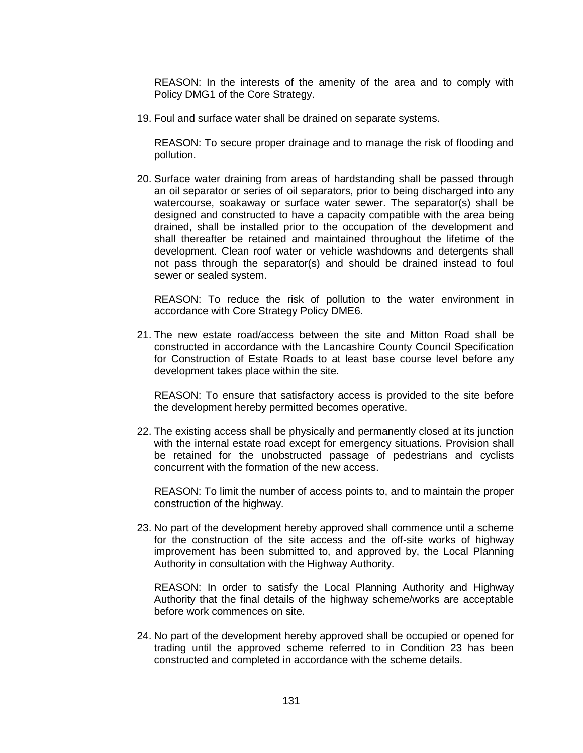REASON: In the interests of the amenity of the area and to comply with Policy DMG1 of the Core Strategy.

19. Foul and surface water shall be drained on separate systems.

    REASON: To secure proper drainage and to manage the risk of flooding and pollution.

20. Surface water draining from areas of hardstanding shall be passed through an oil separator or series of oil separators, prior to being discharged into any watercourse, soakaway or surface water sewer. The separator(s) shall be designed and constructed to have a capacity compatible with the area being drained, shall be installed prior to the occupation of the development and shall thereafter be retained and maintained throughout the lifetime of the development. Clean roof water or vehicle washdowns and detergents shall not pass through the separator(s) and should be drained instead to foul sewer or sealed system.

    REASON: To reduce the risk of pollution to the water environment in accordance with Core Strategy Policy DME6.

21. The new estate road/access between the site and Mitton Road shall be constructed in accordance with the Lancashire County Council Specification for Construction of Estate Roads to at least base course level before any development takes place within the site.

    REASON: To ensure that satisfactory access is provided to the site before the development hereby permitted becomes operative.

22. The existing access shall be physically and permanently closed at its junction with the internal estate road except for emergency situations. Provision shall be retained for the unobstructed passage of pedestrians and cyclists concurrent with the formation of the new access.

    REASON: To limit the number of access points to, and to maintain the proper construction of the highway.

23. No part of the development hereby approved shall commence until a scheme for the construction of the site access and the off-site works of highway improvement has been submitted to, and approved by, the Local Planning Authority in consultation with the Highway Authority.

    REASON: In order to satisfy the Local Planning Authority and Highway Authority that the final details of the highway scheme/works are acceptable before work commences on site.

24. No part of the development hereby approved shall be occupied or opened for trading until the approved scheme referred to in Condition 23 has been constructed and completed in accordance with the scheme details.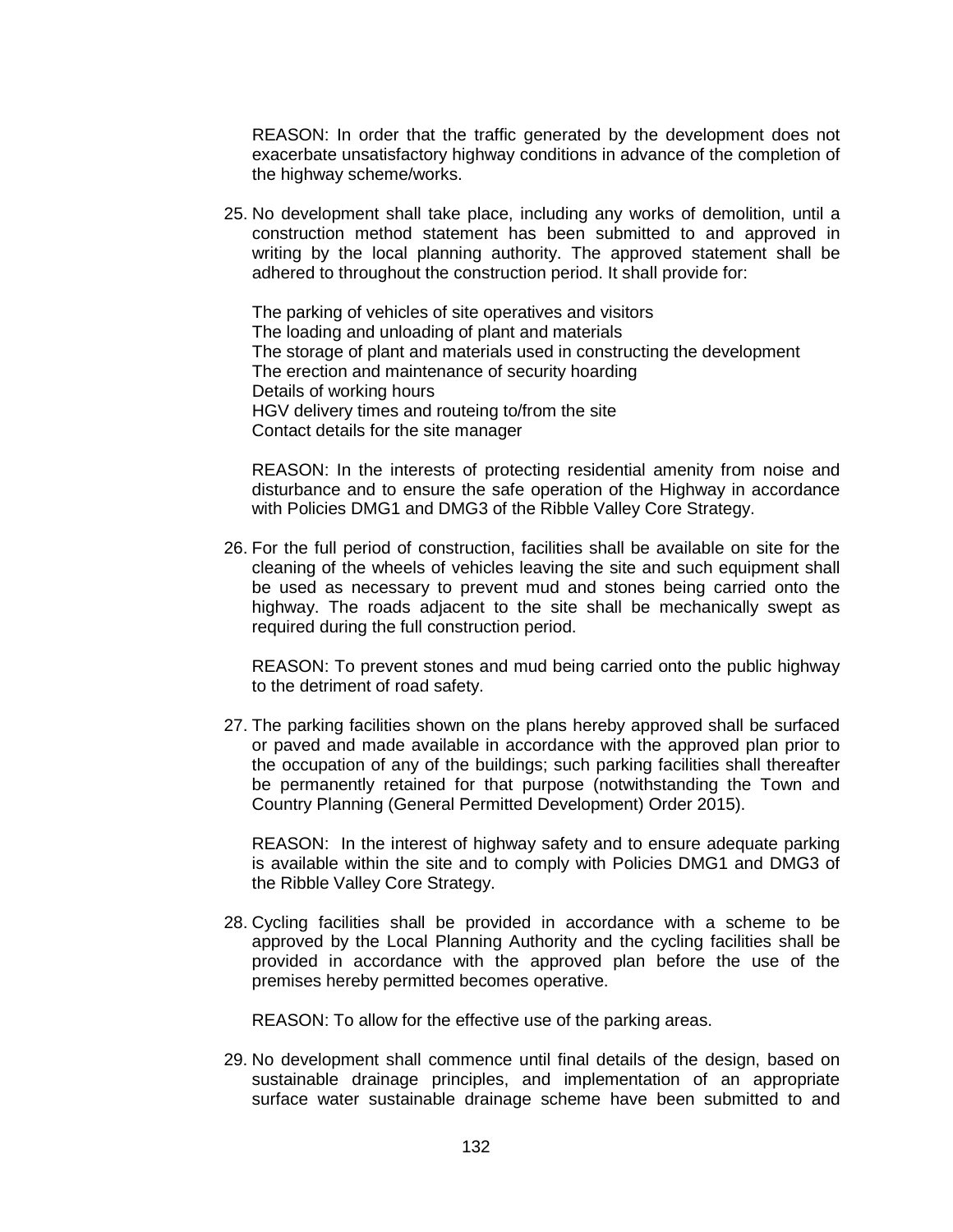REASON: In order that the traffic generated by the development does not exacerbate unsatisfactory highway conditions in advance of the completion of the highway scheme/works.

25. No development shall take place, including any works of demolition, until a construction method statement has been submitted to and approved in writing by the local planning authority. The approved statement shall be adhered to throughout the construction period. It shall provide for:

    The parking of vehicles of site operatives and visitors
    The loading and unloading of plant and materials
    The storage of plant and materials used in constructing the development
    The erection and maintenance of security hoarding
    Details of working hours
    HGV delivery times and routeing to/from the site
    Contact details for the site manager

    REASON: In the interests of protecting residential amenity from noise and disturbance and to ensure the safe operation of the Highway in accordance with Policies DMG1 and DMG3 of the Ribble Valley Core Strategy.

26. For the full period of construction, facilities shall be available on site for the cleaning of the wheels of vehicles leaving the site and such equipment shall be used as necessary to prevent mud and stones being carried onto the highway. The roads adjacent to the site shall be mechanically swept as required during the full construction period.

    REASON: To prevent stones and mud being carried onto the public highway to the detriment of road safety.

27. The parking facilities shown on the plans hereby approved shall be surfaced or paved and made available in accordance with the approved plan prior to the occupation of any of the buildings; such parking facilities shall thereafter be permanently retained for that purpose (notwithstanding the Town and Country Planning (General Permitted Development) Order 2015).

    REASON: In the interest of highway safety and to ensure adequate parking is available within the site and to comply with Policies DMG1 and DMG3 of the Ribble Valley Core Strategy.

28. Cycling facilities shall be provided in accordance with a scheme to be approved by the Local Planning Authority and the cycling facilities shall be provided in accordance with the approved plan before the use of the premises hereby permitted becomes operative.

    REASON: To allow for the effective use of the parking areas.

29. No development shall commence until final details of the design, based on sustainable drainage principles, and implementation of an appropriate surface water sustainable drainage scheme have been submitted to and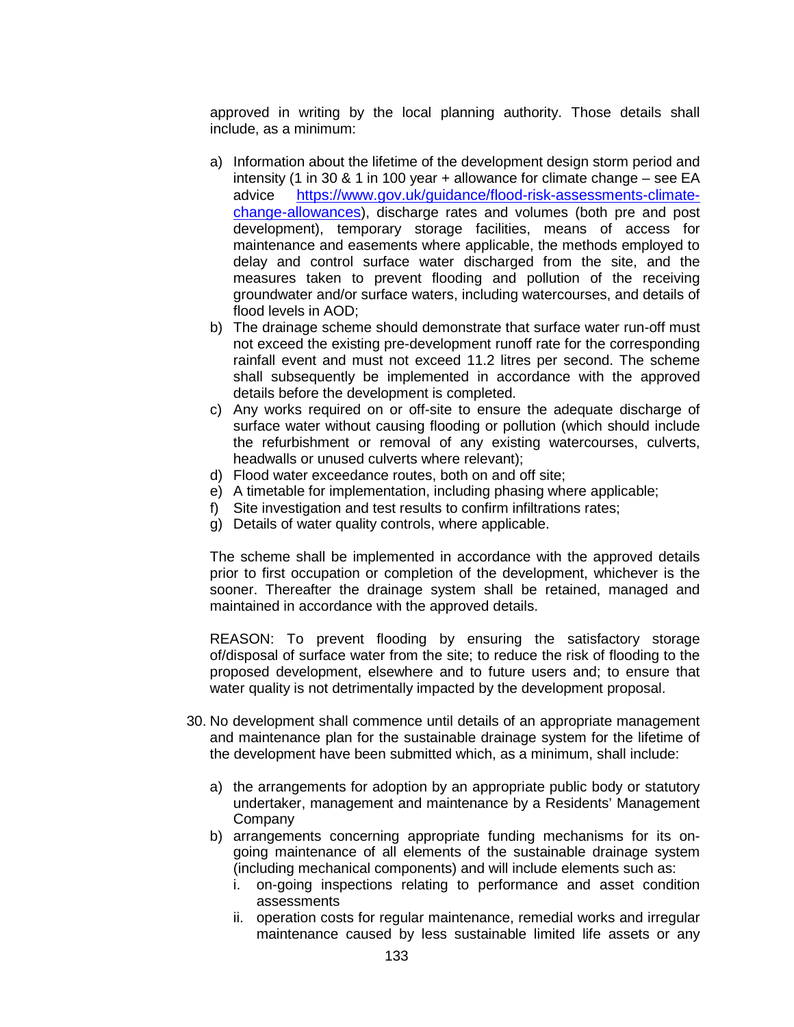approved in writing by the local planning authority. Those details shall include, as a minimum:

a) Information about the lifetime of the development design storm period and intensity (1 in 30 & 1 in 100 year + allowance for climate change – see EA advice [https://www.gov.uk/guidance/flood-risk-assessments-climate-change-allowances](https://www.gov.uk/guidance/flood-risk-assessments-climate-change-allowances)), discharge rates and volumes (both pre and post development), temporary storage facilities, means of access for maintenance and easements where applicable, the methods employed to delay and control surface water discharged from the site, and the measures taken to prevent flooding and pollution of the receiving groundwater and/or surface waters, including watercourses, and details of flood levels in AOD;
b) The drainage scheme should demonstrate that surface water run-off must not exceed the existing pre-development runoff rate for the corresponding rainfall event and must not exceed 11.2 litres per second. The scheme shall subsequently be implemented in accordance with the approved details before the development is completed.
c) Any works required on or off-site to ensure the adequate discharge of surface water without causing flooding or pollution (which should include the refurbishment or removal of any existing watercourses, culverts, headwalls or unused culverts where relevant);
d) Flood water exceedance routes, both on and off site;
e) A timetable for implementation, including phasing where applicable;
f) Site investigation and test results to confirm infiltrations rates;
g) Details of water quality controls, where applicable.

The scheme shall be implemented in accordance with the approved details prior to first occupation or completion of the development, whichever is the sooner. Thereafter the drainage system shall be retained, managed and maintained in accordance with the approved details.

REASON: To prevent flooding by ensuring the satisfactory storage of/disposal of surface water from the site; to reduce the risk of flooding to the proposed development, elsewhere and to future users and; to ensure that water quality is not detrimentally impacted by the development proposal.

30. No development shall commence until details of an appropriate management and maintenance plan for the sustainable drainage system for the lifetime of the development have been submitted which, as a minimum, shall include:

    a) the arrangements for adoption by an appropriate public body or statutory undertaker, management and maintenance by a Residents' Management Company
    b) arrangements concerning appropriate funding mechanisms for its on-going maintenance of all elements of the sustainable drainage system (including mechanical components) and will include elements such as:
        i. on-going inspections relating to performance and asset condition assessments
        ii. operation costs for regular maintenance, remedial works and irregular maintenance caused by less sustainable limited life assets or any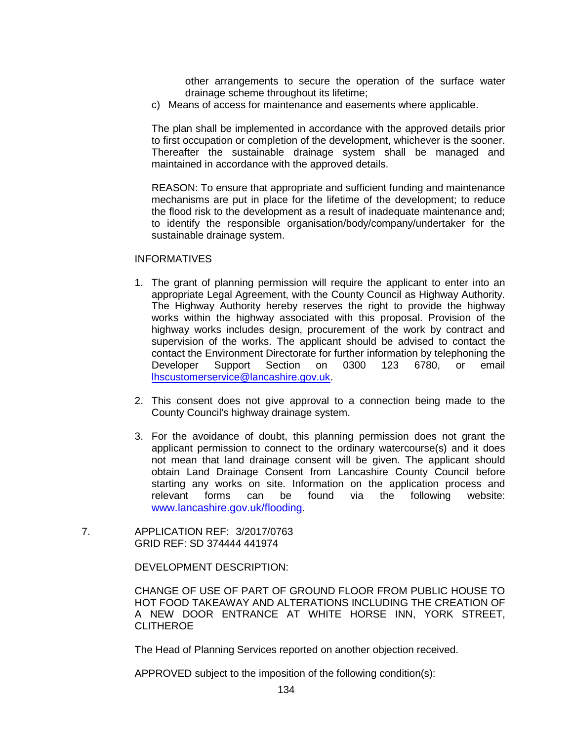other arrangements to secure the operation of the surface water drainage scheme throughout its lifetime;

c) Means of access for maintenance and easements where applicable.

The plan shall be implemented in accordance with the approved details prior to first occupation or completion of the development, whichever is the sooner. Thereafter the sustainable drainage system shall be managed and maintained in accordance with the approved details.

REASON: To ensure that appropriate and sufficient funding and maintenance mechanisms are put in place for the lifetime of the development; to reduce the flood risk to the development as a result of inadequate maintenance and; to identify the responsible organisation/body/company/undertaker for the sustainable drainage system.

INFORMATIVES

1. The grant of planning permission will require the applicant to enter into an appropriate Legal Agreement, with the County Council as Highway Authority. The Highway Authority hereby reserves the right to provide the highway works within the highway associated with this proposal. Provision of the highway works includes design, procurement of the work by contract and supervision of the works. The applicant should be advised to contact the contact the Environment Directorate for further information by telephoning the Developer Support Section on 0300 123 6780, or email lhscustomerservice@lancashire.gov.uk.

2. This consent does not give approval to a connection being made to the County Council's highway drainage system.

3. For the avoidance of doubt, this planning permission does not grant the applicant permission to connect to the ordinary watercourse(s) and it does not mean that land drainage consent will be given. The applicant should obtain Land Drainage Consent from Lancashire County Council before starting any works on site. Information on the application process and relevant forms can be found via the following website: www.lancashire.gov.uk/flooding.

7. APPLICATION REF: 3/2017/0763
GRID REF: SD 374444 441974

DEVELOPMENT DESCRIPTION:

CHANGE OF USE OF PART OF GROUND FLOOR FROM PUBLIC HOUSE TO HOT FOOD TAKEAWAY AND ALTERATIONS INCLUDING THE CREATION OF A NEW DOOR ENTRANCE AT WHITE HORSE INN, YORK STREET, CLITHEROE

The Head of Planning Services reported on another objection received.

APPROVED subject to the imposition of the following condition(s):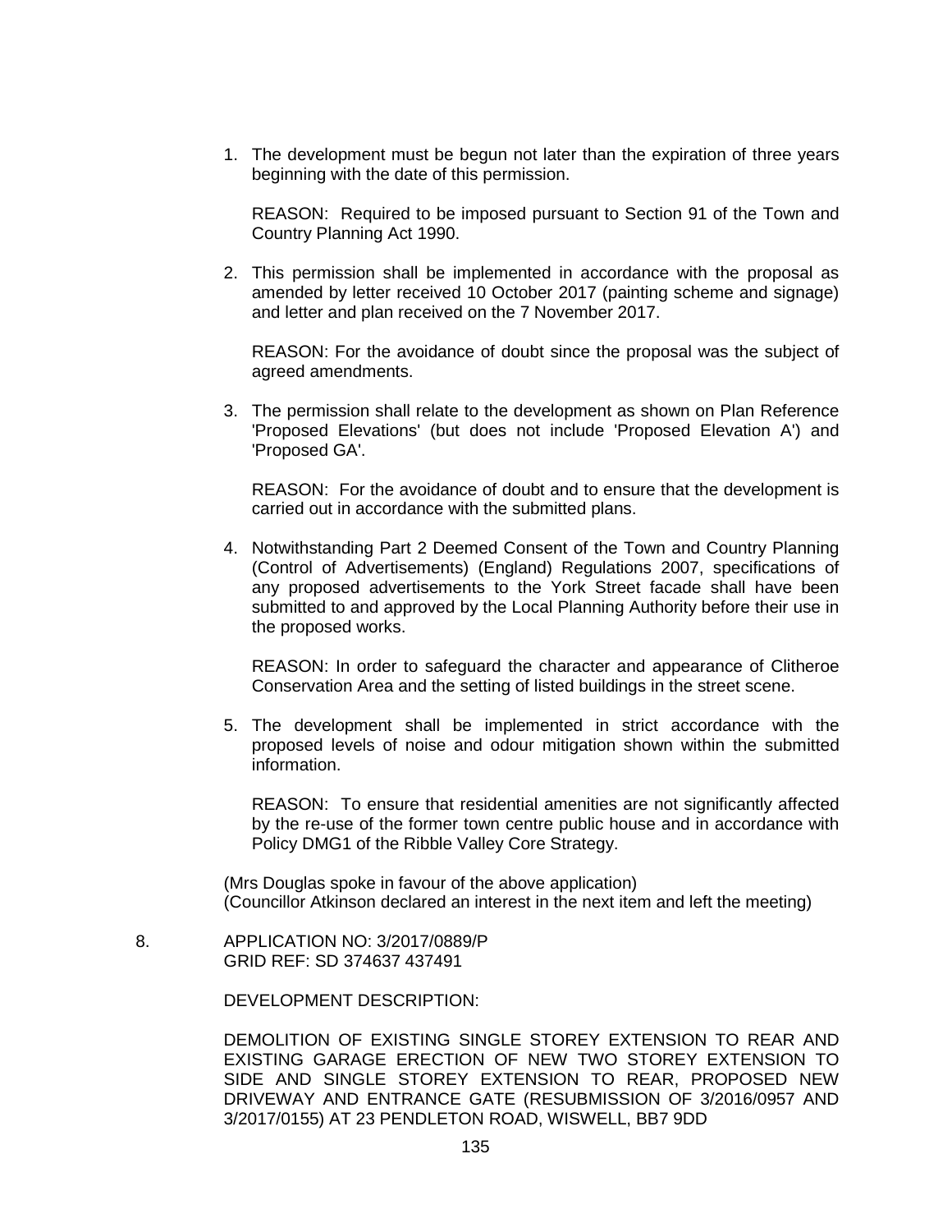1. The development must be begun not later than the expiration of three years beginning with the date of this permission.

   REASON: Required to be imposed pursuant to Section 91 of the Town and Country Planning Act 1990.

2. This permission shall be implemented in accordance with the proposal as amended by letter received 10 October 2017 (painting scheme and signage) and letter and plan received on the 7 November 2017.

   REASON: For the avoidance of doubt since the proposal was the subject of agreed amendments.

3. The permission shall relate to the development as shown on Plan Reference 'Proposed Elevations' (but does not include 'Proposed Elevation A') and 'Proposed GA'.

   REASON: For the avoidance of doubt and to ensure that the development is carried out in accordance with the submitted plans.

4. Notwithstanding Part 2 Deemed Consent of the Town and Country Planning (Control of Advertisements) (England) Regulations 2007, specifications of any proposed advertisements to the York Street facade shall have been submitted to and approved by the Local Planning Authority before their use in the proposed works.

   REASON: In order to safeguard the character and appearance of Clitheroe Conservation Area and the setting of listed buildings in the street scene.

5. The development shall be implemented in strict accordance with the proposed levels of noise and odour mitigation shown within the submitted information.

   REASON: To ensure that residential amenities are not significantly affected by the re-use of the former town centre public house and in accordance with Policy DMG1 of the Ribble Valley Core Strategy.

(Mrs Douglas spoke in favour of the above application)
(Councillor Atkinson declared an interest in the next item and left the meeting)

8. APPLICATION NO: 3/2017/0889/P
   GRID REF: SD 374637 437491

   DEVELOPMENT DESCRIPTION:

   DEMOLITION OF EXISTING SINGLE STOREY EXTENSION TO REAR AND EXISTING GARAGE ERECTION OF NEW TWO STOREY EXTENSION TO SIDE AND SINGLE STOREY EXTENSION TO REAR, PROPOSED NEW DRIVEWAY AND ENTRANCE GATE (RESUBMISSION OF 3/2016/0957 AND 3/2017/0155) AT 23 PENDLETON ROAD, WISWELL, BB7 9DD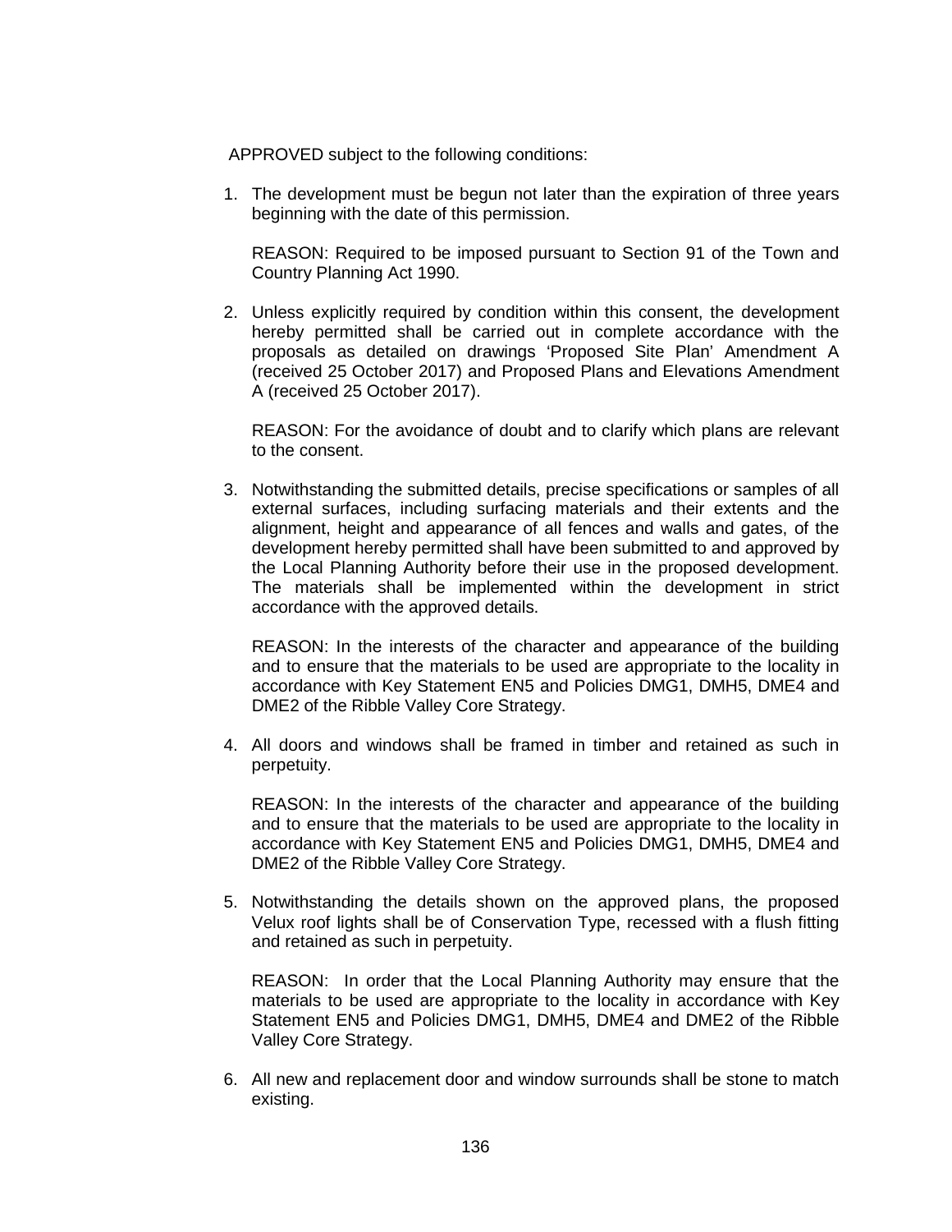APPROVED subject to the following conditions:

1. The development must be begun not later than the expiration of three years beginning with the date of this permission.

   REASON: Required to be imposed pursuant to Section 91 of the Town and Country Planning Act 1990.

2. Unless explicitly required by condition within this consent, the development hereby permitted shall be carried out in complete accordance with the proposals as detailed on drawings 'Proposed Site Plan' Amendment A (received 25 October 2017) and Proposed Plans and Elevations Amendment A (received 25 October 2017).

   REASON: For the avoidance of doubt and to clarify which plans are relevant to the consent.

3. Notwithstanding the submitted details, precise specifications or samples of all external surfaces, including surfacing materials and their extents and the alignment, height and appearance of all fences and walls and gates, of the development hereby permitted shall have been submitted to and approved by the Local Planning Authority before their use in the proposed development. The materials shall be implemented within the development in strict accordance with the approved details.

   REASON: In the interests of the character and appearance of the building and to ensure that the materials to be used are appropriate to the locality in accordance with Key Statement EN5 and Policies DMG1, DMH5, DME4 and DME2 of the Ribble Valley Core Strategy.

4. All doors and windows shall be framed in timber and retained as such in perpetuity.

   REASON: In the interests of the character and appearance of the building and to ensure that the materials to be used are appropriate to the locality in accordance with Key Statement EN5 and Policies DMG1, DMH5, DME4 and DME2 of the Ribble Valley Core Strategy.

5. Notwithstanding the details shown on the approved plans, the proposed Velux roof lights shall be of Conservation Type, recessed with a flush fitting and retained as such in perpetuity.

   REASON: In order that the Local Planning Authority may ensure that the materials to be used are appropriate to the locality in accordance with Key Statement EN5 and Policies DMG1, DMH5, DME4 and DME2 of the Ribble Valley Core Strategy.

6. All new and replacement door and window surrounds shall be stone to match existing.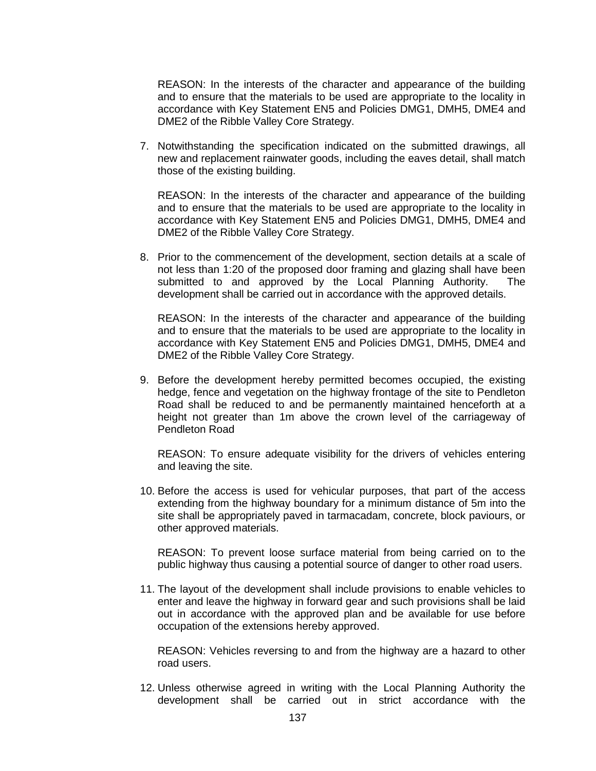REASON: In the interests of the character and appearance of the building and to ensure that the materials to be used are appropriate to the locality in accordance with Key Statement EN5 and Policies DMG1, DMH5, DME4 and DME2 of the Ribble Valley Core Strategy.

7. Notwithstanding the specification indicated on the submitted drawings, all new and replacement rainwater goods, including the eaves detail, shall match those of the existing building.

   REASON: In the interests of the character and appearance of the building and to ensure that the materials to be used are appropriate to the locality in accordance with Key Statement EN5 and Policies DMG1, DMH5, DME4 and DME2 of the Ribble Valley Core Strategy.

8. Prior to the commencement of the development, section details at a scale of not less than 1:20 of the proposed door framing and glazing shall have been submitted to and approved by the Local Planning Authority. The development shall be carried out in accordance with the approved details.

   REASON: In the interests of the character and appearance of the building and to ensure that the materials to be used are appropriate to the locality in accordance with Key Statement EN5 and Policies DMG1, DMH5, DME4 and DME2 of the Ribble Valley Core Strategy.

9. Before the development hereby permitted becomes occupied, the existing hedge, fence and vegetation on the highway frontage of the site to Pendleton Road shall be reduced to and be permanently maintained henceforth at a height not greater than 1m above the crown level of the carriageway of Pendleton Road

   REASON: To ensure adequate visibility for the drivers of vehicles entering and leaving the site.

10. Before the access is used for vehicular purposes, that part of the access extending from the highway boundary for a minimum distance of 5m into the site shall be appropriately paved in tarmacadam, concrete, block paviours, or other approved materials.

    REASON: To prevent loose surface material from being carried on to the public highway thus causing a potential source of danger to other road users.

11. The layout of the development shall include provisions to enable vehicles to enter and leave the highway in forward gear and such provisions shall be laid out in accordance with the approved plan and be available for use before occupation of the extensions hereby approved.

    REASON: Vehicles reversing to and from the highway are a hazard to other road users.

12. Unless otherwise agreed in writing with the Local Planning Authority the development shall be carried out in strict accordance with the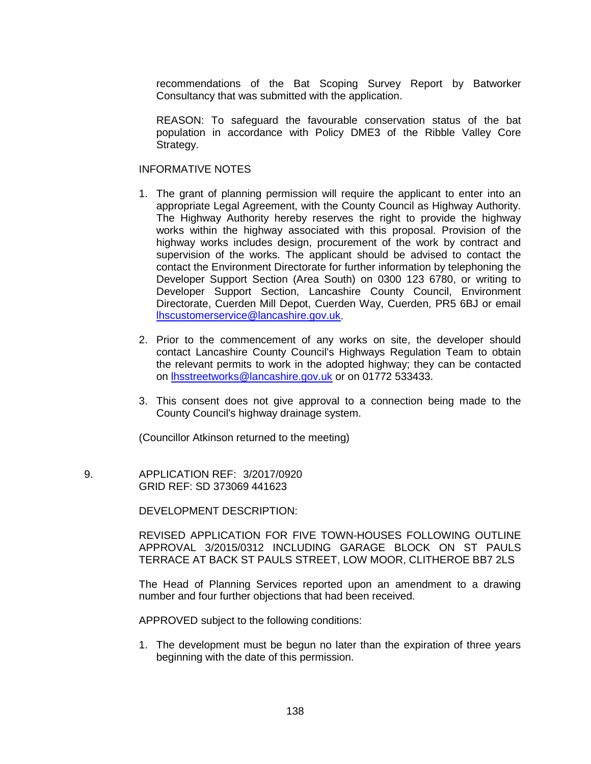recommendations of the Bat Scoping Survey Report by Batworker Consultancy that was submitted with the application.

REASON: To safeguard the favourable conservation status of the bat population in accordance with Policy DME3 of the Ribble Valley Core Strategy.

INFORMATIVE NOTES

1. The grant of planning permission will require the applicant to enter into an appropriate Legal Agreement, with the County Council as Highway Authority. The Highway Authority hereby reserves the right to provide the highway works within the highway associated with this proposal. Provision of the highway works includes design, procurement of the work by contract and supervision of the works. The applicant should be advised to contact the contact the Environment Directorate for further information by telephoning the Developer Support Section (Area South) on 0300 123 6780, or writing to Developer Support Section, Lancashire County Council, Environment Directorate, Cuerden Mill Depot, Cuerden Way, Cuerden, PR5 6BJ or email lhscustomerservice@lancashire.gov.uk.

2. Prior to the commencement of any works on site, the developer should contact Lancashire County Council's Highways Regulation Team to obtain the relevant permits to work in the adopted highway; they can be contacted on lhsstreetworks@lancashire.gov.uk or on 01772 533433.

3. This consent does not give approval to a connection being made to the County Council's highway drainage system.

(Councillor Atkinson returned to the meeting)

9. APPLICATION REF: 3/2017/0920
GRID REF: SD 373069 441623

DEVELOPMENT DESCRIPTION:

REVISED APPLICATION FOR FIVE TOWN-HOUSES FOLLOWING OUTLINE APPROVAL 3/2015/0312 INCLUDING GARAGE BLOCK ON ST PAULS TERRACE AT BACK ST PAULS STREET, LOW MOOR, CLITHEROE BB7 2LS

The Head of Planning Services reported upon an amendment to a drawing number and four further objections that had been received.

APPROVED subject to the following conditions:

1. The development must be begun no later than the expiration of three years beginning with the date of this permission.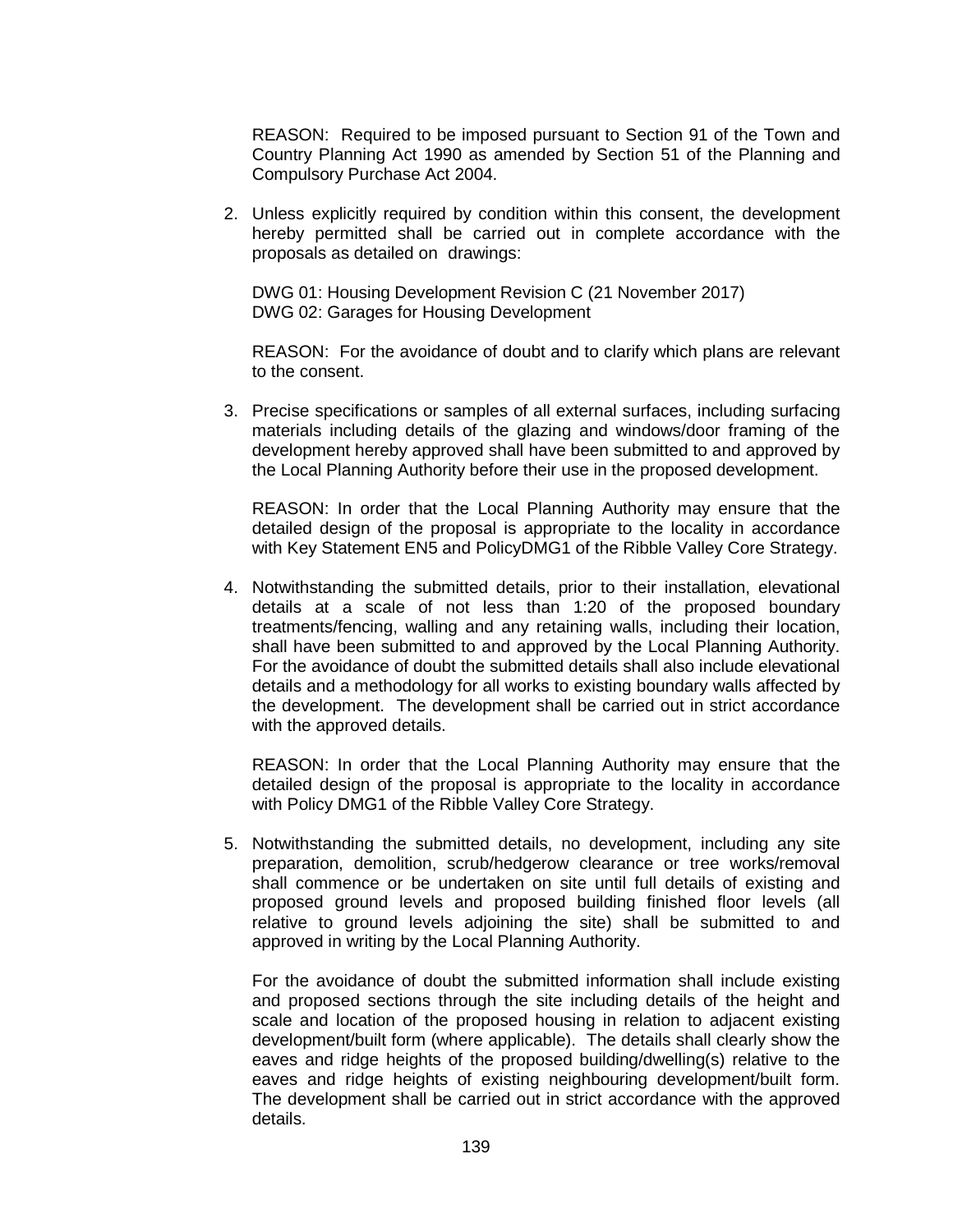REASON: Required to be imposed pursuant to Section 91 of the Town and Country Planning Act 1990 as amended by Section 51 of the Planning and Compulsory Purchase Act 2004.

2. Unless explicitly required by condition within this consent, the development hereby permitted shall be carried out in complete accordance with the proposals as detailed on drawings:

   DWG 01: Housing Development Revision C (21 November 2017)
   DWG 02: Garages for Housing Development

   REASON: For the avoidance of doubt and to clarify which plans are relevant to the consent.

3. Precise specifications or samples of all external surfaces, including surfacing materials including details of the glazing and windows/door framing of the development hereby approved shall have been submitted to and approved by the Local Planning Authority before their use in the proposed development.

   REASON: In order that the Local Planning Authority may ensure that the detailed design of the proposal is appropriate to the locality in accordance with Key Statement EN5 and PolicyDMG1 of the Ribble Valley Core Strategy.

4. Notwithstanding the submitted details, prior to their installation, elevational details at a scale of not less than 1:20 of the proposed boundary treatments/fencing, walling and any retaining walls, including their location, shall have been submitted to and approved by the Local Planning Authority. For the avoidance of doubt the submitted details shall also include elevational details and a methodology for all works to existing boundary walls affected by the development. The development shall be carried out in strict accordance with the approved details.

   REASON: In order that the Local Planning Authority may ensure that the detailed design of the proposal is appropriate to the locality in accordance with Policy DMG1 of the Ribble Valley Core Strategy.

5. Notwithstanding the submitted details, no development, including any site preparation, demolition, scrub/hedgerow clearance or tree works/removal shall commence or be undertaken on site until full details of existing and proposed ground levels and proposed building finished floor levels (all relative to ground levels adjoining the site) shall be submitted to and approved in writing by the Local Planning Authority.

   For the avoidance of doubt the submitted information shall include existing and proposed sections through the site including details of the height and scale and location of the proposed housing in relation to adjacent existing development/built form (where applicable). The details shall clearly show the eaves and ridge heights of the proposed building/dwelling(s) relative to the eaves and ridge heights of existing neighbouring development/built form. The development shall be carried out in strict accordance with the approved details.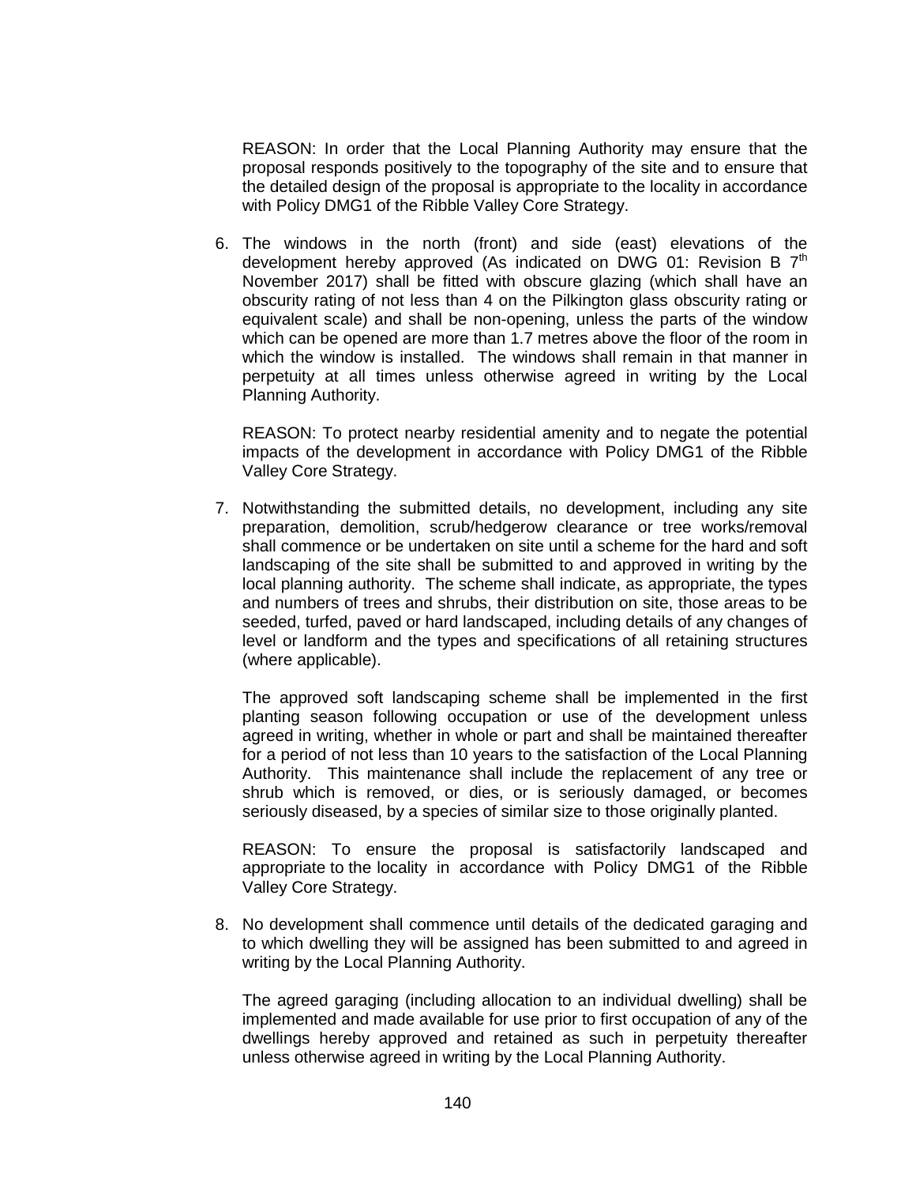REASON: In order that the Local Planning Authority may ensure that the proposal responds positively to the topography of the site and to ensure that the detailed design of the proposal is appropriate to the locality in accordance with Policy DMG1 of the Ribble Valley Core Strategy.

6. The windows in the north (front) and side (east) elevations of the development hereby approved (As indicated on DWG 01: Revision B 7th November 2017) shall be fitted with obscure glazing (which shall have an obscurity rating of not less than 4 on the Pilkington glass obscurity rating or equivalent scale) and shall be non-opening, unless the parts of the window which can be opened are more than 1.7 metres above the floor of the room in which the window is installed. The windows shall remain in that manner in perpetuity at all times unless otherwise agreed in writing by the Local Planning Authority.

   REASON: To protect nearby residential amenity and to negate the potential impacts of the development in accordance with Policy DMG1 of the Ribble Valley Core Strategy.

7. Notwithstanding the submitted details, no development, including any site preparation, demolition, scrub/hedgerow clearance or tree works/removal shall commence or be undertaken on site until a scheme for the hard and soft landscaping of the site shall be submitted to and approved in writing by the local planning authority. The scheme shall indicate, as appropriate, the types and numbers of trees and shrubs, their distribution on site, those areas to be seeded, turfed, paved or hard landscaped, including details of any changes of level or landform and the types and specifications of all retaining structures (where applicable).

   The approved soft landscaping scheme shall be implemented in the first planting season following occupation or use of the development unless agreed in writing, whether in whole or part and shall be maintained thereafter for a period of not less than 10 years to the satisfaction of the Local Planning Authority. This maintenance shall include the replacement of any tree or shrub which is removed, or dies, or is seriously damaged, or becomes seriously diseased, by a species of similar size to those originally planted.

   REASON: To ensure the proposal is satisfactorily landscaped and appropriate to the locality in accordance with Policy DMG1 of the Ribble Valley Core Strategy.

8. No development shall commence until details of the dedicated garaging and to which dwelling they will be assigned has been submitted to and agreed in writing by the Local Planning Authority.

   The agreed garaging (including allocation to an individual dwelling) shall be implemented and made available for use prior to first occupation of any of the dwellings hereby approved and retained as such in perpetuity thereafter unless otherwise agreed in writing by the Local Planning Authority.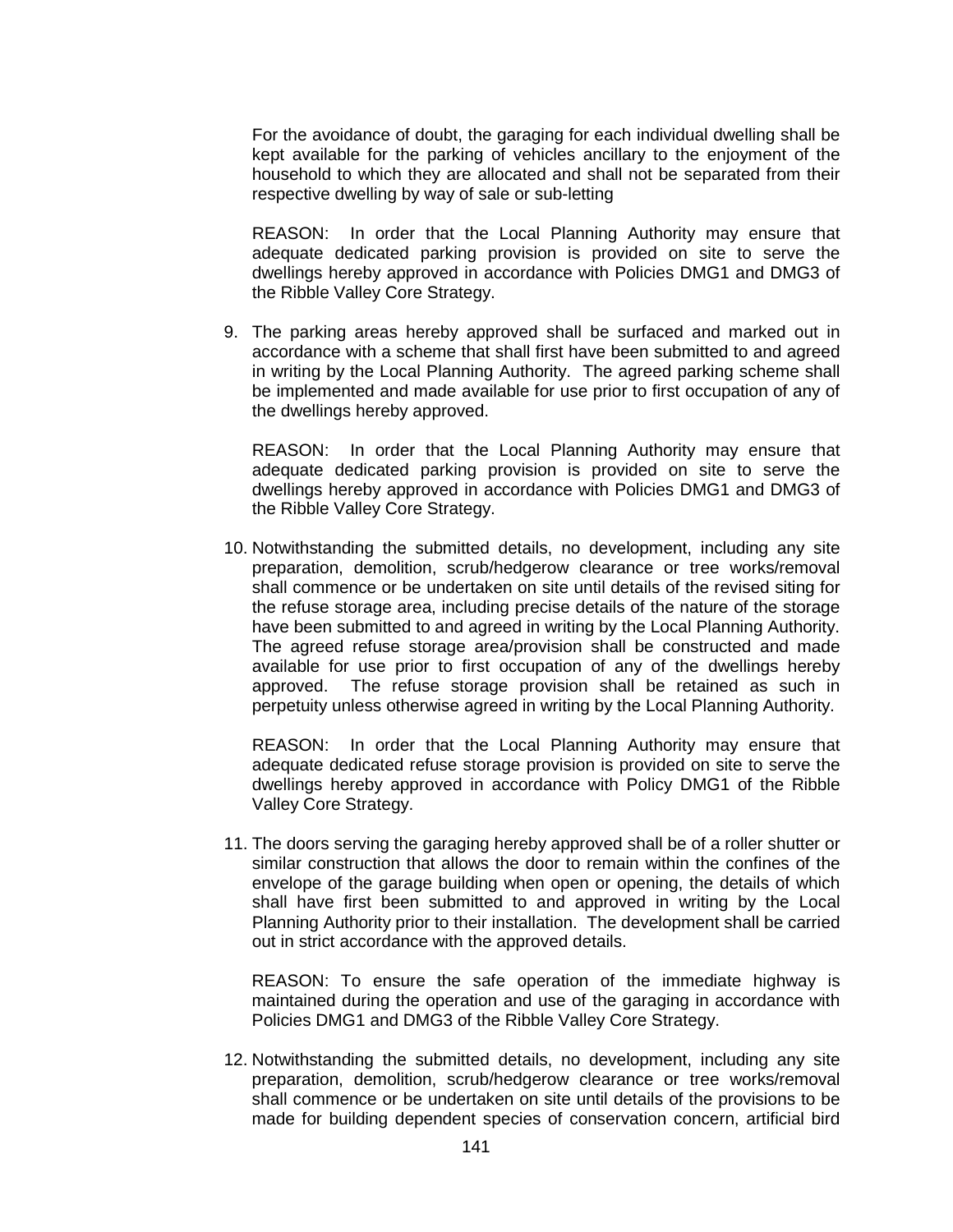For the avoidance of doubt, the garaging for each individual dwelling shall be kept available for the parking of vehicles ancillary to the enjoyment of the household to which they are allocated and shall not be separated from their respective dwelling by way of sale or sub-letting

REASON: In order that the Local Planning Authority may ensure that adequate dedicated parking provision is provided on site to serve the dwellings hereby approved in accordance with Policies DMG1 and DMG3 of the Ribble Valley Core Strategy.

9. The parking areas hereby approved shall be surfaced and marked out in accordance with a scheme that shall first have been submitted to and agreed in writing by the Local Planning Authority. The agreed parking scheme shall be implemented and made available for use prior to first occupation of any of the dwellings hereby approved.

   REASON: In order that the Local Planning Authority may ensure that adequate dedicated parking provision is provided on site to serve the dwellings hereby approved in accordance with Policies DMG1 and DMG3 of the Ribble Valley Core Strategy.

10. Notwithstanding the submitted details, no development, including any site preparation, demolition, scrub/hedgerow clearance or tree works/removal shall commence or be undertaken on site until details of the revised siting for the refuse storage area, including precise details of the nature of the storage have been submitted to and agreed in writing by the Local Planning Authority. The agreed refuse storage area/provision shall be constructed and made available for use prior to first occupation of any of the dwellings hereby approved. The refuse storage provision shall be retained as such in perpetuity unless otherwise agreed in writing by the Local Planning Authority.

    REASON: In order that the Local Planning Authority may ensure that adequate dedicated refuse storage provision is provided on site to serve the dwellings hereby approved in accordance with Policy DMG1 of the Ribble Valley Core Strategy.

11. The doors serving the garaging hereby approved shall be of a roller shutter or similar construction that allows the door to remain within the confines of the envelope of the garage building when open or opening, the details of which shall have first been submitted to and approved in writing by the Local Planning Authority prior to their installation. The development shall be carried out in strict accordance with the approved details.

    REASON: To ensure the safe operation of the immediate highway is maintained during the operation and use of the garaging in accordance with Policies DMG1 and DMG3 of the Ribble Valley Core Strategy.

12. Notwithstanding the submitted details, no development, including any site preparation, demolition, scrub/hedgerow clearance or tree works/removal shall commence or be undertaken on site until details of the provisions to be made for building dependent species of conservation concern, artificial bird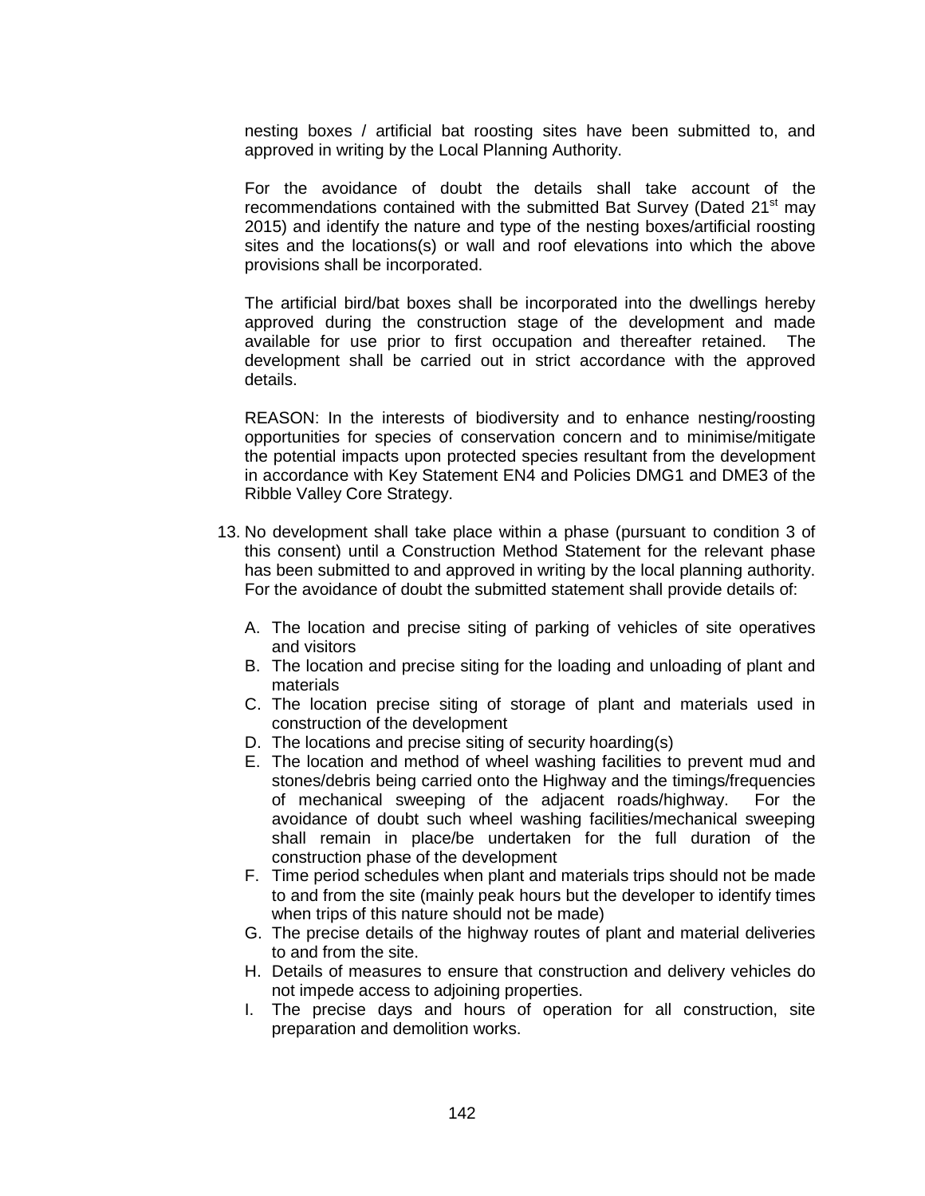nesting boxes / artificial bat roosting sites have been submitted to, and approved in writing by the Local Planning Authority.

For the avoidance of doubt the details shall take account of the recommendations contained with the submitted Bat Survey (Dated 21st may 2015) and identify the nature and type of the nesting boxes/artificial roosting sites and the locations(s) or wall and roof elevations into which the above provisions shall be incorporated.

The artificial bird/bat boxes shall be incorporated into the dwellings hereby approved during the construction stage of the development and made available for use prior to first occupation and thereafter retained. The development shall be carried out in strict accordance with the approved details.

REASON: In the interests of biodiversity and to enhance nesting/roosting opportunities for species of conservation concern and to minimise/mitigate the potential impacts upon protected species resultant from the development in accordance with Key Statement EN4 and Policies DMG1 and DME3 of the Ribble Valley Core Strategy.

13. No development shall take place within a phase (pursuant to condition 3 of this consent) until a Construction Method Statement for the relevant phase has been submitted to and approved in writing by the local planning authority. For the avoidance of doubt the submitted statement shall provide details of:

    A. The location and precise siting of parking of vehicles of site operatives and visitors
    B. The location and precise siting for the loading and unloading of plant and materials
    C. The location precise siting of storage of plant and materials used in construction of the development
    D. The locations and precise siting of security hoarding(s)
    E. The location and method of wheel washing facilities to prevent mud and stones/debris being carried onto the Highway and the timings/frequencies of mechanical sweeping of the adjacent roads/highway. For the avoidance of doubt such wheel washing facilities/mechanical sweeping shall remain in place/be undertaken for the full duration of the construction phase of the development
    F. Time period schedules when plant and materials trips should not be made to and from the site (mainly peak hours but the developer to identify times when trips of this nature should not be made)
    G. The precise details of the highway routes of plant and material deliveries to and from the site.
    H. Details of measures to ensure that construction and delivery vehicles do not impede access to adjoining properties.
    I. The precise days and hours of operation for all construction, site preparation and demolition works.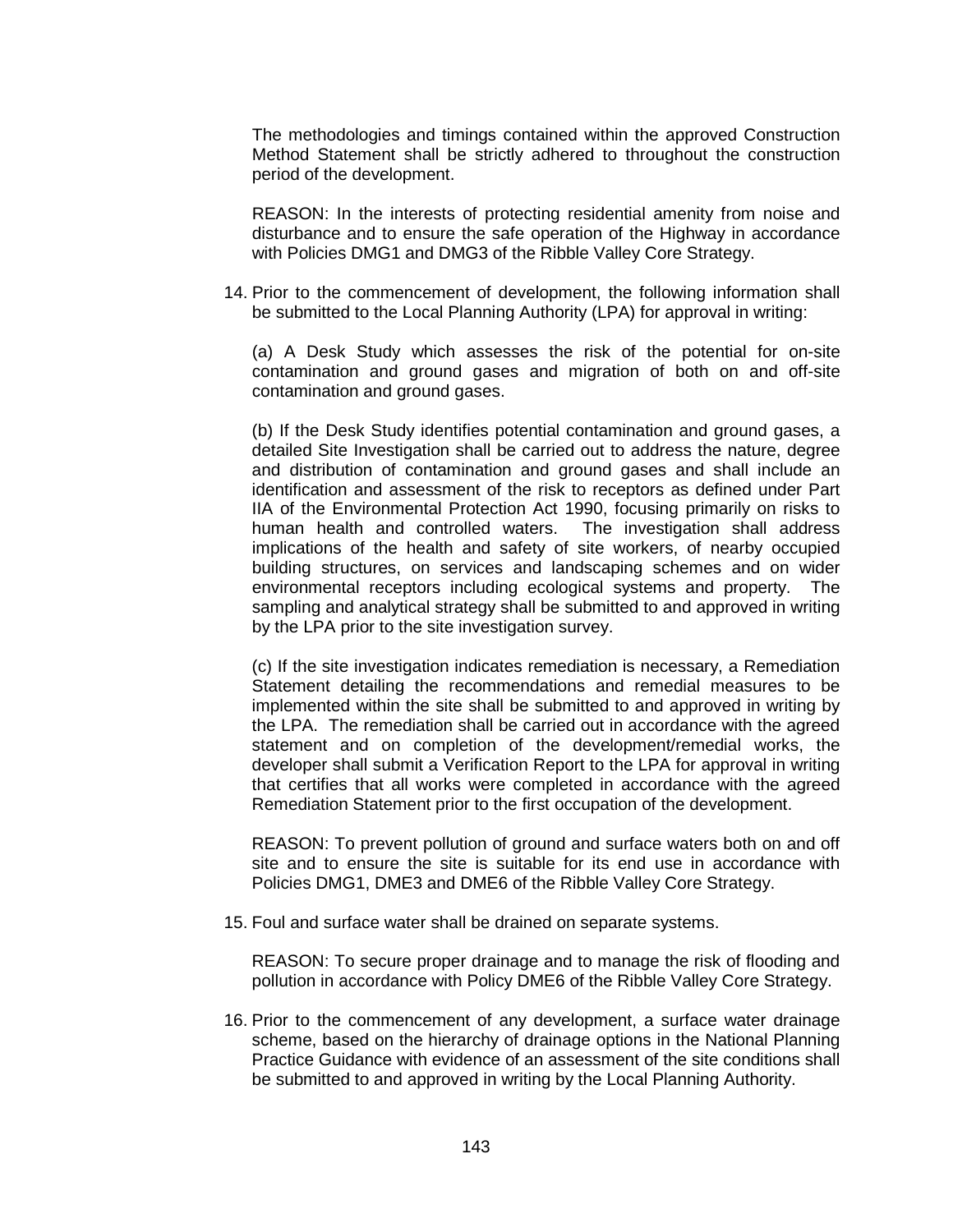The methodologies and timings contained within the approved Construction Method Statement shall be strictly adhered to throughout the construction period of the development.

REASON: In the interests of protecting residential amenity from noise and disturbance and to ensure the safe operation of the Highway in accordance with Policies DMG1 and DMG3 of the Ribble Valley Core Strategy.

14. Prior to the commencement of development, the following information shall be submitted to the Local Planning Authority (LPA) for approval in writing:

    (a) A Desk Study which assesses the risk of the potential for on-site contamination and ground gases and migration of both on and off-site contamination and ground gases.

    (b) If the Desk Study identifies potential contamination and ground gases, a detailed Site Investigation shall be carried out to address the nature, degree and distribution of contamination and ground gases and shall include an identification and assessment of the risk to receptors as defined under Part IIA of the Environmental Protection Act 1990, focusing primarily on risks to human health and controlled waters. The investigation shall address implications of the health and safety of site workers, of nearby occupied building structures, on services and landscaping schemes and on wider environmental receptors including ecological systems and property. The sampling and analytical strategy shall be submitted to and approved in writing by the LPA prior to the site investigation survey.

    (c) If the site investigation indicates remediation is necessary, a Remediation Statement detailing the recommendations and remedial measures to be implemented within the site shall be submitted to and approved in writing by the LPA. The remediation shall be carried out in accordance with the agreed statement and on completion of the development/remedial works, the developer shall submit a Verification Report to the LPA for approval in writing that certifies that all works were completed in accordance with the agreed Remediation Statement prior to the first occupation of the development.

    REASON: To prevent pollution of ground and surface waters both on and off site and to ensure the site is suitable for its end use in accordance with Policies DMG1, DME3 and DME6 of the Ribble Valley Core Strategy.

15. Foul and surface water shall be drained on separate systems.

    REASON: To secure proper drainage and to manage the risk of flooding and pollution in accordance with Policy DME6 of the Ribble Valley Core Strategy.

16. Prior to the commencement of any development, a surface water drainage scheme, based on the hierarchy of drainage options in the National Planning Practice Guidance with evidence of an assessment of the site conditions shall be submitted to and approved in writing by the Local Planning Authority.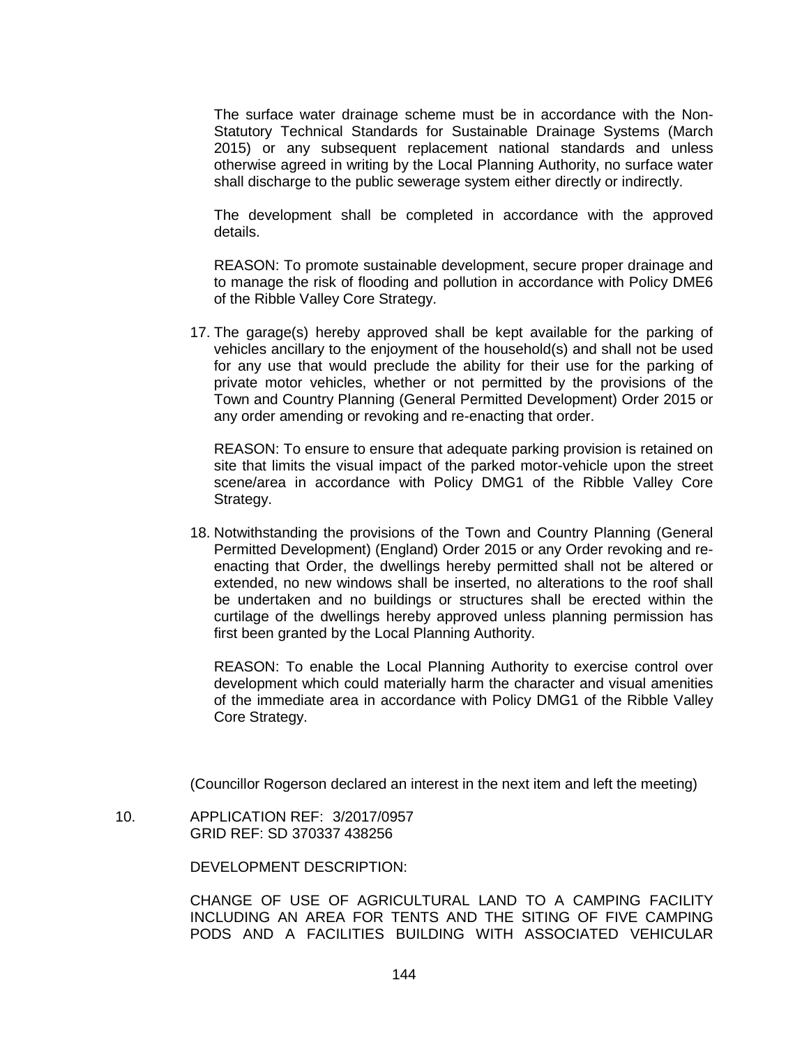The surface water drainage scheme must be in accordance with the Non-Statutory Technical Standards for Sustainable Drainage Systems (March 2015) or any subsequent replacement national standards and unless otherwise agreed in writing by the Local Planning Authority, no surface water shall discharge to the public sewerage system either directly or indirectly.

The development shall be completed in accordance with the approved details.

REASON: To promote sustainable development, secure proper drainage and to manage the risk of flooding and pollution in accordance with Policy DME6 of the Ribble Valley Core Strategy.

17. The garage(s) hereby approved shall be kept available for the parking of vehicles ancillary to the enjoyment of the household(s) and shall not be used for any use that would preclude the ability for their use for the parking of private motor vehicles, whether or not permitted by the provisions of the Town and Country Planning (General Permitted Development) Order 2015 or any order amending or revoking and re-enacting that order.

    REASON: To ensure to ensure that adequate parking provision is retained on site that limits the visual impact of the parked motor-vehicle upon the street scene/area in accordance with Policy DMG1 of the Ribble Valley Core Strategy.

18. Notwithstanding the provisions of the Town and Country Planning (General Permitted Development) (England) Order 2015 or any Order revoking and re-enacting that Order, the dwellings hereby permitted shall not be altered or extended, no new windows shall be inserted, no alterations to the roof shall be undertaken and no buildings or structures shall be erected within the curtilage of the dwellings hereby approved unless planning permission has first been granted by the Local Planning Authority.

    REASON: To enable the Local Planning Authority to exercise control over development which could materially harm the character and visual amenities of the immediate area in accordance with Policy DMG1 of the Ribble Valley Core Strategy.

(Councillor Rogerson declared an interest in the next item and left the meeting)

10. APPLICATION REF: 3/2017/0957
    GRID REF: SD 370337 438256

    DEVELOPMENT DESCRIPTION:

    CHANGE OF USE OF AGRICULTURAL LAND TO A CAMPING FACILITY INCLUDING AN AREA FOR TENTS AND THE SITING OF FIVE CAMPING PODS AND A FACILITIES BUILDING WITH ASSOCIATED VEHICULAR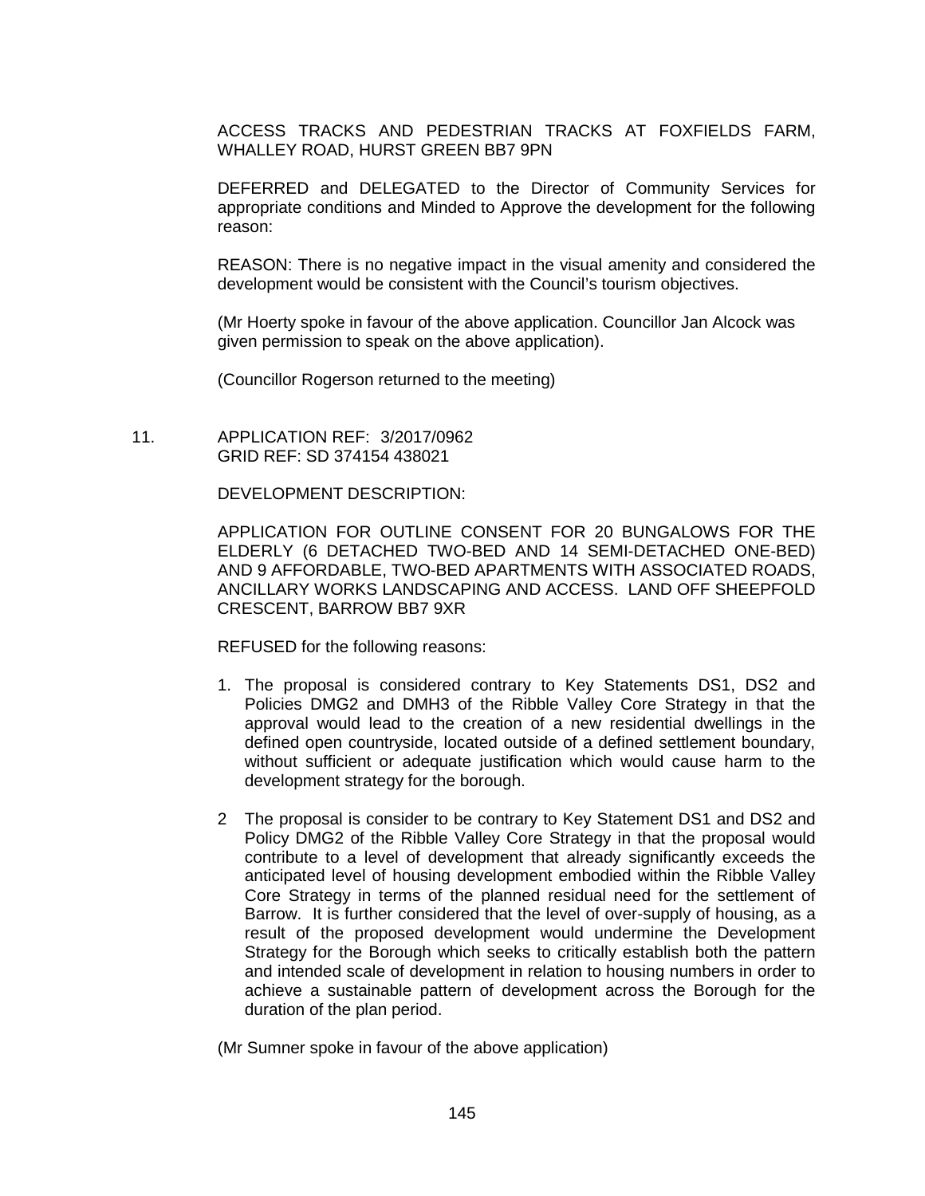ACCESS TRACKS AND PEDESTRIAN TRACKS AT FOXFIELDS FARM, WHALLEY ROAD, HURST GREEN BB7 9PN

DEFERRED and DELEGATED to the Director of Community Services for appropriate conditions and Minded to Approve the development for the following reason:

REASON: There is no negative impact in the visual amenity and considered the development would be consistent with the Council's tourism objectives.

(Mr Hoerty spoke in favour of the above application. Councillor Jan Alcock was given permission to speak on the above application).

(Councillor Rogerson returned to the meeting)

11. APPLICATION REF: 3/2017/0962
GRID REF: SD 374154 438021

DEVELOPMENT DESCRIPTION:

APPLICATION FOR OUTLINE CONSENT FOR 20 BUNGALOWS FOR THE ELDERLY (6 DETACHED TWO-BED AND 14 SEMI-DETACHED ONE-BED) AND 9 AFFORDABLE, TWO-BED APARTMENTS WITH ASSOCIATED ROADS, ANCILLARY WORKS LANDSCAPING AND ACCESS. LAND OFF SHEEPFOLD CRESCENT, BARROW BB7 9XR

REFUSED for the following reasons:

1. The proposal is considered contrary to Key Statements DS1, DS2 and Policies DMG2 and DMH3 of the Ribble Valley Core Strategy in that the approval would lead to the creation of a new residential dwellings in the defined open countryside, located outside of a defined settlement boundary, without sufficient or adequate justification which would cause harm to the development strategy for the borough.

2. The proposal is consider to be contrary to Key Statement DS1 and DS2 and Policy DMG2 of the Ribble Valley Core Strategy in that the proposal would contribute to a level of development that already significantly exceeds the anticipated level of housing development embodied within the Ribble Valley Core Strategy in terms of the planned residual need for the settlement of Barrow. It is further considered that the level of over-supply of housing, as a result of the proposed development would undermine the Development Strategy for the Borough which seeks to critically establish both the pattern and intended scale of development in relation to housing numbers in order to achieve a sustainable pattern of development across the Borough for the duration of the plan period.

(Mr Sumner spoke in favour of the above application)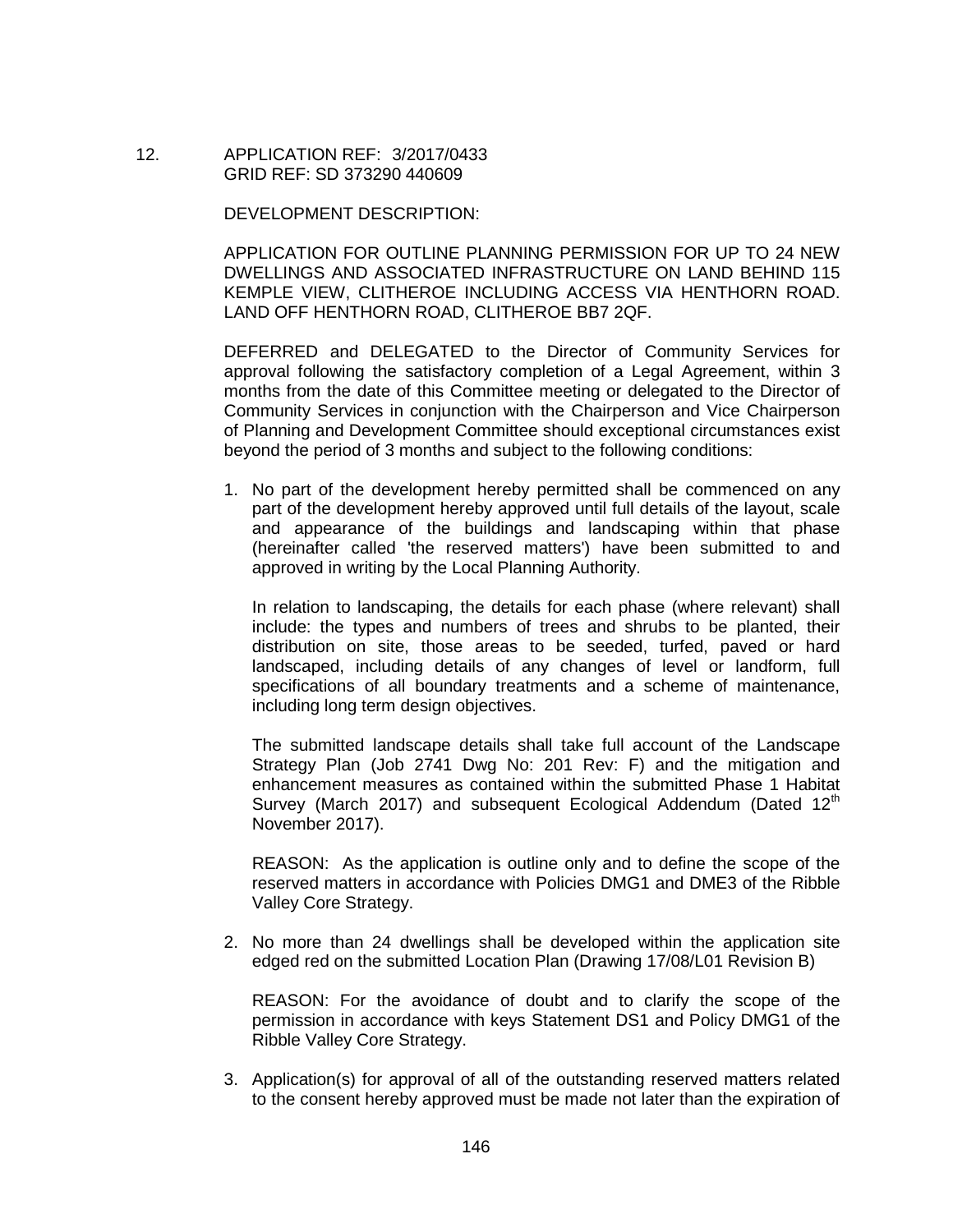12. APPLICATION REF: 3/2017/0433
GRID REF: SD 373290 440609

DEVELOPMENT DESCRIPTION:

APPLICATION FOR OUTLINE PLANNING PERMISSION FOR UP TO 24 NEW DWELLINGS AND ASSOCIATED INFRASTRUCTURE ON LAND BEHIND 115 KEMPLE VIEW, CLITHEROE INCLUDING ACCESS VIA HENTHORN ROAD. LAND OFF HENTHORN ROAD, CLITHEROE BB7 2QF.

DEFERRED and DELEGATED to the Director of Community Services for approval following the satisfactory completion of a Legal Agreement, within 3 months from the date of this Committee meeting or delegated to the Director of Community Services in conjunction with the Chairperson and Vice Chairperson of Planning and Development Committee should exceptional circumstances exist beyond the period of 3 months and subject to the following conditions:

1. No part of the development hereby permitted shall be commenced on any part of the development hereby approved until full details of the layout, scale and appearance of the buildings and landscaping within that phase (hereinafter called 'the reserved matters') have been submitted to and approved in writing by the Local Planning Authority.

   In relation to landscaping, the details for each phase (where relevant) shall include: the types and numbers of trees and shrubs to be planted, their distribution on site, those areas to be seeded, turfed, paved or hard landscaped, including details of any changes of level or landform, full specifications of all boundary treatments and a scheme of maintenance, including long term design objectives.

   The submitted landscape details shall take full account of the Landscape Strategy Plan (Job 2741 Dwg No: 201 Rev: F) and the mitigation and enhancement measures as contained within the submitted Phase 1 Habitat Survey (March 2017) and subsequent Ecological Addendum (Dated 12th November 2017).

   REASON: As the application is outline only and to define the scope of the reserved matters in accordance with Policies DMG1 and DME3 of the Ribble Valley Core Strategy.

2. No more than 24 dwellings shall be developed within the application site edged red on the submitted Location Plan (Drawing 17/08/L01 Revision B)

   REASON: For the avoidance of doubt and to clarify the scope of the permission in accordance with keys Statement DS1 and Policy DMG1 of the Ribble Valley Core Strategy.

3. Application(s) for approval of all of the outstanding reserved matters related to the consent hereby approved must be made not later than the expiration of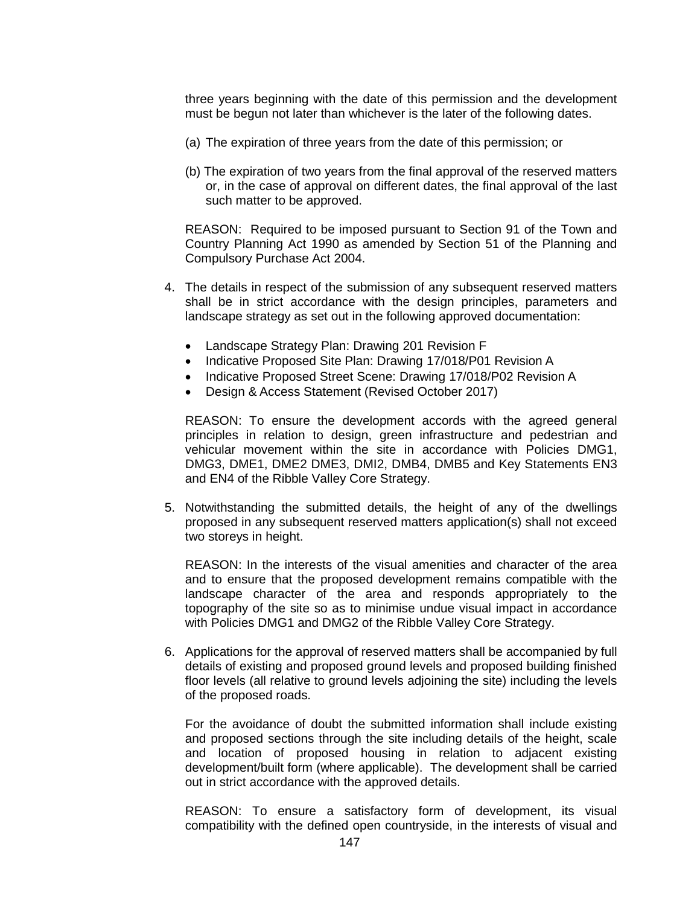three years beginning with the date of this permission and the development must be begun not later than whichever is the later of the following dates.

(a) The expiration of three years from the date of this permission; or

(b) The expiration of two years from the final approval of the reserved matters or, in the case of approval on different dates, the final approval of the last such matter to be approved.

REASON: Required to be imposed pursuant to Section 91 of the Town and Country Planning Act 1990 as amended by Section 51 of the Planning and Compulsory Purchase Act 2004.

4. The details in respect of the submission of any subsequent reserved matters shall be in strict accordance with the design principles, parameters and landscape strategy as set out in the following approved documentation:

   - Landscape Strategy Plan: Drawing 201 Revision F
   - Indicative Proposed Site Plan: Drawing 17/018/P01 Revision A
   - Indicative Proposed Street Scene: Drawing 17/018/P02 Revision A
   - Design & Access Statement (Revised October 2017)

   REASON: To ensure the development accords with the agreed general principles in relation to design, green infrastructure and pedestrian and vehicular movement within the site in accordance with Policies DMG1, DMG3, DME1, DME2 DME3, DMI2, DMB4, DMB5 and Key Statements EN3 and EN4 of the Ribble Valley Core Strategy.

5. Notwithstanding the submitted details, the height of any of the dwellings proposed in any subsequent reserved matters application(s) shall not exceed two storeys in height.

   REASON: In the interests of the visual amenities and character of the area and to ensure that the proposed development remains compatible with the landscape character of the area and responds appropriately to the topography of the site so as to minimise undue visual impact in accordance with Policies DMG1 and DMG2 of the Ribble Valley Core Strategy.

6. Applications for the approval of reserved matters shall be accompanied by full details of existing and proposed ground levels and proposed building finished floor levels (all relative to ground levels adjoining the site) including the levels of the proposed roads.

   For the avoidance of doubt the submitted information shall include existing and proposed sections through the site including details of the height, scale and location of proposed housing in relation to adjacent existing development/built form (where applicable). The development shall be carried out in strict accordance with the approved details.

   REASON: To ensure a satisfactory form of development, its visual compatibility with the defined open countryside, in the interests of visual and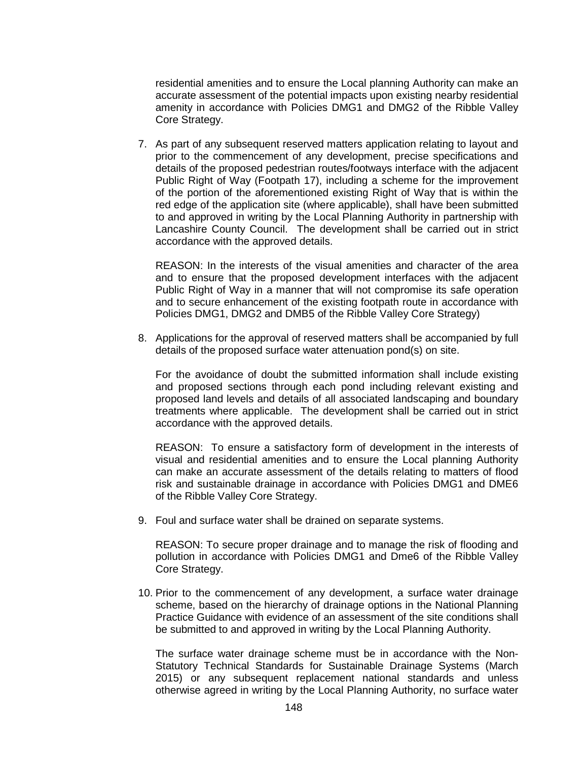residential amenities and to ensure the Local planning Authority can make an accurate assessment of the potential impacts upon existing nearby residential amenity in accordance with Policies DMG1 and DMG2 of the Ribble Valley Core Strategy.

7. As part of any subsequent reserved matters application relating to layout and prior to the commencement of any development, precise specifications and details of the proposed pedestrian routes/footways interface with the adjacent Public Right of Way (Footpath 17), including a scheme for the improvement of the portion of the aforementioned existing Right of Way that is within the red edge of the application site (where applicable), shall have been submitted to and approved in writing by the Local Planning Authority in partnership with Lancashire County Council. The development shall be carried out in strict accordance with the approved details.

   REASON: In the interests of the visual amenities and character of the area and to ensure that the proposed development interfaces with the adjacent Public Right of Way in a manner that will not compromise its safe operation and to secure enhancement of the existing footpath route in accordance with Policies DMG1, DMG2 and DMB5 of the Ribble Valley Core Strategy)

8. Applications for the approval of reserved matters shall be accompanied by full details of the proposed surface water attenuation pond(s) on site.

   For the avoidance of doubt the submitted information shall include existing and proposed sections through each pond including relevant existing and proposed land levels and details of all associated landscaping and boundary treatments where applicable. The development shall be carried out in strict accordance with the approved details.

   REASON: To ensure a satisfactory form of development in the interests of visual and residential amenities and to ensure the Local planning Authority can make an accurate assessment of the details relating to matters of flood risk and sustainable drainage in accordance with Policies DMG1 and DME6 of the Ribble Valley Core Strategy.

9. Foul and surface water shall be drained on separate systems.

   REASON: To secure proper drainage and to manage the risk of flooding and pollution in accordance with Policies DMG1 and Dme6 of the Ribble Valley Core Strategy.

10. Prior to the commencement of any development, a surface water drainage scheme, based on the hierarchy of drainage options in the National Planning Practice Guidance with evidence of an assessment of the site conditions shall be submitted to and approved in writing by the Local Planning Authority.

    The surface water drainage scheme must be in accordance with the Non-Statutory Technical Standards for Sustainable Drainage Systems (March 2015) or any subsequent replacement national standards and unless otherwise agreed in writing by the Local Planning Authority, no surface water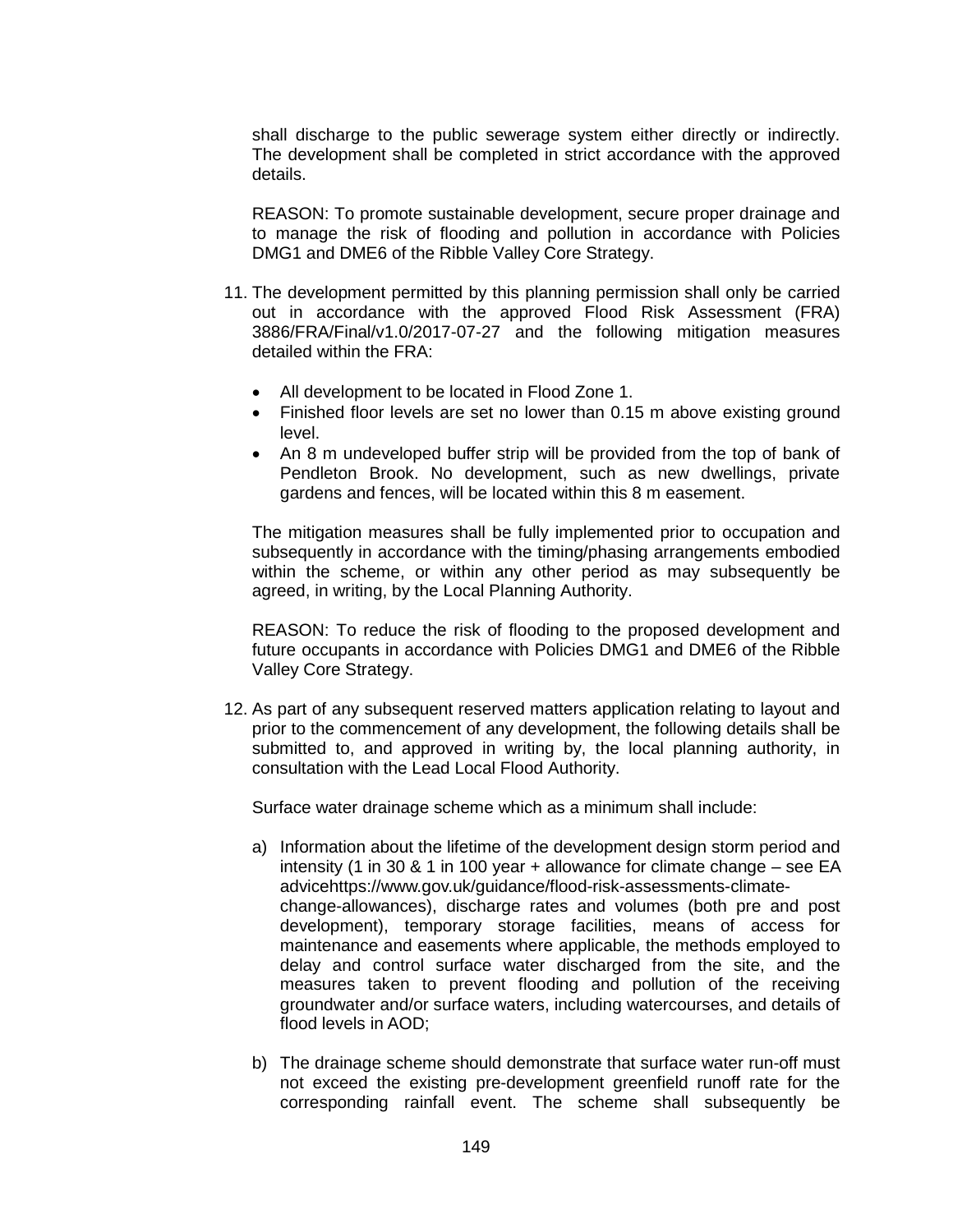shall discharge to the public sewerage system either directly or indirectly. The development shall be completed in strict accordance with the approved details.

REASON: To promote sustainable development, secure proper drainage and to manage the risk of flooding and pollution in accordance with Policies DMG1 and DME6 of the Ribble Valley Core Strategy.

11. The development permitted by this planning permission shall only be carried out in accordance with the approved Flood Risk Assessment (FRA) 3886/FRA/Final/v1.0/2017-07-27 and the following mitigation measures detailed within the FRA:

    - All development to be located in Flood Zone 1.
    - Finished floor levels are set no lower than 0.15 m above existing ground level.
    - An 8 m undeveloped buffer strip will be provided from the top of bank of Pendleton Brook. No development, such as new dwellings, private gardens and fences, will be located within this 8 m easement.

    The mitigation measures shall be fully implemented prior to occupation and subsequently in accordance with the timing/phasing arrangements embodied within the scheme, or within any other period as may subsequently be agreed, in writing, by the Local Planning Authority.

    REASON: To reduce the risk of flooding to the proposed development and future occupants in accordance with Policies DMG1 and DME6 of the Ribble Valley Core Strategy.

12. As part of any subsequent reserved matters application relating to layout and prior to the commencement of any development, the following details shall be submitted to, and approved in writing by, the local planning authority, in consultation with the Lead Local Flood Authority.

    Surface water drainage scheme which as a minimum shall include:

    a) Information about the lifetime of the development design storm period and intensity (1 in 30 & 1 in 100 year + allowance for climate change – see EA advicehttps://www.gov.uk/guidance/flood-risk-assessments-climate-change-allowances), discharge rates and volumes (both pre and post development), temporary storage facilities, means of access for maintenance and easements where applicable, the methods employed to delay and control surface water discharged from the site, and the measures taken to prevent flooding and pollution of the receiving groundwater and/or surface waters, including watercourses, and details of flood levels in AOD;

    b) The drainage scheme should demonstrate that surface water run-off must not exceed the existing pre-development greenfield runoff rate for the corresponding rainfall event. The scheme shall subsequently be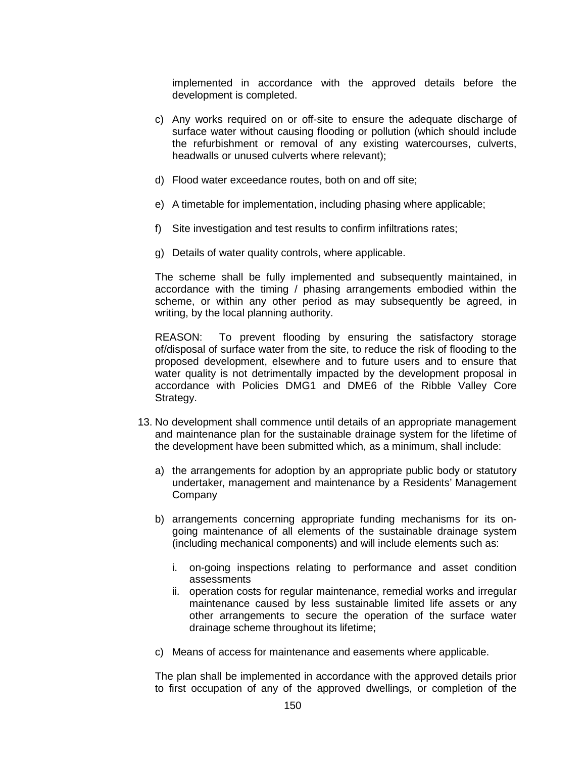implemented in accordance with the approved details before the development is completed.

c) Any works required on or off-site to ensure the adequate discharge of surface water without causing flooding or pollution (which should include the refurbishment or removal of any existing watercourses, culverts, headwalls or unused culverts where relevant);

d) Flood water exceedance routes, both on and off site;

e) A timetable for implementation, including phasing where applicable;

f) Site investigation and test results to confirm infiltrations rates;

g) Details of water quality controls, where applicable.

The scheme shall be fully implemented and subsequently maintained, in accordance with the timing / phasing arrangements embodied within the scheme, or within any other period as may subsequently be agreed, in writing, by the local planning authority.

REASON: To prevent flooding by ensuring the satisfactory storage of/disposal of surface water from the site, to reduce the risk of flooding to the proposed development, elsewhere and to future users and to ensure that water quality is not detrimentally impacted by the development proposal in accordance with Policies DMG1 and DME6 of the Ribble Valley Core Strategy.

13. No development shall commence until details of an appropriate management and maintenance plan for the sustainable drainage system for the lifetime of the development have been submitted which, as a minimum, shall include:

    a) the arrangements for adoption by an appropriate public body or statutory undertaker, management and maintenance by a Residents' Management Company

    b) arrangements concerning appropriate funding mechanisms for its on-going maintenance of all elements of the sustainable drainage system (including mechanical components) and will include elements such as:

        i. on-going inspections relating to performance and asset condition assessments
        ii. operation costs for regular maintenance, remedial works and irregular maintenance caused by less sustainable limited life assets or any other arrangements to secure the operation of the surface water drainage scheme throughout its lifetime;

    c) Means of access for maintenance and easements where applicable.

    The plan shall be implemented in accordance with the approved details prior to first occupation of any of the approved dwellings, or completion of the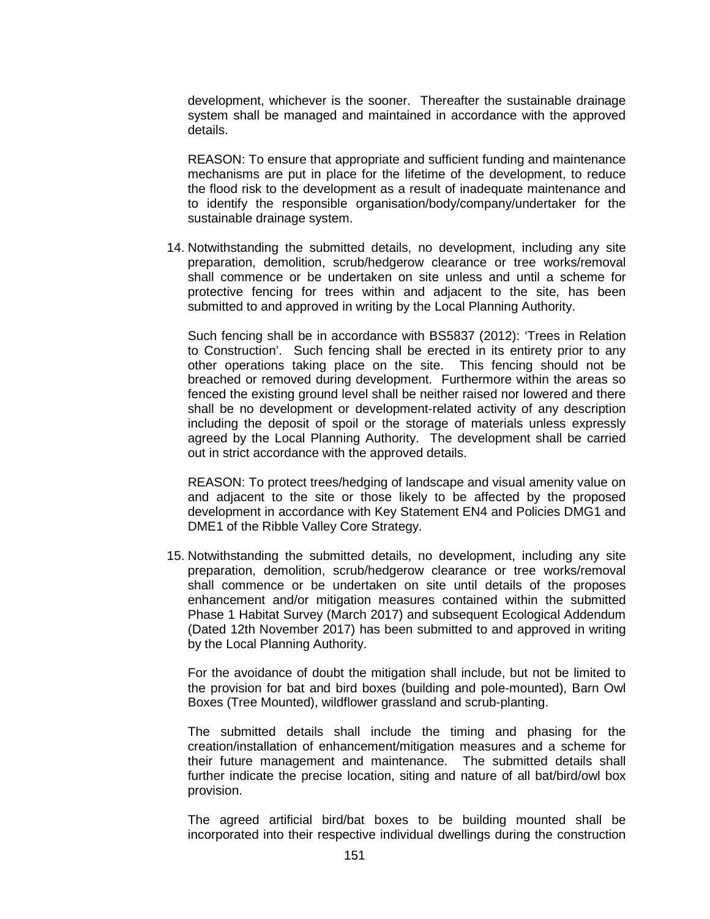development, whichever is the sooner. Thereafter the sustainable drainage system shall be managed and maintained in accordance with the approved details.

REASON: To ensure that appropriate and sufficient funding and maintenance mechanisms are put in place for the lifetime of the development, to reduce the flood risk to the development as a result of inadequate maintenance and to identify the responsible organisation/body/company/undertaker for the sustainable drainage system.

14. Notwithstanding the submitted details, no development, including any site preparation, demolition, scrub/hedgerow clearance or tree works/removal shall commence or be undertaken on site unless and until a scheme for protective fencing for trees within and adjacent to the site, has been submitted to and approved in writing by the Local Planning Authority.

    Such fencing shall be in accordance with BS5837 (2012): 'Trees in Relation to Construction'. Such fencing shall be erected in its entirety prior to any other operations taking place on the site. This fencing should not be breached or removed during development. Furthermore within the areas so fenced the existing ground level shall be neither raised nor lowered and there shall be no development or development-related activity of any description including the deposit of spoil or the storage of materials unless expressly agreed by the Local Planning Authority. The development shall be carried out in strict accordance with the approved details.

    REASON: To protect trees/hedging of landscape and visual amenity value on and adjacent to the site or those likely to be affected by the proposed development in accordance with Key Statement EN4 and Policies DMG1 and DME1 of the Ribble Valley Core Strategy.

15. Notwithstanding the submitted details, no development, including any site preparation, demolition, scrub/hedgerow clearance or tree works/removal shall commence or be undertaken on site until details of the proposes enhancement and/or mitigation measures contained within the submitted Phase 1 Habitat Survey (March 2017) and subsequent Ecological Addendum (Dated 12th November 2017) has been submitted to and approved in writing by the Local Planning Authority.

    For the avoidance of doubt the mitigation shall include, but not be limited to the provision for bat and bird boxes (building and pole-mounted), Barn Owl Boxes (Tree Mounted), wildflower grassland and scrub-planting.

    The submitted details shall include the timing and phasing for the creation/installation of enhancement/mitigation measures and a scheme for their future management and maintenance. The submitted details shall further indicate the precise location, siting and nature of all bat/bird/owl box provision.

    The agreed artificial bird/bat boxes to be building mounted shall be incorporated into their respective individual dwellings during the construction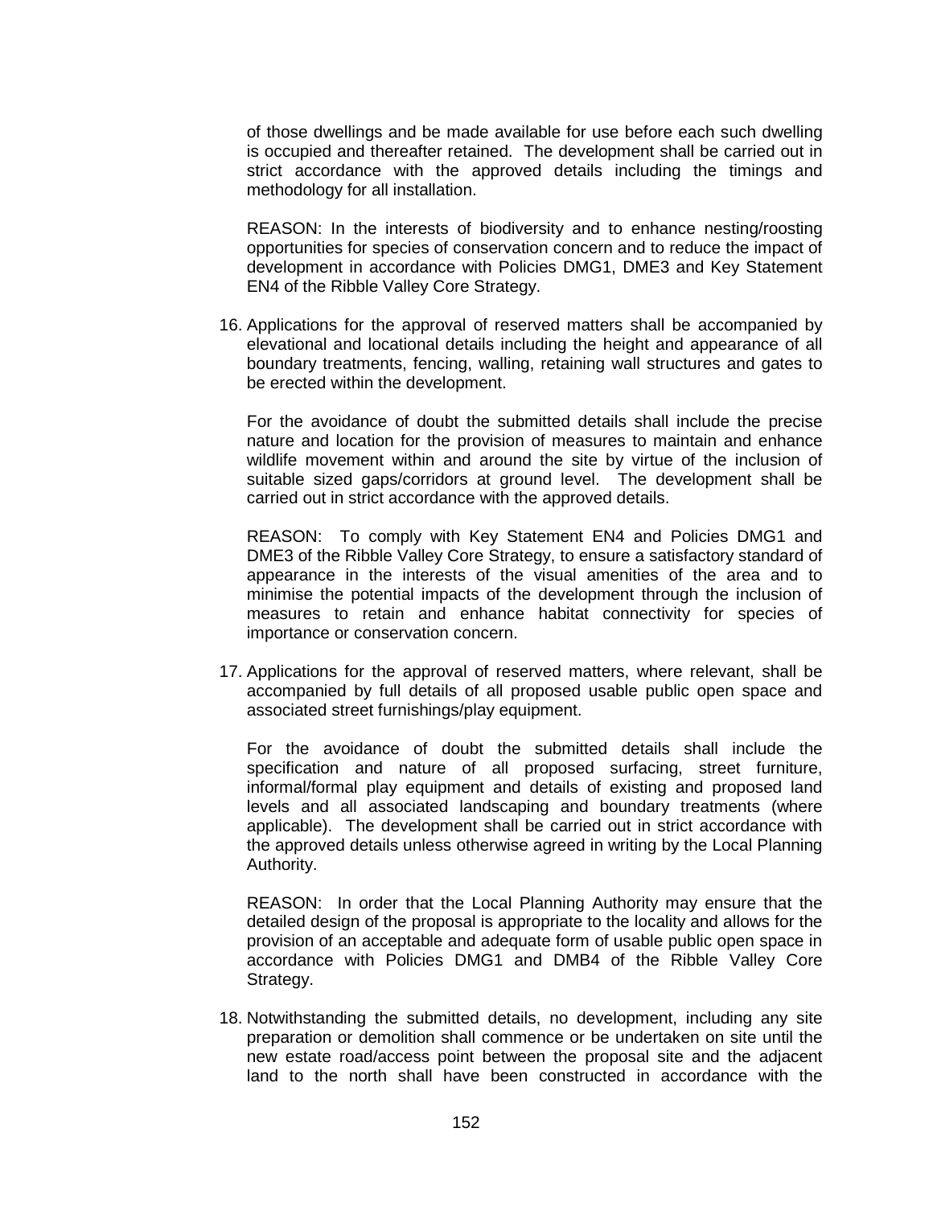of those dwellings and be made available for use before each such dwelling is occupied and thereafter retained. The development shall be carried out in strict accordance with the approved details including the timings and methodology for all installation.

REASON: In the interests of biodiversity and to enhance nesting/roosting opportunities for species of conservation concern and to reduce the impact of development in accordance with Policies DMG1, DME3 and Key Statement EN4 of the Ribble Valley Core Strategy.

16. Applications for the approval of reserved matters shall be accompanied by elevational and locational details including the height and appearance of all boundary treatments, fencing, walling, retaining wall structures and gates to be erected within the development.

    For the avoidance of doubt the submitted details shall include the precise nature and location for the provision of measures to maintain and enhance wildlife movement within and around the site by virtue of the inclusion of suitable sized gaps/corridors at ground level. The development shall be carried out in strict accordance with the approved details.

    REASON: To comply with Key Statement EN4 and Policies DMG1 and DME3 of the Ribble Valley Core Strategy, to ensure a satisfactory standard of appearance in the interests of the visual amenities of the area and to minimise the potential impacts of the development through the inclusion of measures to retain and enhance habitat connectivity for species of importance or conservation concern.

17. Applications for the approval of reserved matters, where relevant, shall be accompanied by full details of all proposed usable public open space and associated street furnishings/play equipment.

    For the avoidance of doubt the submitted details shall include the specification and nature of all proposed surfacing, street furniture, informal/formal play equipment and details of existing and proposed land levels and all associated landscaping and boundary treatments (where applicable). The development shall be carried out in strict accordance with the approved details unless otherwise agreed in writing by the Local Planning Authority.

    REASON: In order that the Local Planning Authority may ensure that the detailed design of the proposal is appropriate to the locality and allows for the provision of an acceptable and adequate form of usable public open space in accordance with Policies DMG1 and DMB4 of the Ribble Valley Core Strategy.

18. Notwithstanding the submitted details, no development, including any site preparation or demolition shall commence or be undertaken on site until the new estate road/access point between the proposal site and the adjacent land to the north shall have been constructed in accordance with the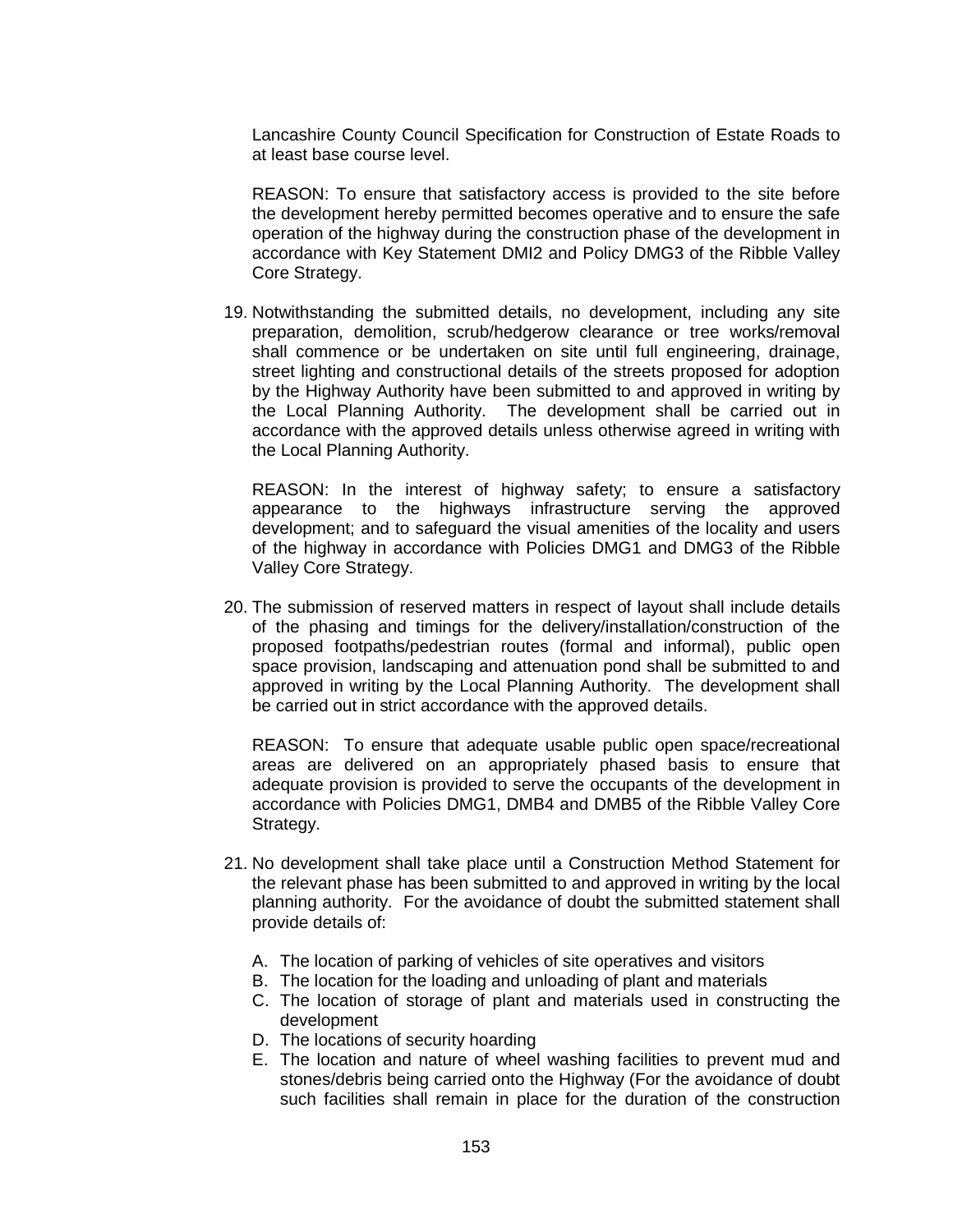Lancashire County Council Specification for Construction of Estate Roads to at least base course level.

REASON: To ensure that satisfactory access is provided to the site before the development hereby permitted becomes operative and to ensure the safe operation of the highway during the construction phase of the development in accordance with Key Statement DMI2 and Policy DMG3 of the Ribble Valley Core Strategy.

19. Notwithstanding the submitted details, no development, including any site preparation, demolition, scrub/hedgerow clearance or tree works/removal shall commence or be undertaken on site until full engineering, drainage, street lighting and constructional details of the streets proposed for adoption by the Highway Authority have been submitted to and approved in writing by the Local Planning Authority. The development shall be carried out in accordance with the approved details unless otherwise agreed in writing with the Local Planning Authority.

    REASON: In the interest of highway safety; to ensure a satisfactory appearance to the highways infrastructure serving the approved development; and to safeguard the visual amenities of the locality and users of the highway in accordance with Policies DMG1 and DMG3 of the Ribble Valley Core Strategy.

20. The submission of reserved matters in respect of layout shall include details of the phasing and timings for the delivery/installation/construction of the proposed footpaths/pedestrian routes (formal and informal), public open space provision, landscaping and attenuation pond shall be submitted to and approved in writing by the Local Planning Authority. The development shall be carried out in strict accordance with the approved details.

    REASON: To ensure that adequate usable public open space/recreational areas are delivered on an appropriately phased basis to ensure that adequate provision is provided to serve the occupants of the development in accordance with Policies DMG1, DMB4 and DMB5 of the Ribble Valley Core Strategy.

21. No development shall take place until a Construction Method Statement for the relevant phase has been submitted to and approved in writing by the local planning authority. For the avoidance of doubt the submitted statement shall provide details of:

    A. The location of parking of vehicles of site operatives and visitors
    B. The location for the loading and unloading of plant and materials
    C. The location of storage of plant and materials used in constructing the development
    D. The locations of security hoarding
    E. The location and nature of wheel washing facilities to prevent mud and stones/debris being carried onto the Highway (For the avoidance of doubt such facilities shall remain in place for the duration of the construction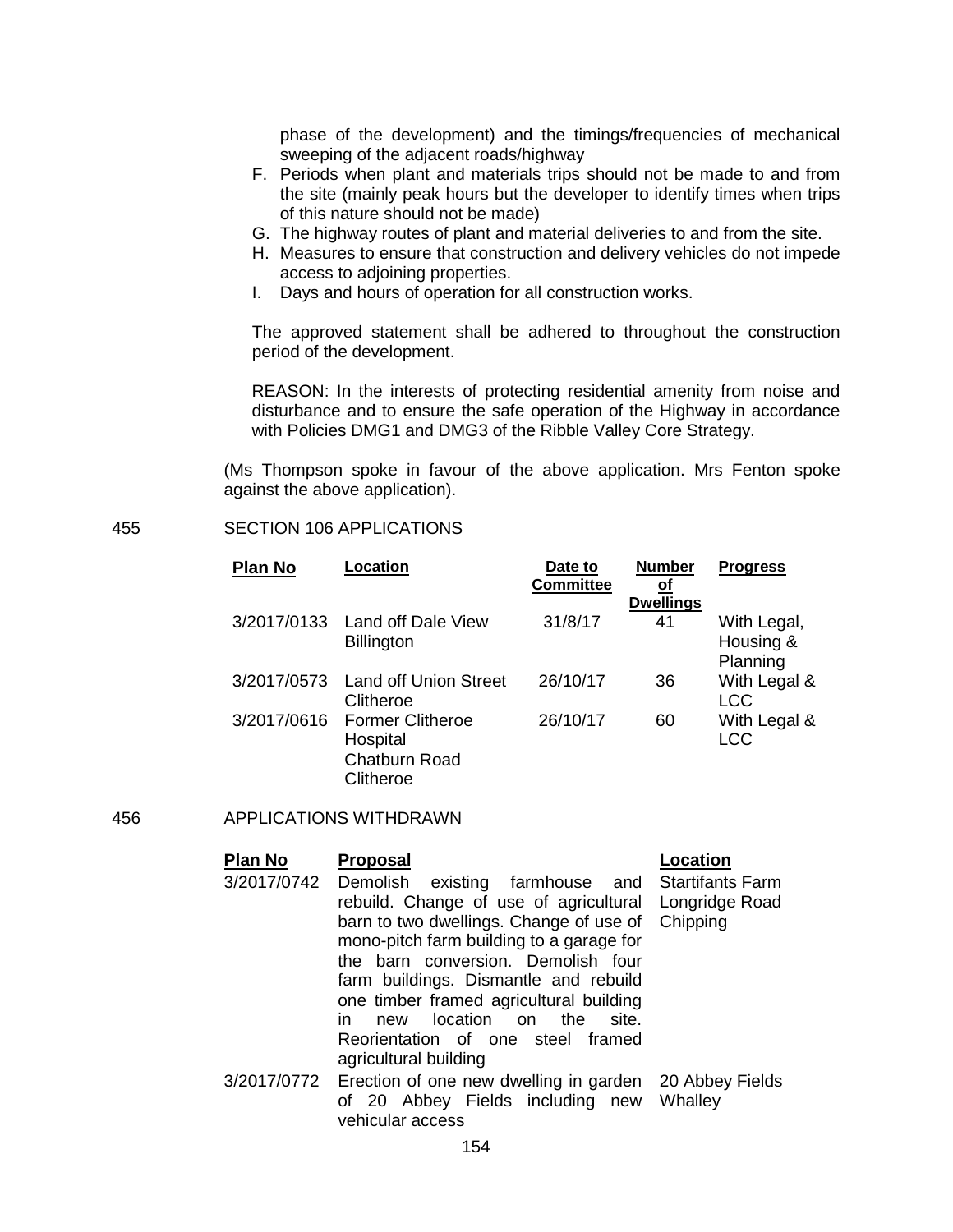phase of the development) and the timings/frequencies of mechanical sweeping of the adjacent roads/highway

F. Periods when plant and materials trips should not be made to and from the site (mainly peak hours but the developer to identify times when trips of this nature should not be made)
G. The highway routes of plant and material deliveries to and from the site.
H. Measures to ensure that construction and delivery vehicles do not impede access to adjoining properties.
I. Days and hours of operation for all construction works.

The approved statement shall be adhered to throughout the construction period of the development.

REASON: In the interests of protecting residential amenity from noise and disturbance and to ensure the safe operation of the Highway in accordance with Policies DMG1 and DMG3 of the Ribble Valley Core Strategy.

(Ms Thompson spoke in favour of the above application. Mrs Fenton spoke against the above application).

455 SECTION 106 APPLICATIONS

| Plan No | Location | Date to Committee | Number of Dwellings | Progress |
|---|---|---|---|---|
| 3/2017/0133 | Land off Dale View Billington | 31/8/17 | 41 | With Legal, Housing & Planning |
| 3/2017/0573 | Land off Union Street Clitheroe | 26/10/17 | 36 | With Legal & LCC |
| 3/2017/0616 | Former Clitheroe Hospital Chatburn Road Clitheroe | 26/10/17 | 60 | With Legal & LCC |

456 APPLICATIONS WITHDRAWN

| Plan No | Proposal | Location |
|---|---|---|
| 3/2017/0742 | Demolish existing farmhouse and rebuild. Change of use of agricultural barn to two dwellings. Change of use of mono-pitch farm building to a garage for the barn conversion. Demolish four farm buildings. Dismantle and rebuild one timber framed agricultural building in new location on the site. Reorientation of one steel framed agricultural building | Startifants Farm Longridge Road Chipping |
| 3/2017/0772 | Erection of one new dwelling in garden of 20 Abbey Fields including new vehicular access | 20 Abbey Fields Whalley |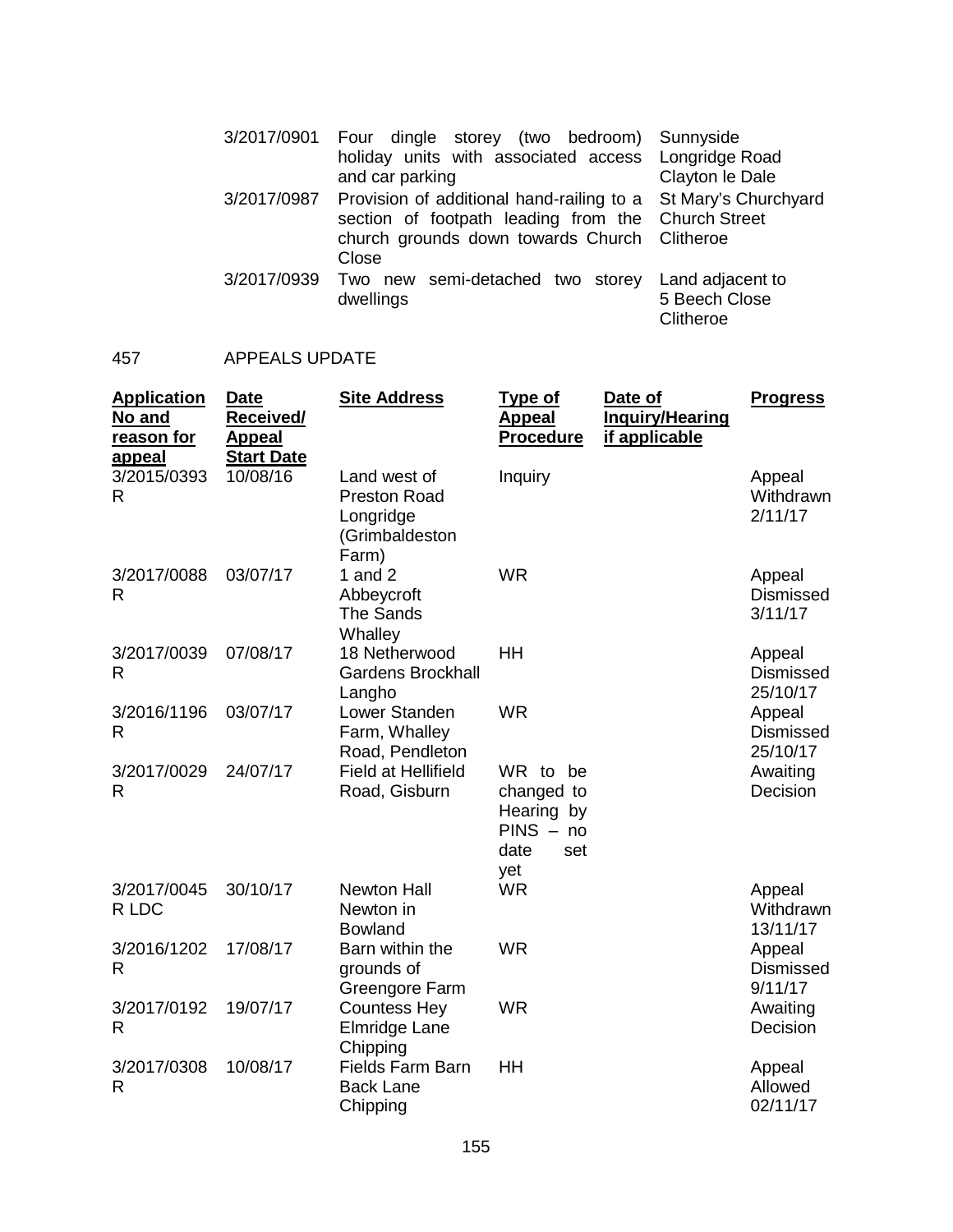| | | |
|---|---|---|
| 3/2017/0901 | Four dingle storey (two bedroom) holiday units with associated access and car parking | Sunnyside Longridge Road Clayton le Dale |
| 3/2017/0987 | Provision of additional hand-railing to a section of footpath leading from the church grounds down towards Church Close | St Mary's Churchyard Church Street Clitheroe |
| 3/2017/0939 | Two new semi-detached two storey dwellings | Land adjacent to 5 Beech Close Clitheroe |

457 APPEALS UPDATE

| **Application No and reason for appeal** | **Date Received/ Appeal Start Date** | **Site Address** | **Type of Appeal Procedure** | **Date of Inquiry/Hearing if applicable** | **Progress** |
|---|---|---|---|---|---|
| 3/2015/0393 R | 10/08/16 | Land west of Preston Road Longridge (Grimbaldeston Farm) | Inquiry | | Appeal Withdrawn 2/11/17 |
| 3/2017/0088 R | 03/07/17 | 1 and 2 Abbeycroft The Sands Whalley | WR | | Appeal Dismissed 3/11/17 |
| 3/2017/0039 R | 07/08/17 | 18 Netherwood Gardens Brockhall Langho | HH | | Appeal Dismissed 25/10/17 |
| 3/2016/1196 R | 03/07/17 | Lower Standen Farm, Whalley Road, Pendleton | WR | | Appeal Dismissed 25/10/17 |
| 3/2017/0029 R | 24/07/17 | Field at Hellifield Road, Gisburn | WR to be changed to Hearing by PINS – no date set yet | | Awaiting Decision |
| 3/2017/0045 R LDC | 30/10/17 | Newton Hall Newton in Bowland | WR | | Appeal Withdrawn 13/11/17 |
| 3/2016/1202 R | 17/08/17 | Barn within the grounds of Greengore Farm | WR | | Appeal Dismissed 9/11/17 |
| 3/2017/0192 R | 19/07/17 | Countess Hey Elmridge Lane Chipping | WR | | Awaiting Decision |
| 3/2017/0308 R | 10/08/17 | Fields Farm Barn Back Lane Chipping | HH | | Appeal Allowed 02/11/17 |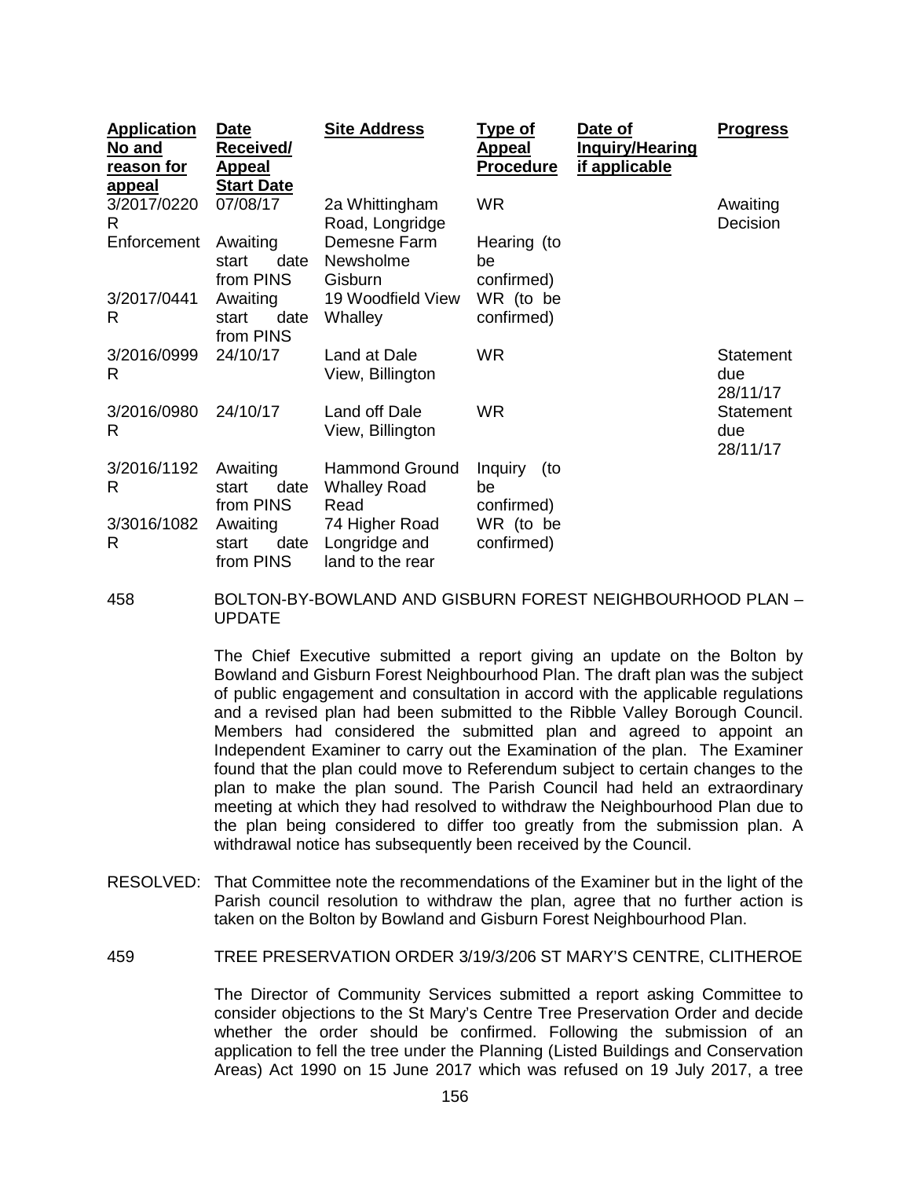| Application No and reason for appeal | Date Received/ Appeal Start Date | Site Address | Type of Appeal Procedure | Date of Inquiry/Hearing if applicable | Progress |
|---|---|---|---|---|---|
| 3/2017/0220 R | 07/08/17 | 2a Whittingham Road, Longridge | WR | | Awaiting Decision |
| Enforcement | Awaiting start date from PINS | Demesne Farm Newsholme Gisburn | Hearing (to be confirmed) | | |
| 3/2017/0441 R | Awaiting start date from PINS | 19 Woodfield View Whalley | WR (to be confirmed) | | |
| 3/2016/0999 R | 24/10/17 | Land at Dale View, Billington | WR | | Statement due 28/11/17 |
| 3/2016/0980 R | 24/10/17 | Land off Dale View, Billington | WR | | Statement due 28/11/17 |
| 3/2016/1192 R | Awaiting start date from PINS | Hammond Ground Whalley Road Read | Inquiry (to be confirmed) | | |
| 3/3016/1082 R | Awaiting start date from PINS | 74 Higher Road Longridge and land to the rear | WR (to be confirmed) | | |

458 BOLTON-BY-BOWLAND AND GISBURN FOREST NEIGHBOURHOOD PLAN – UPDATE

The Chief Executive submitted a report giving an update on the Bolton by Bowland and Gisburn Forest Neighbourhood Plan. The draft plan was the subject of public engagement and consultation in accord with the applicable regulations and a revised plan had been submitted to the Ribble Valley Borough Council. Members had considered the submitted plan and agreed to appoint an Independent Examiner to carry out the Examination of the plan. The Examiner found that the plan could move to Referendum subject to certain changes to the plan to make the plan sound. The Parish Council had held an extraordinary meeting at which they had resolved to withdraw the Neighbourhood Plan due to the plan being considered to differ too greatly from the submission plan. A withdrawal notice has subsequently been received by the Council.

RESOLVED: That Committee note the recommendations of the Examiner but in the light of the Parish council resolution to withdraw the plan, agree that no further action is taken on the Bolton by Bowland and Gisburn Forest Neighbourhood Plan.

459 TREE PRESERVATION ORDER 3/19/3/206 ST MARY'S CENTRE, CLITHEROE

The Director of Community Services submitted a report asking Committee to consider objections to the St Mary's Centre Tree Preservation Order and decide whether the order should be confirmed. Following the submission of an application to fell the tree under the Planning (Listed Buildings and Conservation Areas) Act 1990 on 15 June 2017 which was refused on 19 July 2017, a tree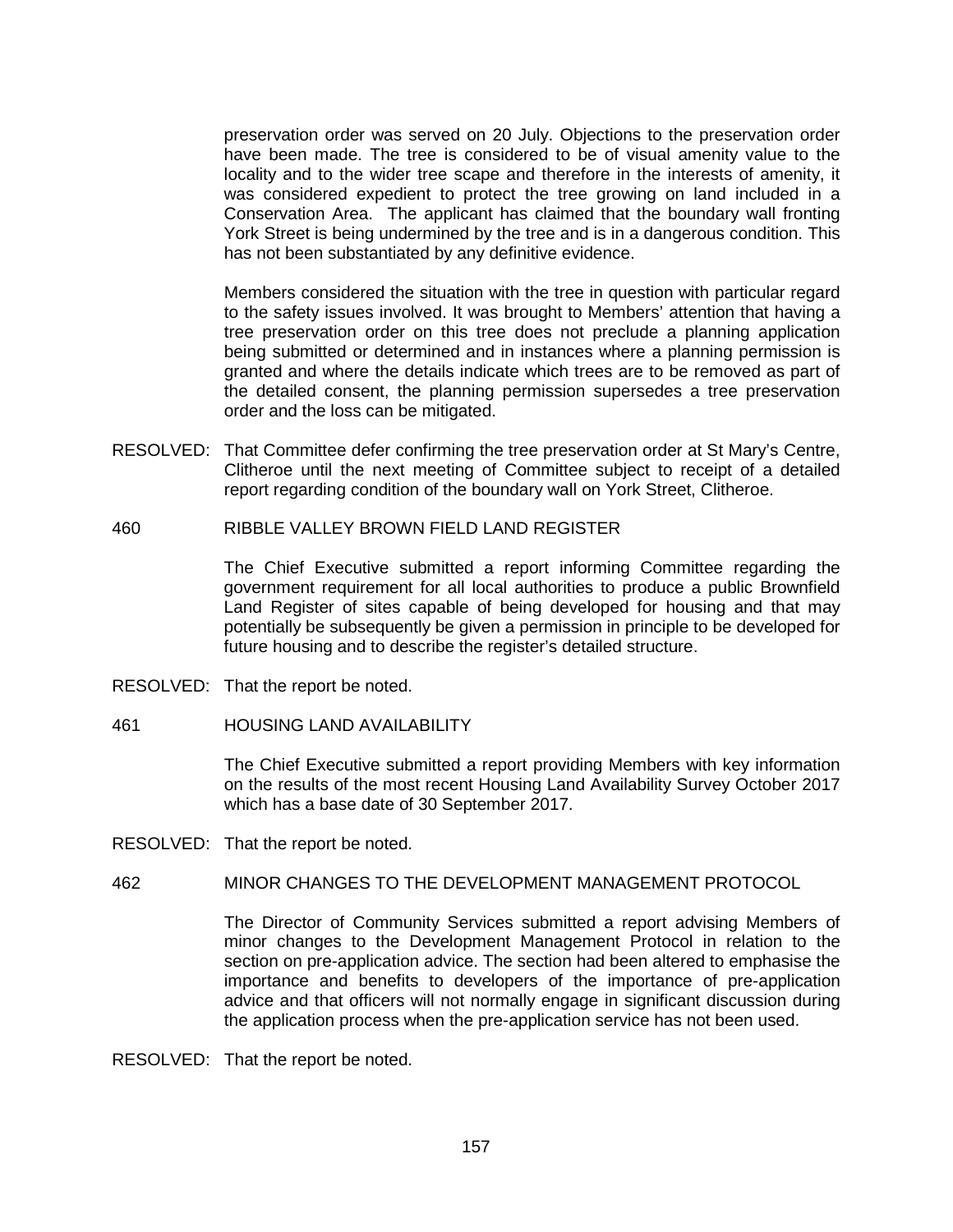preservation order was served on 20 July. Objections to the preservation order have been made. The tree is considered to be of visual amenity value to the locality and to the wider tree scape and therefore in the interests of amenity, it was considered expedient to protect the tree growing on land included in a Conservation Area. The applicant has claimed that the boundary wall fronting York Street is being undermined by the tree and is in a dangerous condition. This has not been substantiated by any definitive evidence.

Members considered the situation with the tree in question with particular regard to the safety issues involved. It was brought to Members' attention that having a tree preservation order on this tree does not preclude a planning application being submitted or determined and in instances where a planning permission is granted and where the details indicate which trees are to be removed as part of the detailed consent, the planning permission supersedes a tree preservation order and the loss can be mitigated.

RESOLVED: That Committee defer confirming the tree preservation order at St Mary's Centre, Clitheroe until the next meeting of Committee subject to receipt of a detailed report regarding condition of the boundary wall on York Street, Clitheroe.

460 RIBBLE VALLEY BROWN FIELD LAND REGISTER

The Chief Executive submitted a report informing Committee regarding the government requirement for all local authorities to produce a public Brownfield Land Register of sites capable of being developed for housing and that may potentially be subsequently be given a permission in principle to be developed for future housing and to describe the register's detailed structure.

RESOLVED: That the report be noted.

461 HOUSING LAND AVAILABILITY

The Chief Executive submitted a report providing Members with key information on the results of the most recent Housing Land Availability Survey October 2017 which has a base date of 30 September 2017.

RESOLVED: That the report be noted.

462 MINOR CHANGES TO THE DEVELOPMENT MANAGEMENT PROTOCOL

The Director of Community Services submitted a report advising Members of minor changes to the Development Management Protocol in relation to the section on pre-application advice. The section had been altered to emphasise the importance and benefits to developers of the importance of pre-application advice and that officers will not normally engage in significant discussion during the application process when the pre-application service has not been used.

RESOLVED: That the report be noted.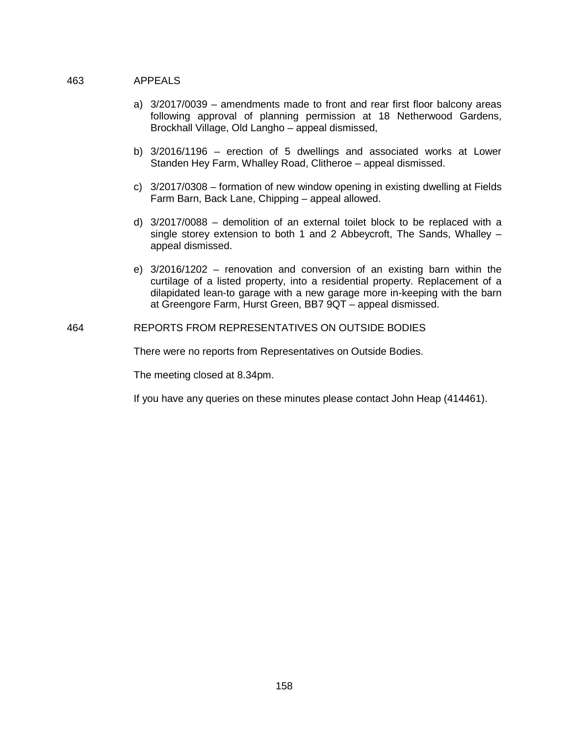463 APPEALS

a) 3/2017/0039 – amendments made to front and rear first floor balcony areas following approval of planning permission at 18 Netherwood Gardens, Brockhall Village, Old Langho – appeal dismissed,

b) 3/2016/1196 – erection of 5 dwellings and associated works at Lower Standen Hey Farm, Whalley Road, Clitheroe – appeal dismissed.

c) 3/2017/0308 – formation of new window opening in existing dwelling at Fields Farm Barn, Back Lane, Chipping – appeal allowed.

d) 3/2017/0088 – demolition of an external toilet block to be replaced with a single storey extension to both 1 and 2 Abbeycroft, The Sands, Whalley – appeal dismissed.

e) 3/2016/1202 – renovation and conversion of an existing barn within the curtilage of a listed property, into a residential property. Replacement of a dilapidated lean-to garage with a new garage more in-keeping with the barn at Greengore Farm, Hurst Green, BB7 9QT – appeal dismissed.

464 REPORTS FROM REPRESENTATIVES ON OUTSIDE BODIES

There were no reports from Representatives on Outside Bodies.

The meeting closed at 8.34pm.

If you have any queries on these minutes please contact John Heap (414461).